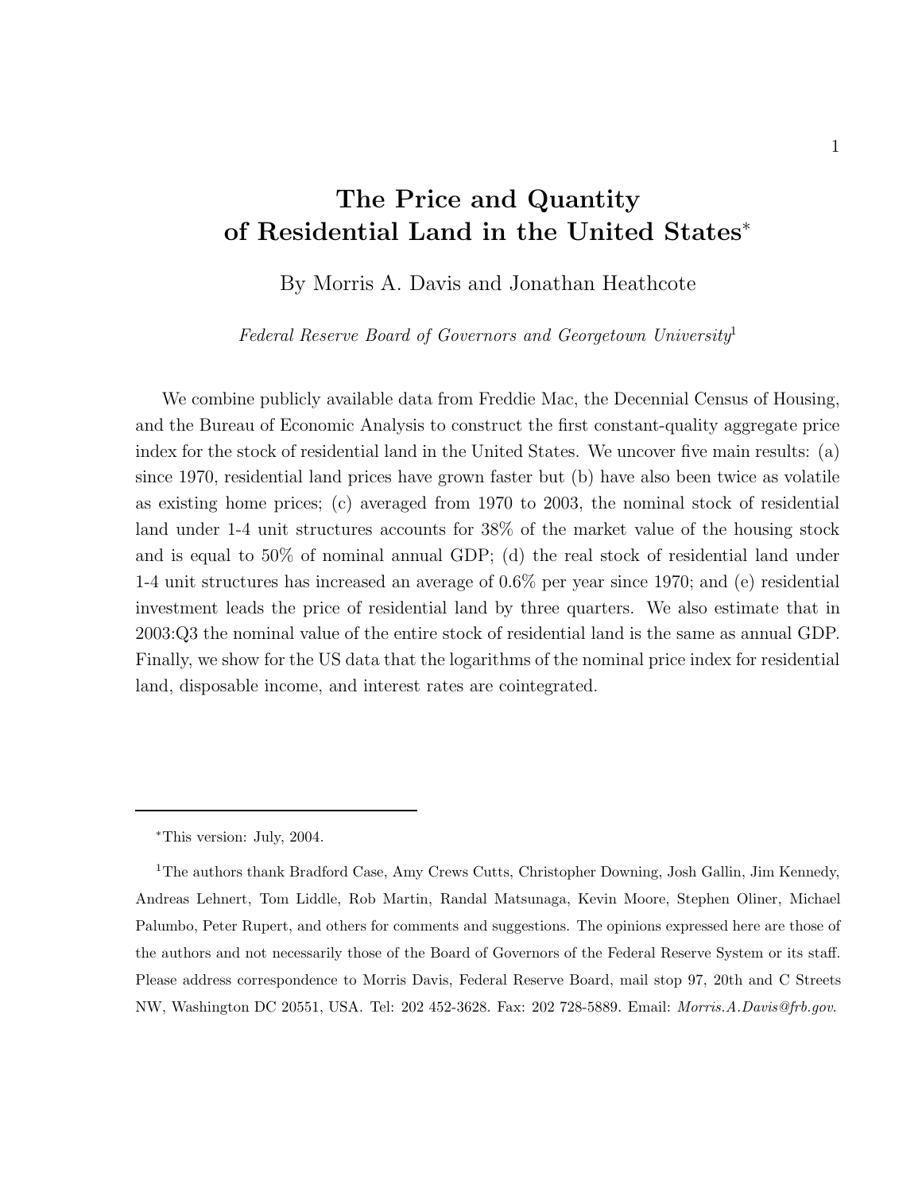# The Price and Quantity of Residential Land in the United States*

By Morris A. Davis and Jonathan Heathcote

*Federal Reserve Board of Governors and Georgetown University*[1]

We combine publicly available data from Freddie Mac, the Decennial Census of Housing, and the Bureau of Economic Analysis to construct the first constant-quality aggregate price index for the stock of residential land in the United States. We uncover five main results: (a) since 1970, residential land prices have grown faster but (b) have also been twice as volatile as existing home prices; (c) averaged from 1970 to 2003, the nominal stock of residential land under 1-4 unit structures accounts for 38% of the market value of the housing stock and is equal to 50% of nominal annual GDP; (d) the real stock of residential land under 1-4 unit structures has increased an average of 0.6% per year since 1970; and (e) residential investment leads the price of residential land by three quarters. We also estimate that in 2003:Q3 the nominal value of the entire stock of residential land is the same as annual GDP. Finally, we show for the US data that the logarithms of the nominal price index for residential land, disposable income, and interest rates are cointegrated.

---

*This version: July, 2004.

[1] The authors thank Bradford Case, Amy Crews Cutts, Christopher Downing, Josh Gallin, Jim Kennedy, Andreas Lehnert, Tom Liddle, Rob Martin, Randal Matsunaga, Kevin Moore, Stephen Oliner, Michael Palumbo, Peter Rupert, and others for comments and suggestions. The opinions expressed here are those of the authors and not necessarily those of the Board of Governors of the Federal Reserve System or its staff. Please address correspondence to Morris Davis, Federal Reserve Board, mail stop 97, 20th and C Streets NW, Washington DC 20551, USA. Tel: 202 452-3628. Fax: 202 728-5889. Email: *Morris.A.Davis@frb.gov*.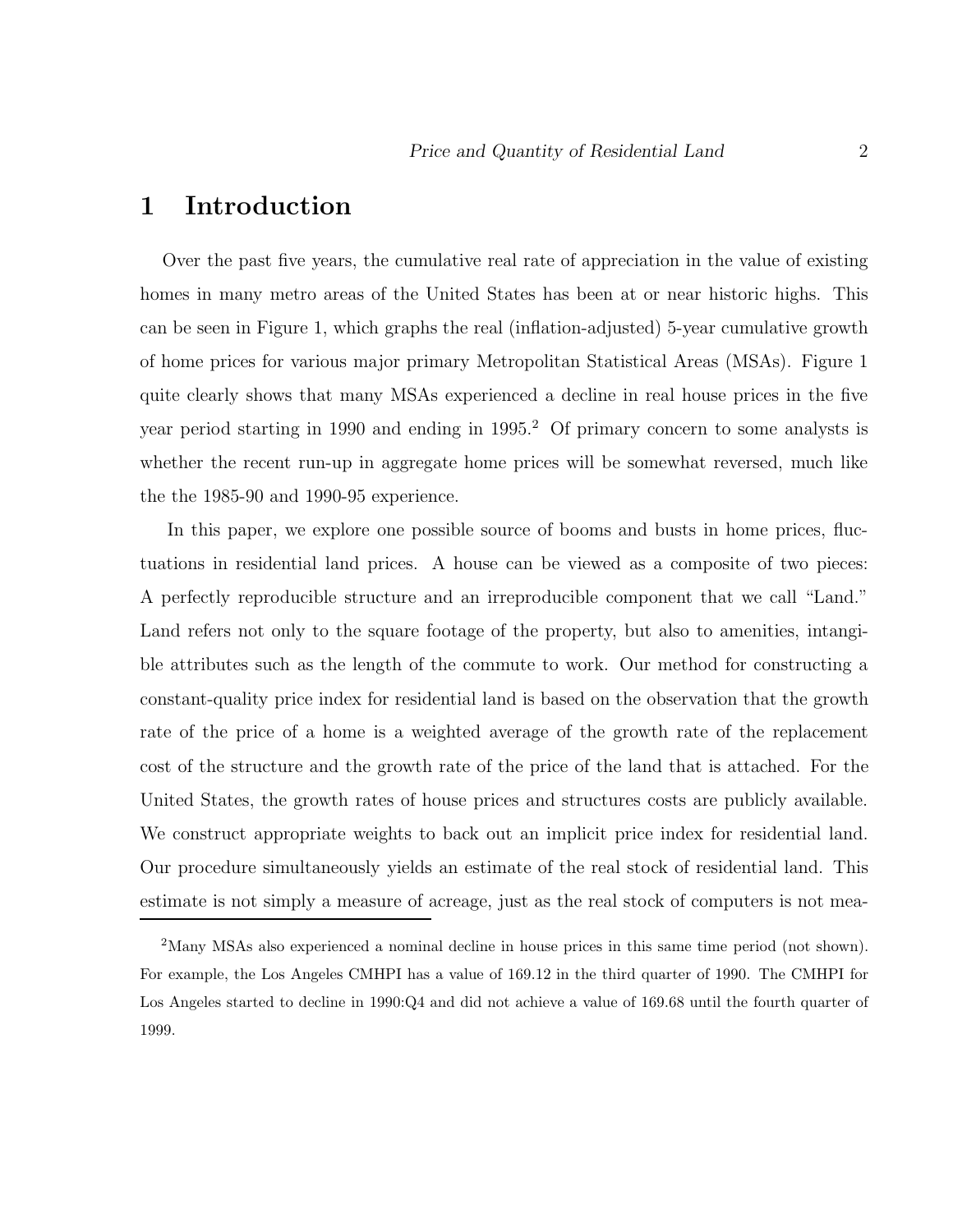# 1 Introduction

Over the past five years, the cumulative real rate of appreciation in the value of existing homes in many metro areas of the United States has been at or near historic highs. This can be seen in Figure 1, which graphs the real (inflation-adjusted) 5-year cumulative growth of home prices for various major primary Metropolitan Statistical Areas (MSAs). Figure 1 quite clearly shows that many MSAs experienced a decline in real house prices in the five year period starting in 1990 and ending in 1995.[2] Of primary concern to some analysts is whether the recent run-up in aggregate home prices will be somewhat reversed, much like the the 1985-90 and 1990-95 experience.

In this paper, we explore one possible source of booms and busts in home prices, fluctuations in residential land prices. A house can be viewed as a composite of two pieces: A perfectly reproducible structure and an irreproducible component that we call "Land." Land refers not only to the square footage of the property, but also to amenities, intangible attributes such as the length of the commute to work. Our method for constructing a constant-quality price index for residential land is based on the observation that the growth rate of the price of a home is a weighted average of the growth rate of the replacement cost of the structure and the growth rate of the price of the land that is attached. For the United States, the growth rates of house prices and structures costs are publicly available. We construct appropriate weights to back out an implicit price index for residential land. Our procedure simultaneously yields an estimate of the real stock of residential land. This estimate is not simply a measure of acreage, just as the real stock of computers is not mea-

[2] Many MSAs also experienced a nominal decline in house prices in this same time period (not shown). For example, the Los Angeles CMHPI has a value of 169.12 in the third quarter of 1990. The CMHPI for Los Angeles started to decline in 1990:Q4 and did not achieve a value of 169.68 until the fourth quarter of 1999.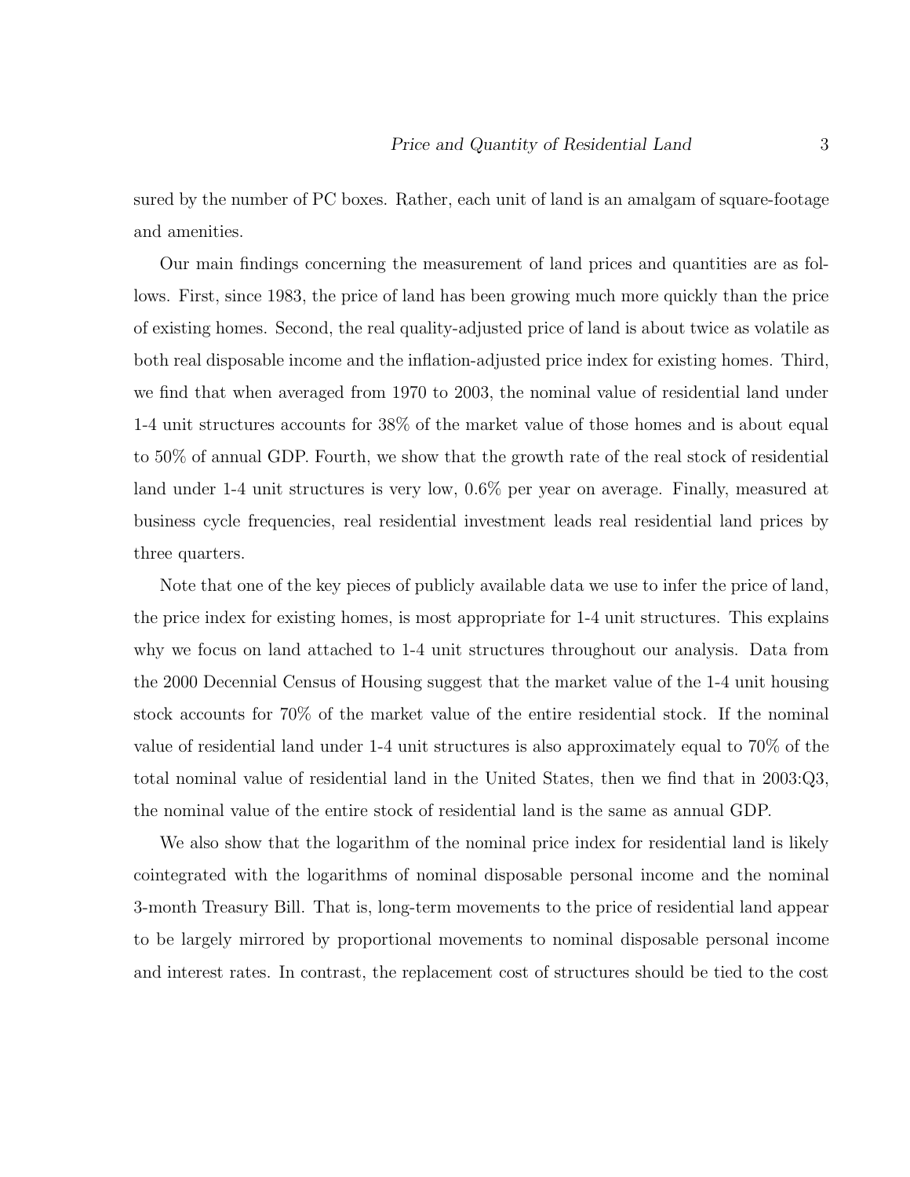sured by the number of PC boxes. Rather, each unit of land is an amalgam of square-footage and amenities.

Our main findings concerning the measurement of land prices and quantities are as follows. First, since 1983, the price of land has been growing much more quickly than the price of existing homes. Second, the real quality-adjusted price of land is about twice as volatile as both real disposable income and the inflation-adjusted price index for existing homes. Third, we find that when averaged from 1970 to 2003, the nominal value of residential land under 1-4 unit structures accounts for 38% of the market value of those homes and is about equal to 50% of annual GDP. Fourth, we show that the growth rate of the real stock of residential land under 1-4 unit structures is very low, 0.6% per year on average. Finally, measured at business cycle frequencies, real residential investment leads real residential land prices by three quarters.

Note that one of the key pieces of publicly available data we use to infer the price of land, the price index for existing homes, is most appropriate for 1-4 unit structures. This explains why we focus on land attached to 1-4 unit structures throughout our analysis. Data from the 2000 Decennial Census of Housing suggest that the market value of the 1-4 unit housing stock accounts for 70% of the market value of the entire residential stock. If the nominal value of residential land under 1-4 unit structures is also approximately equal to 70% of the total nominal value of residential land in the United States, then we find that in 2003:Q3, the nominal value of the entire stock of residential land is the same as annual GDP.

We also show that the logarithm of the nominal price index for residential land is likely cointegrated with the logarithms of nominal disposable personal income and the nominal 3-month Treasury Bill. That is, long-term movements to the price of residential land appear to be largely mirrored by proportional movements to nominal disposable personal income and interest rates. In contrast, the replacement cost of structures should be tied to the cost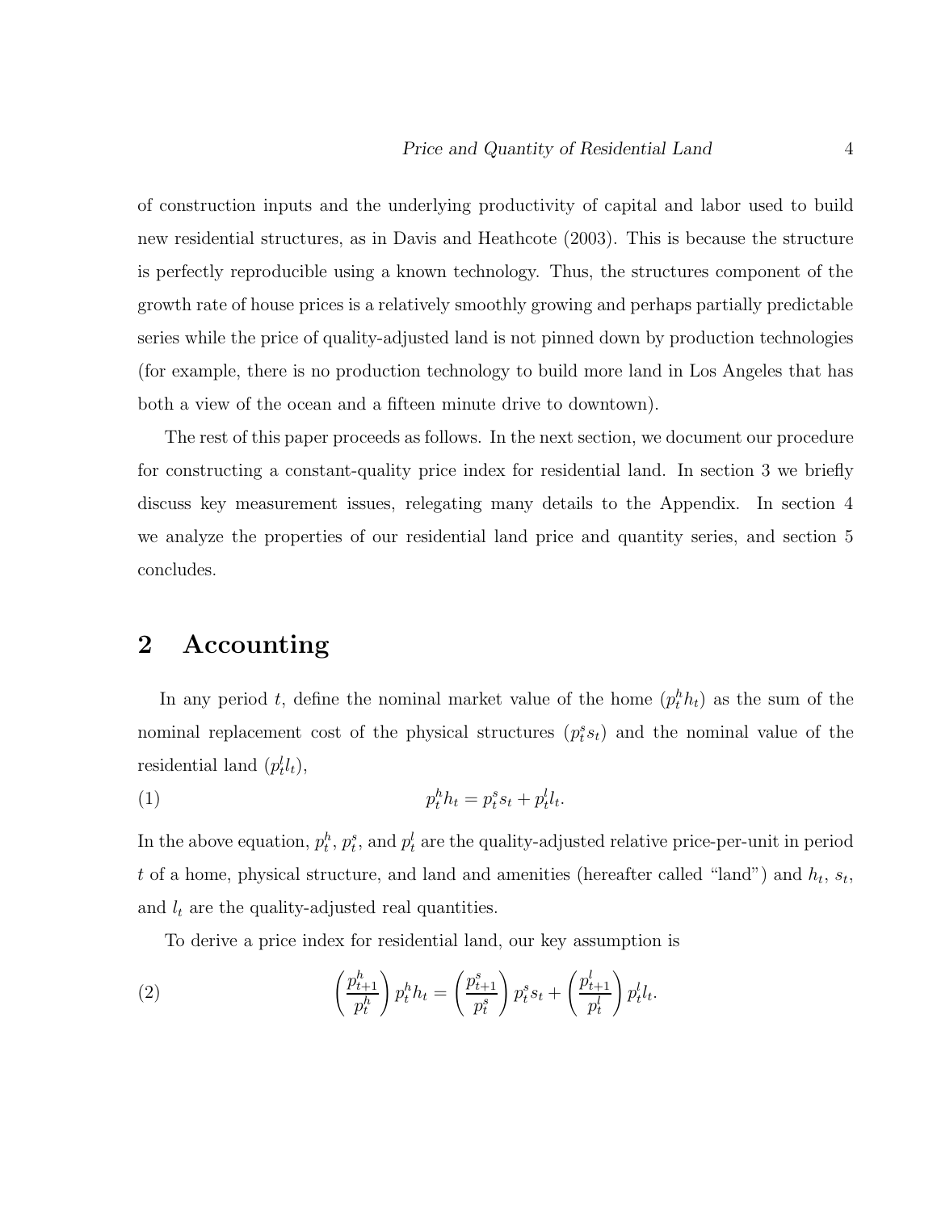of construction inputs and the underlying productivity of capital and labor used to build new residential structures, as in Davis and Heathcote (2003). This is because the structure is perfectly reproducible using a known technology. Thus, the structures component of the growth rate of house prices is a relatively smoothly growing and perhaps partially predictable series while the price of quality-adjusted land is not pinned down by production technologies (for example, there is no production technology to build more land in Los Angeles that has both a view of the ocean and a fifteen minute drive to downtown).

The rest of this paper proceeds as follows. In the next section, we document our procedure for constructing a constant-quality price index for residential land. In section 3 we briefly discuss key measurement issues, relegating many details to the Appendix. In section 4 we analyze the properties of our residential land price and quantity series, and section 5 concludes.

## 2 Accounting

In any period $t$, define the nominal market value of the home ($p_t^h h_t$) as the sum of the nominal replacement cost of the physical structures ($p_t^s s_t$) and the nominal value of the residential land ($p_t^l l_t$),

$$p_t^h h_t = p_t^s s_t + p_t^l l_t. \tag{1}$$

In the above equation, $p_t^h$, $p_t^s$, and $p_t^l$ are the quality-adjusted relative price-per-unit in period $t$ of a home, physical structure, and land and amenities (hereafter called "land") and $h_t$, $s_t$, and $l_t$ are the quality-adjusted real quantities.

To derive a price index for residential land, our key assumption is

$$\left(\frac{p_{t+1}^h}{p_t^h}\right) p_t^h h_t = \left(\frac{p_{t+1}^s}{p_t^s}\right) p_t^s s_t + \left(\frac{p_{t+1}^l}{p_t^l}\right) p_t^l l_t. \tag{2}$$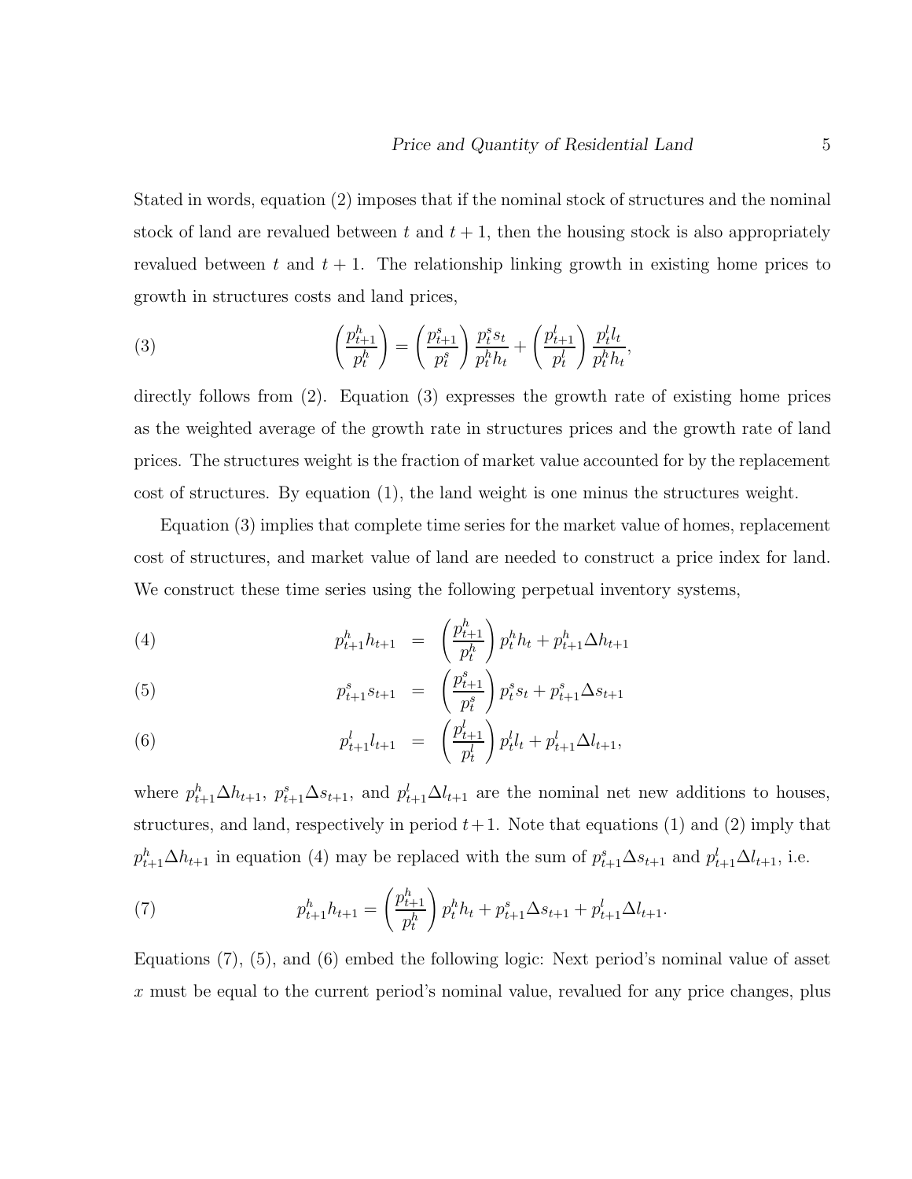Stated in words, equation (2) imposes that if the nominal stock of structures and the nominal stock of land are revalued between $t$ and $t+1$, then the housing stock is also appropriately revalued between $t$ and $t+1$. The relationship linking growth in existing home prices to growth in structures costs and land prices,

$$
\left(\frac{p^h_{t+1}}{p^h_t}\right) = \left(\frac{p^s_{t+1}}{p^s_t}\right)\frac{p^s_t s_t}{p^h_t h_t} + \left(\frac{p^l_{t+1}}{p^l_t}\right)\frac{p^l_t l_t}{p^h_t h_t}, \tag{3}
$$

directly follows from (2). Equation (3) expresses the growth rate of existing home prices as the weighted average of the growth rate in structures prices and the growth rate of land prices. The structures weight is the fraction of market value accounted for by the replacement cost of structures. By equation (1), the land weight is one minus the structures weight.

Equation (3) implies that complete time series for the market value of homes, replacement cost of structures, and market value of land are needed to construct a price index for land. We construct these time series using the following perpetual inventory systems,

$$
p^h_{t+1} h_{t+1} = \left(\frac{p^h_{t+1}}{p^h_t}\right) p^h_t h_t + p^h_{t+1}\Delta h_{t+1} \tag{4}
$$

$$
p^s_{t+1} s_{t+1} = \left(\frac{p^s_{t+1}}{p^s_t}\right) p^s_t s_t + p^s_{t+1}\Delta s_{t+1} \tag{5}
$$

$$
p^l_{t+1} l_{t+1} = \left(\frac{p^l_{t+1}}{p^l_t}\right) p^l_t l_t + p^l_{t+1}\Delta l_{t+1}, \tag{6}
$$

where $p^h_{t+1}\Delta h_{t+1}$, $p^s_{t+1}\Delta s_{t+1}$, and $p^l_{t+1}\Delta l_{t+1}$ are the nominal net new additions to houses, structures, and land, respectively in period $t+1$. Note that equations (1) and (2) imply that $p^h_{t+1}\Delta h_{t+1}$ in equation (4) may be replaced with the sum of $p^s_{t+1}\Delta s_{t+1}$ and $p^l_{t+1}\Delta l_{t+1}$, i.e.

$$
p^h_{t+1} h_{t+1} = \left(\frac{p^h_{t+1}}{p^h_t}\right) p^h_t h_t + p^s_{t+1}\Delta s_{t+1} + p^l_{t+1}\Delta l_{t+1}. \tag{7}
$$

Equations (7), (5), and (6) embed the following logic: Next period's nominal value of asset $x$ must be equal to the current period's nominal value, revalued for any price changes, plus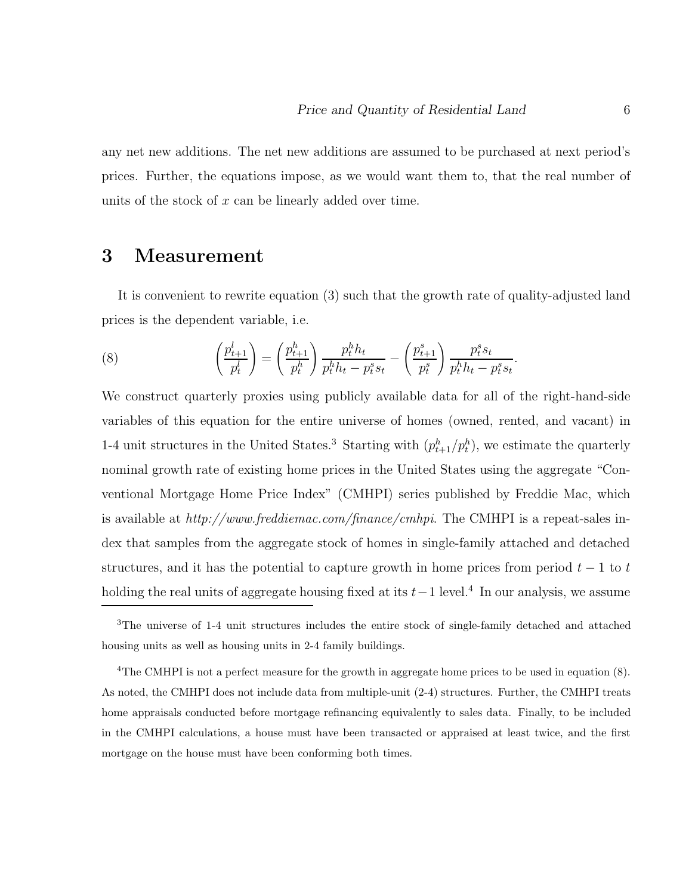any net new additions. The net new additions are assumed to be purchased at next period's prices. Further, the equations impose, as we would want them to, that the real number of units of the stock of $x$ can be linearly added over time.

# 3 Measurement

It is convenient to rewrite equation (3) such that the growth rate of quality-adjusted land prices is the dependent variable, i.e.

$$
\left(\frac{p^l_{t+1}}{p^l_t}\right) = \left(\frac{p^h_{t+1}}{p^h_t}\right)\frac{p^h_t h_t}{p^h_t h_t - p^s_t s_t} - \left(\frac{p^s_{t+1}}{p^s_t}\right)\frac{p^s_t s_t}{p^h_t h_t - p^s_t s_t}. \tag{8}
$$

We construct quarterly proxies using publicly available data for all of the right-hand-side variables of this equation for the entire universe of homes (owned, rented, and vacant) in 1-4 unit structures in the United States.[3] Starting with $(p^h_{t+1}/p^h_t)$, we estimate the quarterly nominal growth rate of existing home prices in the United States using the aggregate "Conventional Mortgage Home Price Index" (CMHPI) series published by Freddie Mac, which is available at *http://www.freddiemac.com/finance/cmhpi*. The CMHPI is a repeat-sales index that samples from the aggregate stock of homes in single-family attached and detached structures, and it has the potential to capture growth in home prices from period $t-1$ to $t$ holding the real units of aggregate housing fixed at its $t-1$ level.[4] In our analysis, we assume

[3] The universe of 1-4 unit structures includes the entire stock of single-family detached and attached housing units as well as housing units in 2-4 family buildings.

[4] The CMHPI is not a perfect measure for the growth in aggregate home prices to be used in equation (8). As noted, the CMHPI does not include data from multiple-unit (2-4) structures. Further, the CMHPI treats home appraisals conducted before mortgage refinancing equivalently to sales data. Finally, to be included in the CMHPI calculations, a house must have been transacted or appraised at least twice, and the first mortgage on the house must have been conforming both times.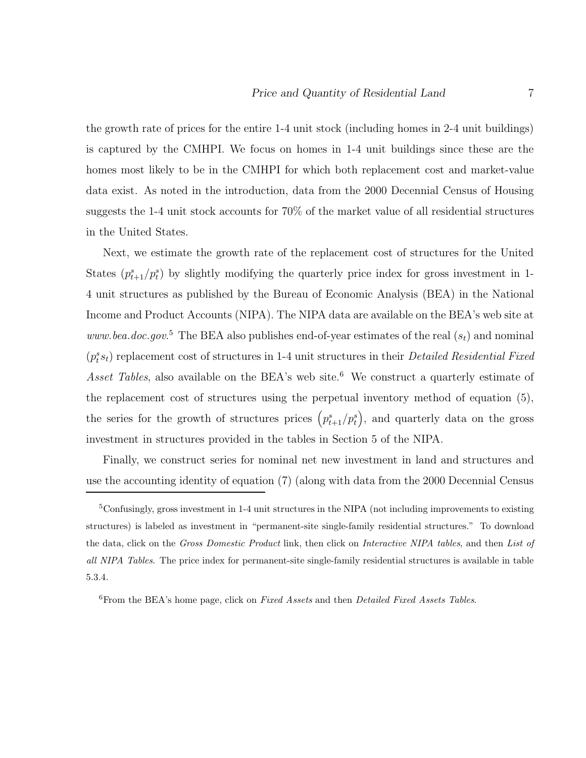the growth rate of prices for the entire 1-4 unit stock (including homes in 2-4 unit buildings) is captured by the CMHPI. We focus on homes in 1-4 unit buildings since these are the homes most likely to be in the CMHPI for which both replacement cost and market-value data exist. As noted in the introduction, data from the 2000 Decennial Census of Housing suggests the 1-4 unit stock accounts for 70% of the market value of all residential structures in the United States.

Next, we estimate the growth rate of the replacement cost of structures for the United States ($p^s_{t+1}/p^s_t$) by slightly modifying the quarterly price index for gross investment in 1-4 unit structures as published by the Bureau of Economic Analysis (BEA) in the National Income and Product Accounts (NIPA). The NIPA data are available on the BEA's web site at *www.bea.doc.gov*.[5] The BEA also publishes end-of-year estimates of the real ($s_t$) and nominal ($p^s_t s_t$) replacement cost of structures in 1-4 unit structures in their *Detailed Residential Fixed Asset Tables*, also available on the BEA's web site.[6] We construct a quarterly estimate of the replacement cost of structures using the perpetual inventory method of equation (5), the series for the growth of structures prices $\left(p^s_{t+1}/p^s_t\right)$, and quarterly data on the gross investment in structures provided in the tables in Section 5 of the NIPA.

Finally, we construct series for nominal net new investment in land and structures and use the accounting identity of equation (7) (along with data from the 2000 Decennial Census

[5] Confusingly, gross investment in 1-4 unit structures in the NIPA (not including improvements to existing structures) is labeled as investment in "permanent-site single-family residential structures." To download the data, click on the *Gross Domestic Product* link, then click on *Interactive NIPA tables*, and then *List of all NIPA Tables.* The price index for permanent-site single-family residential structures is available in table 5.3.4.

[6] From the BEA's home page, click on *Fixed Assets* and then *Detailed Fixed Assets Tables*.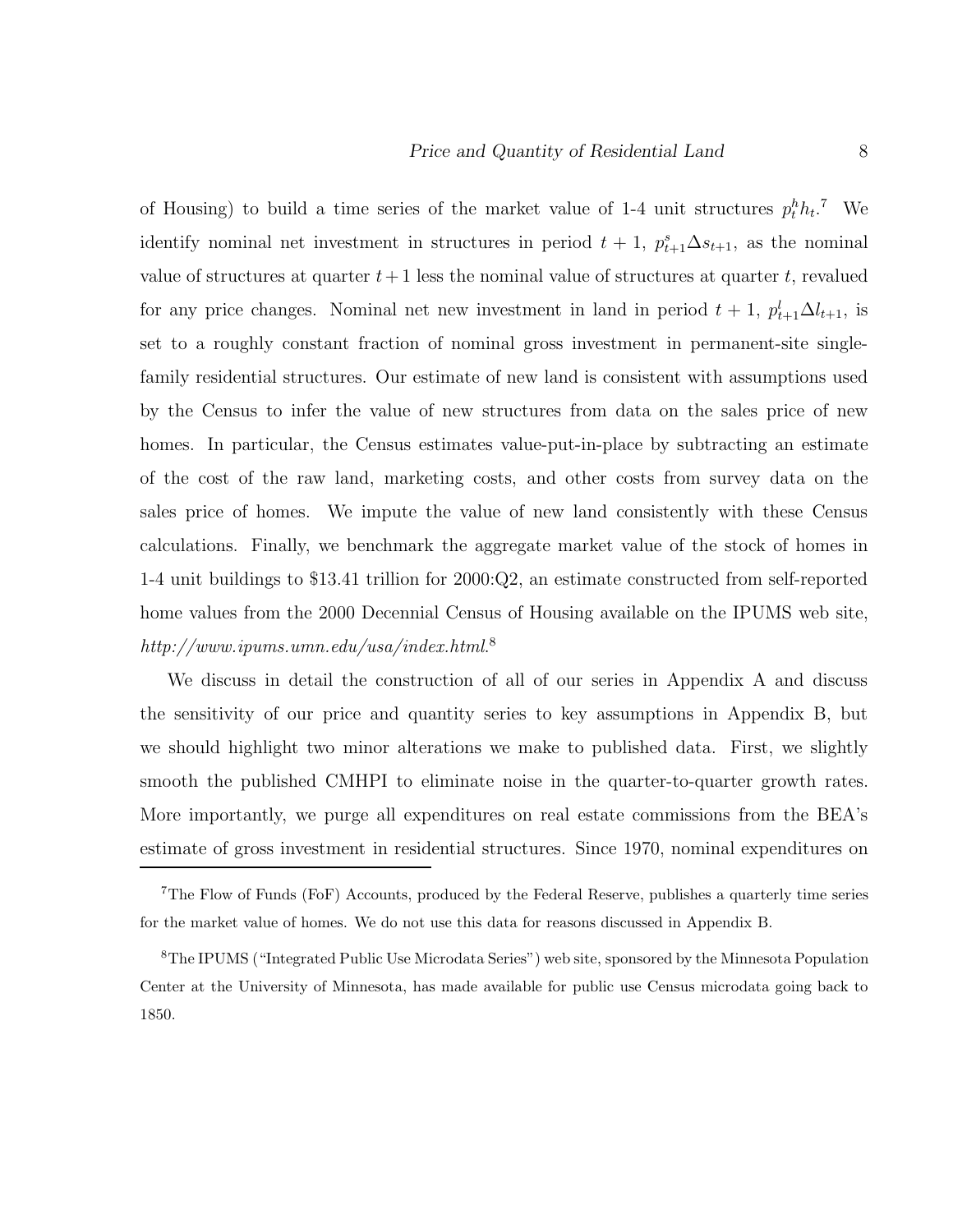of Housing) to build a time series of the market value of 1-4 unit structures $p^h_t h_t$.[7] We identify nominal net investment in structures in period $t+1$, $p^s_{t+1} \Delta s_{t+1}$, as the nominal value of structures at quarter $t+1$ less the nominal value of structures at quarter $t$, revalued for any price changes. Nominal net new investment in land in period $t+1$, $p^l_{t+1} \Delta l_{t+1}$, is set to a roughly constant fraction of nominal gross investment in permanent-site single-family residential structures. Our estimate of new land is consistent with assumptions used by the Census to infer the value of new structures from data on the sales price of new homes. In particular, the Census estimates value-put-in-place by subtracting an estimate of the cost of the raw land, marketing costs, and other costs from survey data on the sales price of homes. We impute the value of new land consistently with these Census calculations. Finally, we benchmark the aggregate market value of the stock of homes in 1-4 unit buildings to \$13.41 trillion for 2000:Q2, an estimate constructed from self-reported home values from the 2000 Decennial Census of Housing available on the IPUMS web site, *http://www.ipums.umn.edu/usa/index.html*.[8]

We discuss in detail the construction of all of our series in Appendix A and discuss the sensitivity of our price and quantity series to key assumptions in Appendix B, but we should highlight two minor alterations we make to published data. First, we slightly smooth the published CMHPI to eliminate noise in the quarter-to-quarter growth rates. More importantly, we purge all expenditures on real estate commissions from the BEA's estimate of gross investment in residential structures. Since 1970, nominal expenditures on

[7] The Flow of Funds (FoF) Accounts, produced by the Federal Reserve, publishes a quarterly time series for the market value of homes. We do not use this data for reasons discussed in Appendix B.

[8] The IPUMS ("Integrated Public Use Microdata Series") web site, sponsored by the Minnesota Population Center at the University of Minnesota, has made available for public use Census microdata going back to 1850.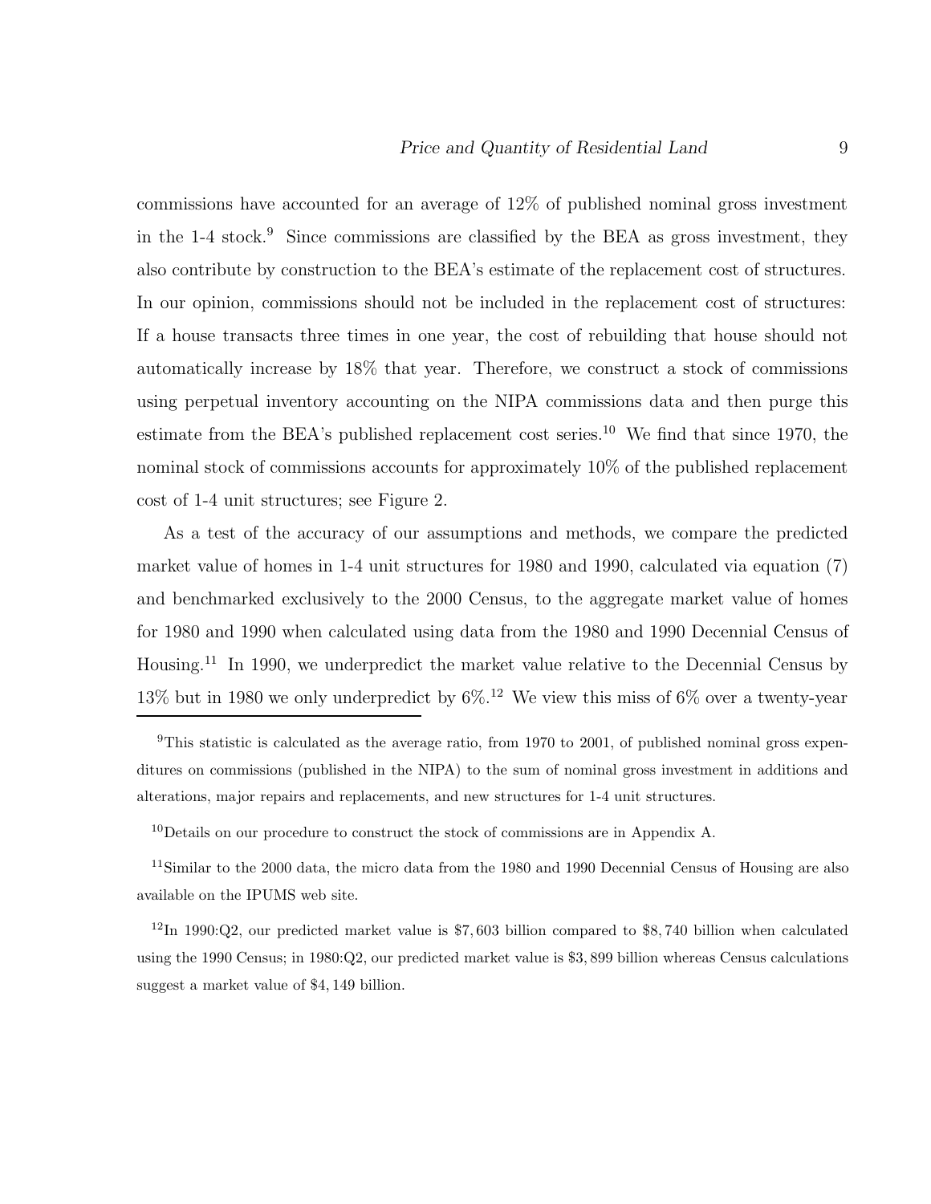commissions have accounted for an average of 12% of published nominal gross investment in the 1-4 stock.[9] Since commissions are classified by the BEA as gross investment, they also contribute by construction to the BEA's estimate of the replacement cost of structures. In our opinion, commissions should not be included in the replacement cost of structures: If a house transacts three times in one year, the cost of rebuilding that house should not automatically increase by 18% that year. Therefore, we construct a stock of commissions using perpetual inventory accounting on the NIPA commissions data and then purge this estimate from the BEA's published replacement cost series.[10] We find that since 1970, the nominal stock of commissions accounts for approximately 10% of the published replacement cost of 1-4 unit structures; see Figure 2.

As a test of the accuracy of our assumptions and methods, we compare the predicted market value of homes in 1-4 unit structures for 1980 and 1990, calculated via equation (7) and benchmarked exclusively to the 2000 Census, to the aggregate market value of homes for 1980 and 1990 when calculated using data from the 1980 and 1990 Decennial Census of Housing.[11] In 1990, we underpredict the market value relative to the Decennial Census by 13% but in 1980 we only underpredict by 6%.[12] We view this miss of 6% over a twenty-year

---

[9] This statistic is calculated as the average ratio, from 1970 to 2001, of published nominal gross expenditures on commissions (published in the NIPA) to the sum of nominal gross investment in additions and alterations, major repairs and replacements, and new structures for 1-4 unit structures.

[10] Details on our procedure to construct the stock of commissions are in Appendix A.

[11] Similar to the 2000 data, the micro data from the 1980 and 1990 Decennial Census of Housing are also available on the IPUMS web site.

[12] In 1990:Q2, our predicted market value is \$7,603 billion compared to \$8,740 billion when calculated using the 1990 Census; in 1980:Q2, our predicted market value is \$3,899 billion whereas Census calculations suggest a market value of \$4,149 billion.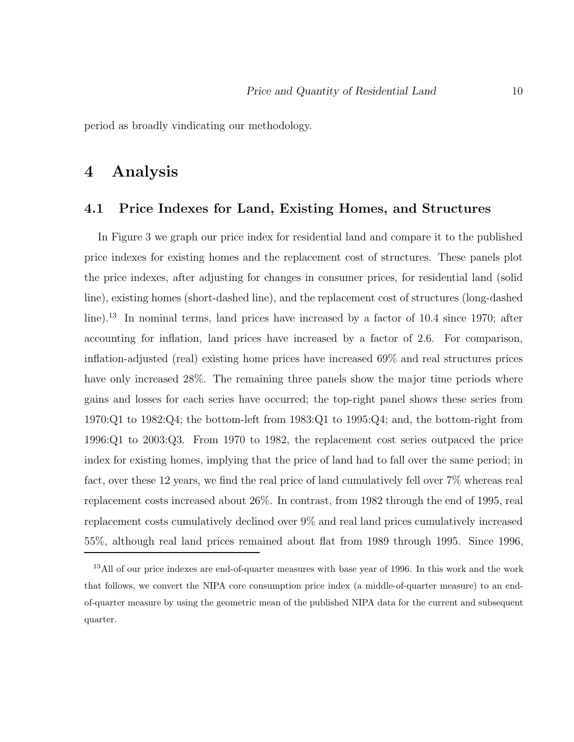period as broadly vindicating our methodology.

# 4 Analysis

## 4.1 Price Indexes for Land, Existing Homes, and Structures

In Figure 3 we graph our price index for residential land and compare it to the published price indexes for existing homes and the replacement cost of structures. These panels plot the price indexes, after adjusting for changes in consumer prices, for residential land (solid line), existing homes (short-dashed line), and the replacement cost of structures (long-dashed line).[13] In nominal terms, land prices have increased by a factor of 10.4 since 1970; after accounting for inflation, land prices have increased by a factor of 2.6. For comparison, inflation-adjusted (real) existing home prices have increased 69% and real structures prices have only increased 28%. The remaining three panels show the major time periods where gains and losses for each series have occurred; the top-right panel shows these series from 1970:Q1 to 1982:Q4; the bottom-left from 1983:Q1 to 1995:Q4; and, the bottom-right from 1996:Q1 to 2003:Q3. From 1970 to 1982, the replacement cost series outpaced the price index for existing homes, implying that the price of land had to fall over the same period; in fact, over these 12 years, we find the real price of land cumulatively fell over 7% whereas real replacement costs increased about 26%. In contrast, from 1982 through the end of 1995, real replacement costs cumulatively declined over 9% and real land prices cumulatively increased 55%, although real land prices remained about flat from 1989 through 1995. Since 1996,

[13] All of our price indexes are end-of-quarter measures with base year of 1996. In this work and the work that follows, we convert the NIPA core consumption price index (a middle-of-quarter measure) to an end-of-quarter measure by using the geometric mean of the published NIPA data for the current and subsequent quarter.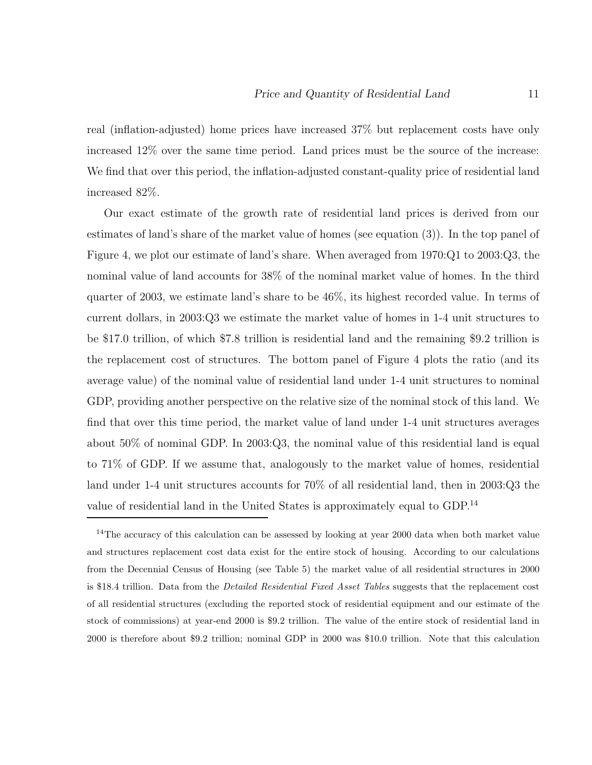real (inflation-adjusted) home prices have increased 37% but replacement costs have only increased 12% over the same time period. Land prices must be the source of the increase: We find that over this period, the inflation-adjusted constant-quality price of residential land increased 82%.

Our exact estimate of the growth rate of residential land prices is derived from our estimates of land's share of the market value of homes (see equation (3)). In the top panel of Figure 4, we plot our estimate of land's share. When averaged from 1970:Q1 to 2003:Q3, the nominal value of land accounts for 38% of the nominal market value of homes. In the third quarter of 2003, we estimate land's share to be 46%, its highest recorded value. In terms of current dollars, in 2003:Q3 we estimate the market value of homes in 1-4 unit structures to be \$17.0 trillion, of which \$7.8 trillion is residential land and the remaining \$9.2 trillion is the replacement cost of structures. The bottom panel of Figure 4 plots the ratio (and its average value) of the nominal value of residential land under 1-4 unit structures to nominal GDP, providing another perspective on the relative size of the nominal stock of this land. We find that over this time period, the market value of land under 1-4 unit structures averages about 50% of nominal GDP. In 2003:Q3, the nominal value of this residential land is equal to 71% of GDP. If we assume that, analogously to the market value of homes, residential land under 1-4 unit structures accounts for 70% of all residential land, then in 2003:Q3 the value of residential land in the United States is approximately equal to GDP.[14]

---

[14] The accuracy of this calculation can be assessed by looking at year 2000 data when both market value and structures replacement cost data exist for the entire stock of housing. According to our calculations from the Decennial Census of Housing (see Table 5) the market value of all residential structures in 2000 is \$18.4 trillion. Data from the *Detailed Residential Fixed Asset Tables* suggests that the replacement cost of all residential structures (excluding the reported stock of residential equipment and our estimate of the stock of commissions) at year-end 2000 is \$9.2 trillion. The value of the entire stock of residential land in 2000 is therefore about \$9.2 trillion; nominal GDP in 2000 was \$10.0 trillion. Note that this calculation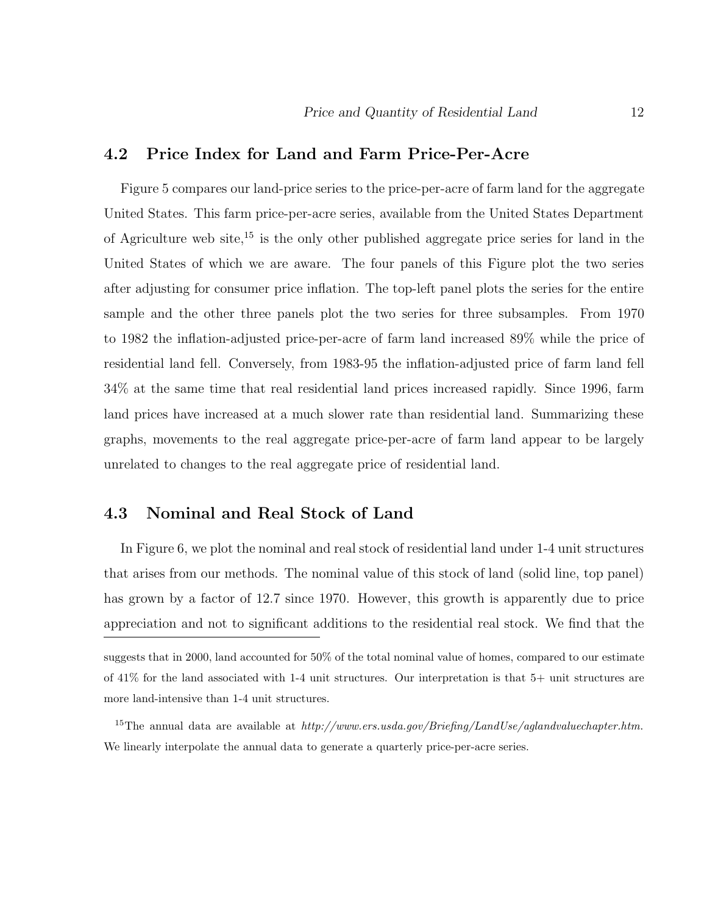## 4.2 Price Index for Land and Farm Price-Per-Acre

Figure 5 compares our land-price series to the price-per-acre of farm land for the aggregate United States. This farm price-per-acre series, available from the United States Department of Agriculture web site,[15] is the only other published aggregate price series for land in the United States of which we are aware. The four panels of this Figure plot the two series after adjusting for consumer price inflation. The top-left panel plots the series for the entire sample and the other three panels plot the two series for three subsamples. From 1970 to 1982 the inflation-adjusted price-per-acre of farm land increased 89% while the price of residential land fell. Conversely, from 1983-95 the inflation-adjusted price of farm land fell 34% at the same time that real residential land prices increased rapidly. Since 1996, farm land prices have increased at a much slower rate than residential land. Summarizing these graphs, movements to the real aggregate price-per-acre of farm land appear to be largely unrelated to changes to the real aggregate price of residential land.

## 4.3 Nominal and Real Stock of Land

In Figure 6, we plot the nominal and real stock of residential land under 1-4 unit structures that arises from our methods. The nominal value of this stock of land (solid line, top panel) has grown by a factor of 12.7 since 1970. However, this growth is apparently due to price appreciation and not to significant additions to the residential real stock. We find that the

---

suggests that in 2000, land accounted for 50% of the total nominal value of homes, compared to our estimate of 41% for the land associated with 1-4 unit structures. Our interpretation is that 5+ unit structures are more land-intensive than 1-4 unit structures.

[15] The annual data are available at *http://www.ers.usda.gov/Briefing/LandUse/aglandvaluechapter.htm*. We linearly interpolate the annual data to generate a quarterly price-per-acre series.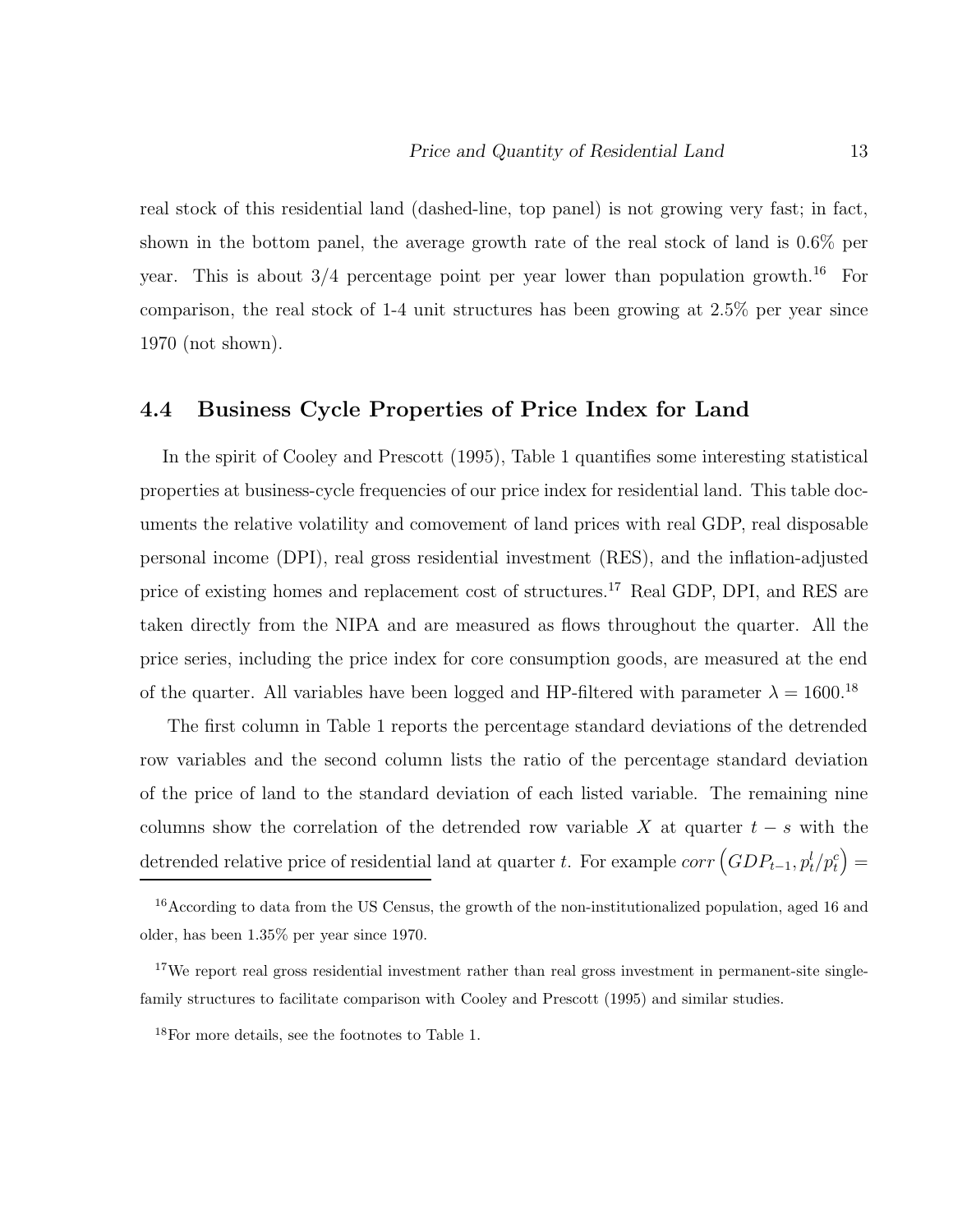real stock of this residential land (dashed-line, top panel) is not growing very fast; in fact, shown in the bottom panel, the average growth rate of the real stock of land is 0.6% per year. This is about 3/4 percentage point per year lower than population growth.[16] For comparison, the real stock of 1-4 unit structures has been growing at 2.5% per year since 1970 (not shown).

## 4.4 Business Cycle Properties of Price Index for Land

In the spirit of Cooley and Prescott (1995), Table 1 quantifies some interesting statistical properties at business-cycle frequencies of our price index for residential land. This table documents the relative volatility and comovement of land prices with real GDP, real disposable personal income (DPI), real gross residential investment (RES), and the inflation-adjusted price of existing homes and replacement cost of structures.[17] Real GDP, DPI, and RES are taken directly from the NIPA and are measured as flows throughout the quarter. All the price series, including the price index for core consumption goods, are measured at the end of the quarter. All variables have been logged and HP-filtered with parameter $\lambda = 1600$.[18]

The first column in Table 1 reports the percentage standard deviations of the detrended row variables and the second column lists the ratio of the percentage standard deviation of the price of land to the standard deviation of each listed variable. The remaining nine columns show the correlation of the detrended row variable $X$ at quarter $t - s$ with the detrended relative price of residential land at quarter $t$. For example $corr\left(GDP_{t-1}, p_t^l/p_t^c\right) =$

---

[16] According to data from the US Census, the growth of the non-institutionalized population, aged 16 and older, has been 1.35% per year since 1970.

[17] We report real gross residential investment rather than real gross investment in permanent-site single-family structures to facilitate comparison with Cooley and Prescott (1995) and similar studies.

[18] For more details, see the footnotes to Table 1.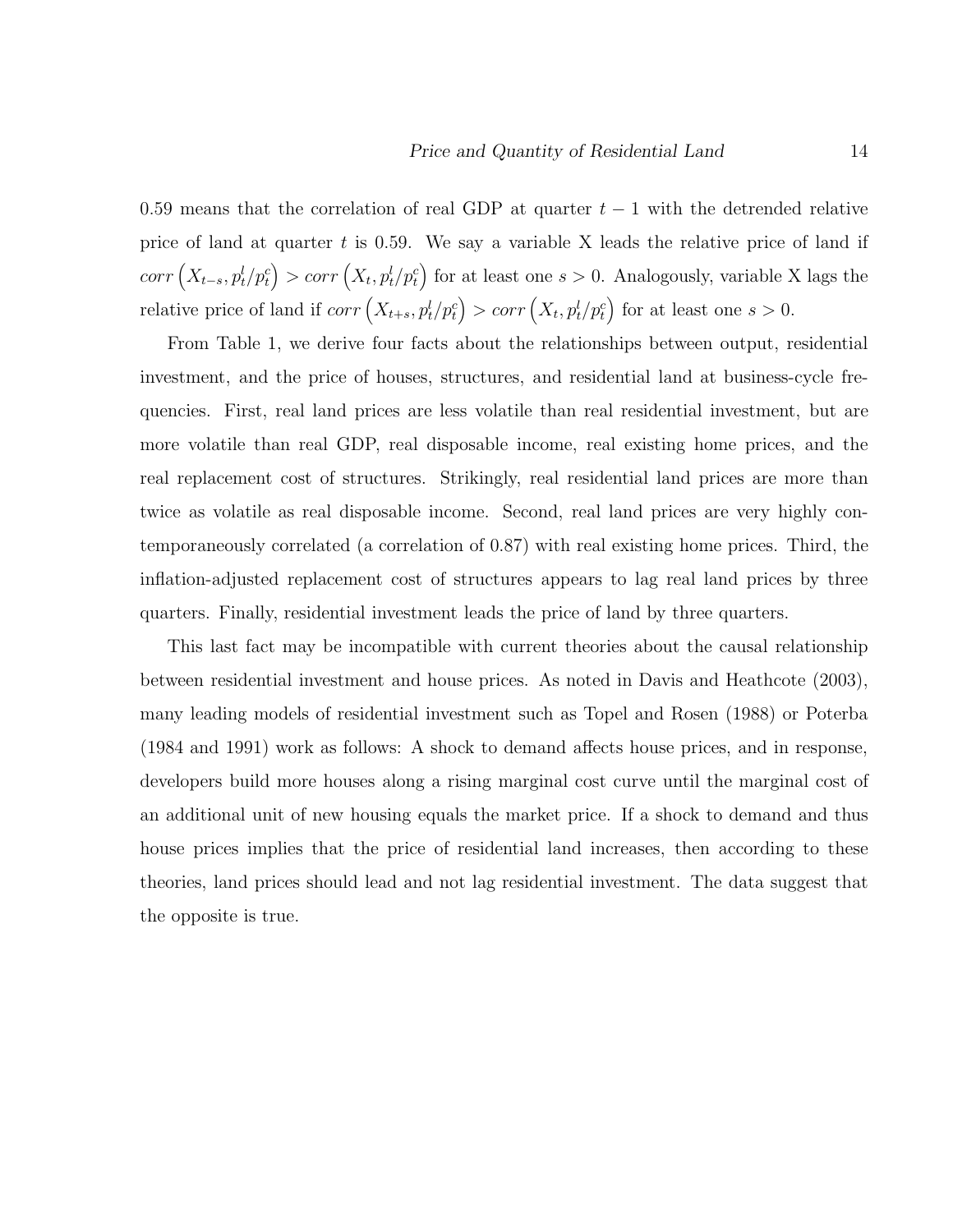0.59 means that the correlation of real GDP at quarter $t-1$ with the detrended relative price of land at quarter $t$ is 0.59. We say a variable X leads the relative price of land if $corr\left(X_{t-s}, p_t^l/p_t^c\right) > corr\left(X_t, p_t^l/p_t^c\right)$ for at least one $s > 0$. Analogously, variable X lags the relative price of land if $corr\left(X_{t+s}, p_t^l/p_t^c\right) > corr\left(X_t, p_t^l/p_t^c\right)$ for at least one $s > 0$.

From Table 1, we derive four facts about the relationships between output, residential investment, and the price of houses, structures, and residential land at business-cycle frequencies. First, real land prices are less volatile than real residential investment, but are more volatile than real GDP, real disposable income, real existing home prices, and the real replacement cost of structures. Strikingly, real residential land prices are more than twice as volatile as real disposable income. Second, real land prices are very highly contemporaneously correlated (a correlation of 0.87) with real existing home prices. Third, the inflation-adjusted replacement cost of structures appears to lag real land prices by three quarters. Finally, residential investment leads the price of land by three quarters.

This last fact may be incompatible with current theories about the causal relationship between residential investment and house prices. As noted in Davis and Heathcote (2003), many leading models of residential investment such as Topel and Rosen (1988) or Poterba (1984 and 1991) work as follows: A shock to demand affects house prices, and in response, developers build more houses along a rising marginal cost curve until the marginal cost of an additional unit of new housing equals the market price. If a shock to demand and thus house prices implies that the price of residential land increases, then according to these theories, land prices should lead and not lag residential investment. The data suggest that the opposite is true.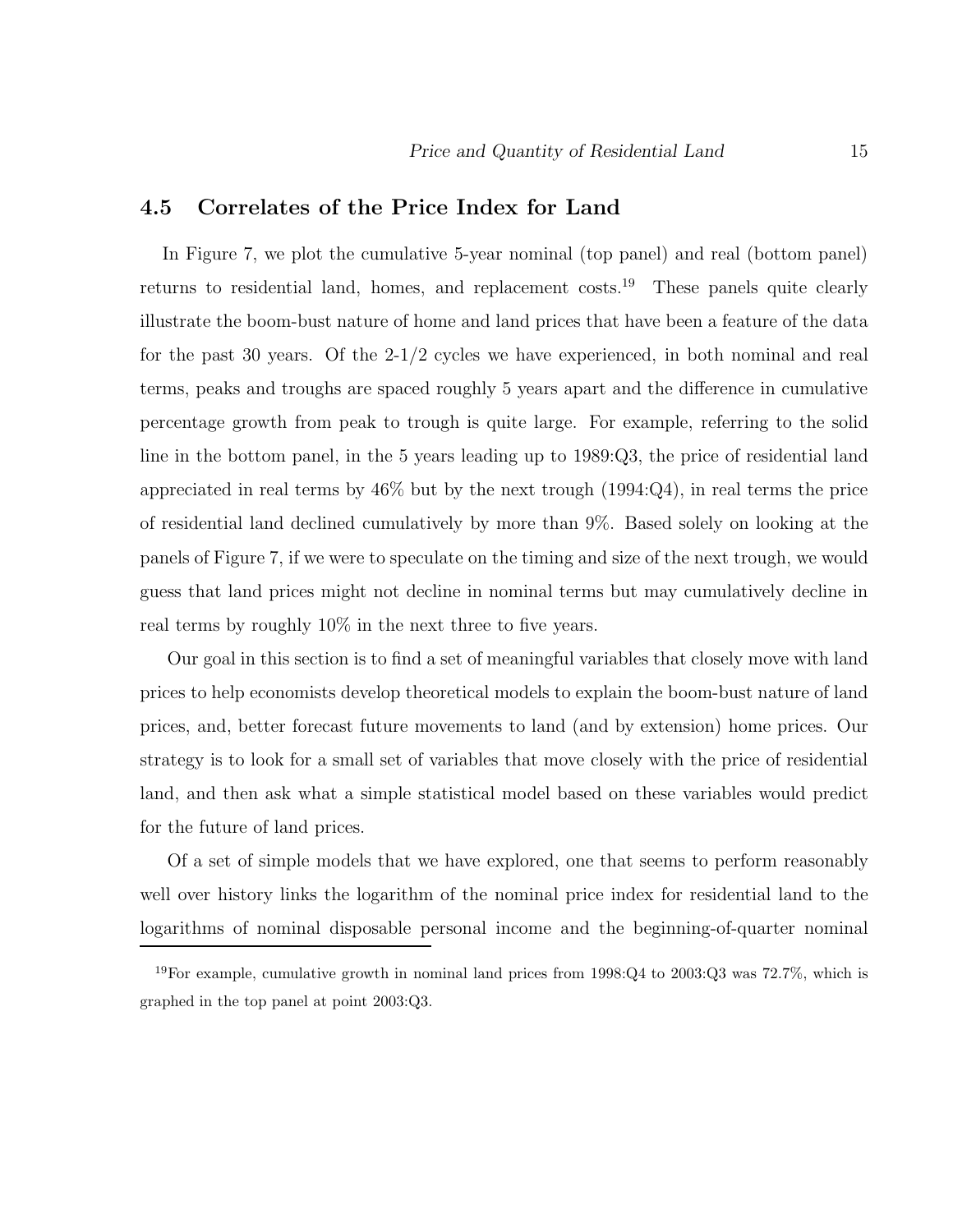## 4.5 Correlates of the Price Index for Land

In Figure 7, we plot the cumulative 5-year nominal (top panel) and real (bottom panel) returns to residential land, homes, and replacement costs.[19] These panels quite clearly illustrate the boom-bust nature of home and land prices that have been a feature of the data for the past 30 years. Of the 2-1/2 cycles we have experienced, in both nominal and real terms, peaks and troughs are spaced roughly 5 years apart and the difference in cumulative percentage growth from peak to trough is quite large. For example, referring to the solid line in the bottom panel, in the 5 years leading up to 1989:Q3, the price of residential land appreciated in real terms by 46% but by the next trough (1994:Q4), in real terms the price of residential land declined cumulatively by more than 9%. Based solely on looking at the panels of Figure 7, if we were to speculate on the timing and size of the next trough, we would guess that land prices might not decline in nominal terms but may cumulatively decline in real terms by roughly 10% in the next three to five years.

Our goal in this section is to find a set of meaningful variables that closely move with land prices to help economists develop theoretical models to explain the boom-bust nature of land prices, and, better forecast future movements to land (and by extension) home prices. Our strategy is to look for a small set of variables that move closely with the price of residential land, and then ask what a simple statistical model based on these variables would predict for the future of land prices.

Of a set of simple models that we have explored, one that seems to perform reasonably well over history links the logarithm of the nominal price index for residential land to the logarithms of nominal disposable personal income and the beginning-of-quarter nominal

[19] For example, cumulative growth in nominal land prices from 1998:Q4 to 2003:Q3 was 72.7%, which is graphed in the top panel at point 2003:Q3.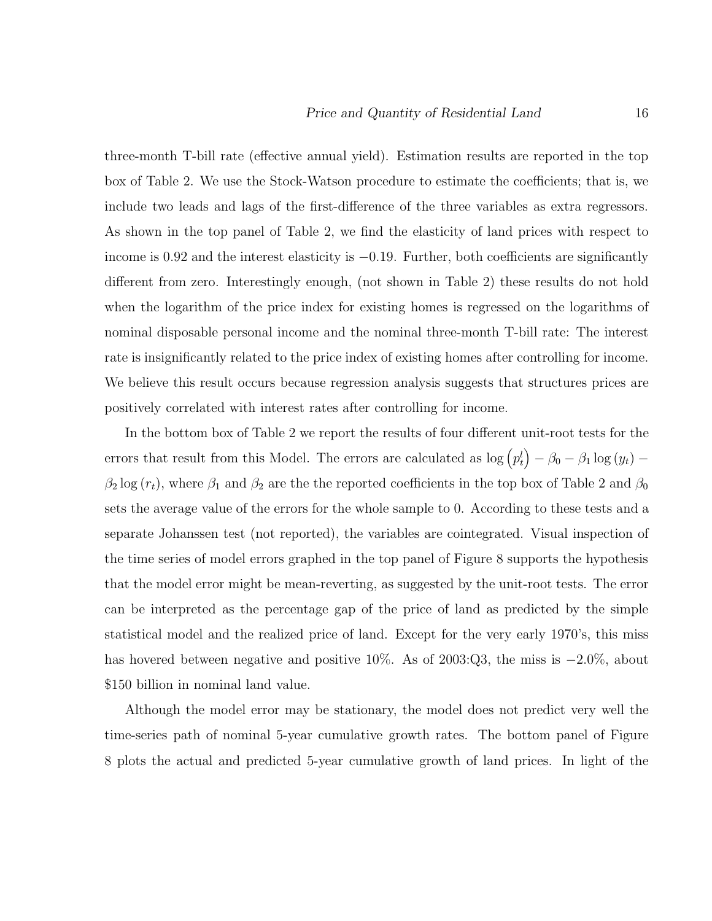three-month T-bill rate (effective annual yield). Estimation results are reported in the top box of Table 2. We use the Stock-Watson procedure to estimate the coefficients; that is, we include two leads and lags of the first-difference of the three variables as extra regressors. As shown in the top panel of Table 2, we find the elasticity of land prices with respect to income is 0.92 and the interest elasticity is $-0.19$. Further, both coefficients are significantly different from zero. Interestingly enough, (not shown in Table 2) these results do not hold when the logarithm of the price index for existing homes is regressed on the logarithms of nominal disposable personal income and the nominal three-month T-bill rate: The interest rate is insignificantly related to the price index of existing homes after controlling for income. We believe this result occurs because regression analysis suggests that structures prices are positively correlated with interest rates after controlling for income.

In the bottom box of Table 2 we report the results of four different unit-root tests for the errors that result from this Model. The errors are calculated as $\log\left(p_t^l\right) - \beta_0 - \beta_1 \log\left(y_t\right) - \beta_2 \log\left(r_t\right)$, where $\beta_1$ and $\beta_2$ are the the reported coefficients in the top box of Table 2 and $\beta_0$ sets the average value of the errors for the whole sample to 0. According to these tests and a separate Johanssen test (not reported), the variables are cointegrated. Visual inspection of the time series of model errors graphed in the top panel of Figure 8 supports the hypothesis that the model error might be mean-reverting, as suggested by the unit-root tests. The error can be interpreted as the percentage gap of the price of land as predicted by the simple statistical model and the realized price of land. Except for the very early 1970's, this miss has hovered between negative and positive 10%. As of 2003:Q3, the miss is $-2.0$%, about \$150 billion in nominal land value.

Although the model error may be stationary, the model does not predict very well the time-series path of nominal 5-year cumulative growth rates. The bottom panel of Figure 8 plots the actual and predicted 5-year cumulative growth of land prices. In light of the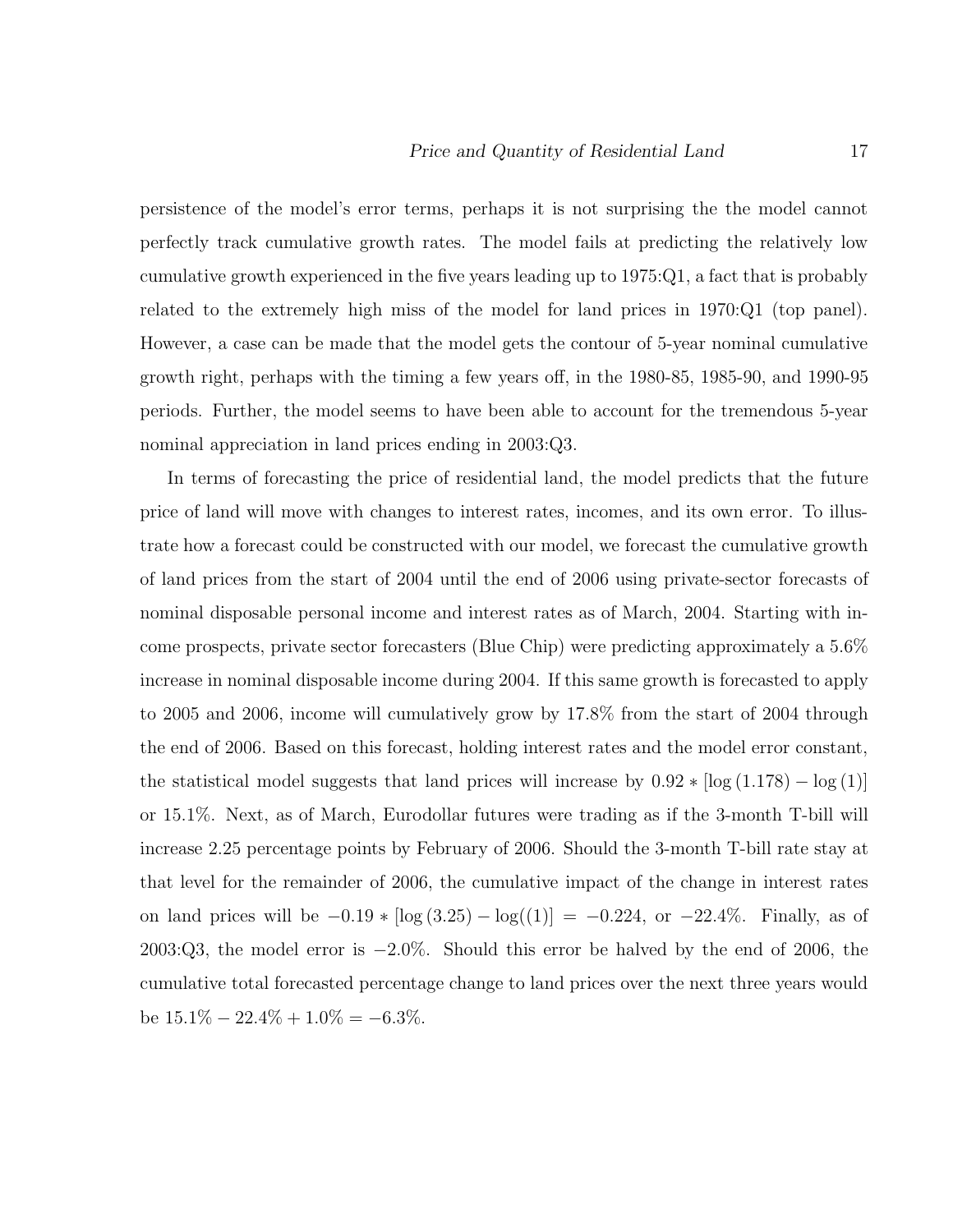persistence of the model's error terms, perhaps it is not surprising the the model cannot perfectly track cumulative growth rates. The model fails at predicting the relatively low cumulative growth experienced in the five years leading up to 1975:Q1, a fact that is probably related to the extremely high miss of the model for land prices in 1970:Q1 (top panel). However, a case can be made that the model gets the contour of 5-year nominal cumulative growth right, perhaps with the timing a few years off, in the 1980-85, 1985-90, and 1990-95 periods. Further, the model seems to have been able to account for the tremendous 5-year nominal appreciation in land prices ending in 2003:Q3.

In terms of forecasting the price of residential land, the model predicts that the future price of land will move with changes to interest rates, incomes, and its own error. To illustrate how a forecast could be constructed with our model, we forecast the cumulative growth of land prices from the start of 2004 until the end of 2006 using private-sector forecasts of nominal disposable personal income and interest rates as of March, 2004. Starting with income prospects, private sector forecasters (Blue Chip) were predicting approximately a 5.6% increase in nominal disposable income during 2004. If this same growth is forecasted to apply to 2005 and 2006, income will cumulatively grow by 17.8% from the start of 2004 through the end of 2006. Based on this forecast, holding interest rates and the model error constant, the statistical model suggests that land prices will increase by $0.92 * [\log(1.178) - \log(1)]$ or 15.1%. Next, as of March, Eurodollar futures were trading as if the 3-month T-bill will increase 2.25 percentage points by February of 2006. Should the 3-month T-bill rate stay at that level for the remainder of 2006, the cumulative impact of the change in interest rates on land prices will be $-0.19 * [\log(3.25) - \log((1)] = -0.224$, or $-22.4\%$. Finally, as of 2003:Q3, the model error is $-2.0\%$. Should this error be halved by the end of 2006, the cumulative total forecasted percentage change to land prices over the next three years would be $15.1\% - 22.4\% + 1.0\% = -6.3\%$.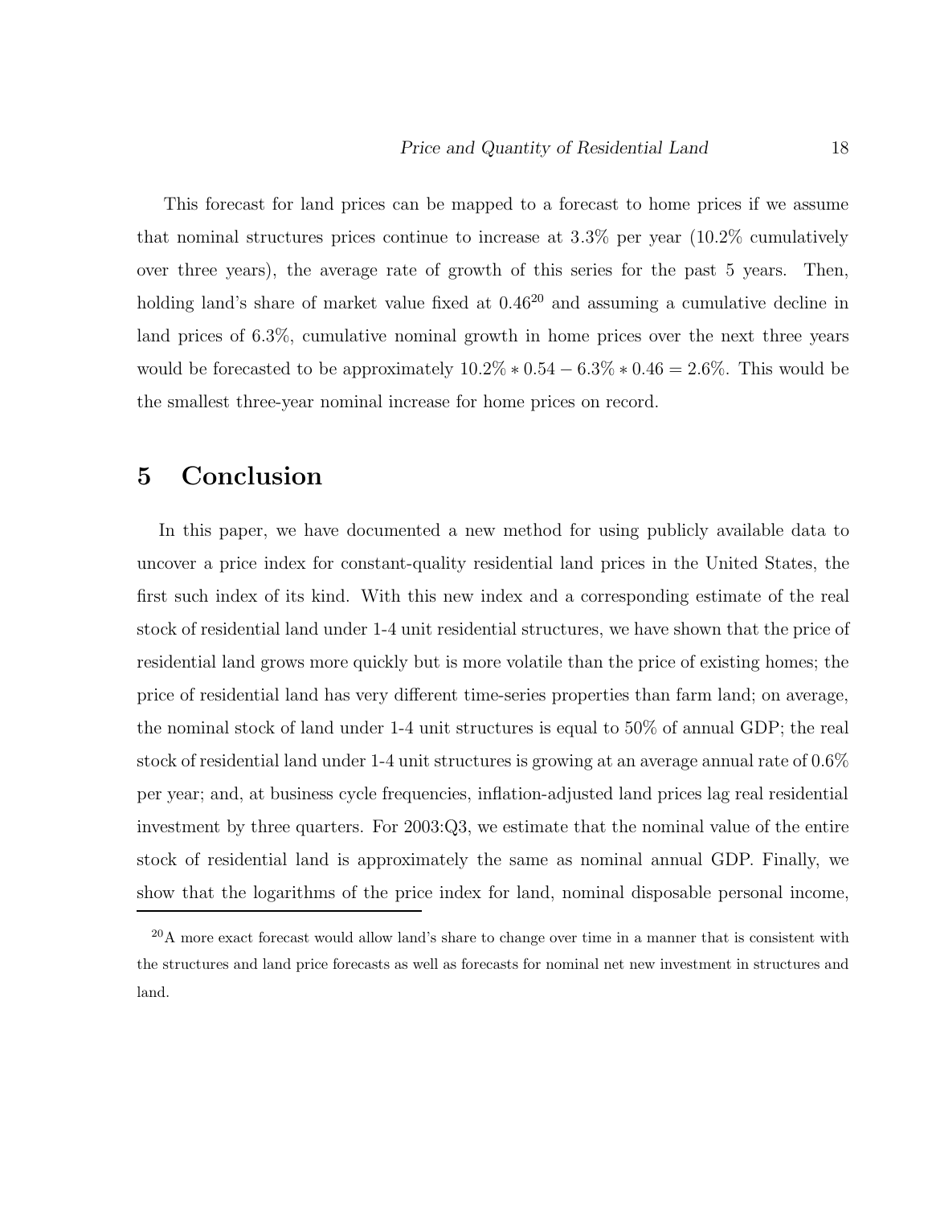This forecast for land prices can be mapped to a forecast to home prices if we assume that nominal structures prices continue to increase at 3.3% per year (10.2% cumulatively over three years), the average rate of growth of this series for the past 5 years. Then, holding land's share of market value fixed at 0.46[20] and assuming a cumulative decline in land prices of 6.3%, cumulative nominal growth in home prices over the next three years would be forecasted to be approximately $10.2\% * 0.54 - 6.3\% * 0.46 = 2.6\%$. This would be the smallest three-year nominal increase for home prices on record.

# 5 Conclusion

In this paper, we have documented a new method for using publicly available data to uncover a price index for constant-quality residential land prices in the United States, the first such index of its kind. With this new index and a corresponding estimate of the real stock of residential land under 1-4 unit residential structures, we have shown that the price of residential land grows more quickly but is more volatile than the price of existing homes; the price of residential land has very different time-series properties than farm land; on average, the nominal stock of land under 1-4 unit structures is equal to 50% of annual GDP; the real stock of residential land under 1-4 unit structures is growing at an average annual rate of 0.6% per year; and, at business cycle frequencies, inflation-adjusted land prices lag real residential investment by three quarters. For 2003:Q3, we estimate that the nominal value of the entire stock of residential land is approximately the same as nominal annual GDP. Finally, we show that the logarithms of the price index for land, nominal disposable personal income,

[20] A more exact forecast would allow land's share to change over time in a manner that is consistent with the structures and land price forecasts as well as forecasts for nominal net new investment in structures and land.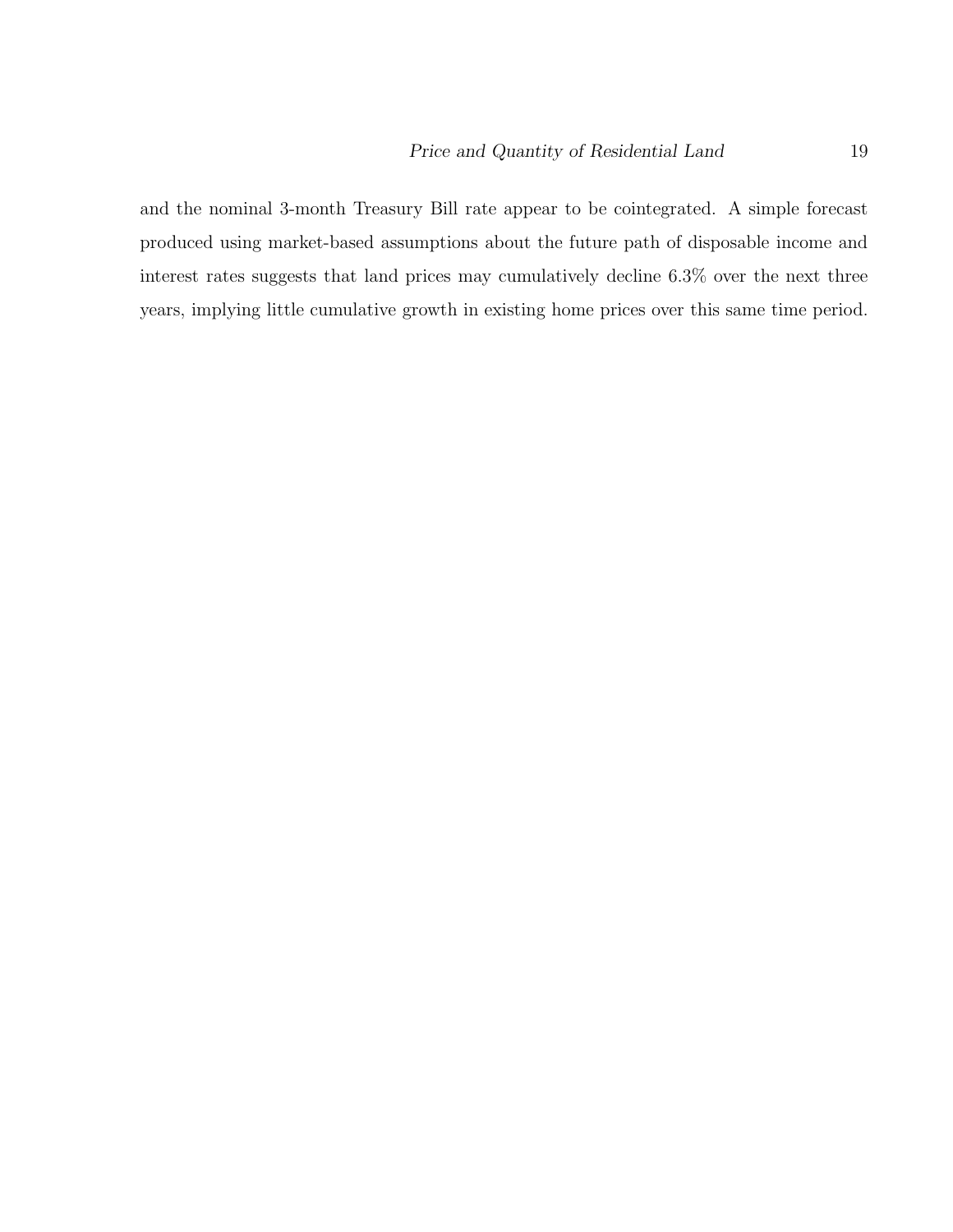and the nominal 3-month Treasury Bill rate appear to be cointegrated. A simple forecast produced using market-based assumptions about the future path of disposable income and interest rates suggests that land prices may cumulatively decline 6.3% over the next three years, implying little cumulative growth in existing home prices over this same time period.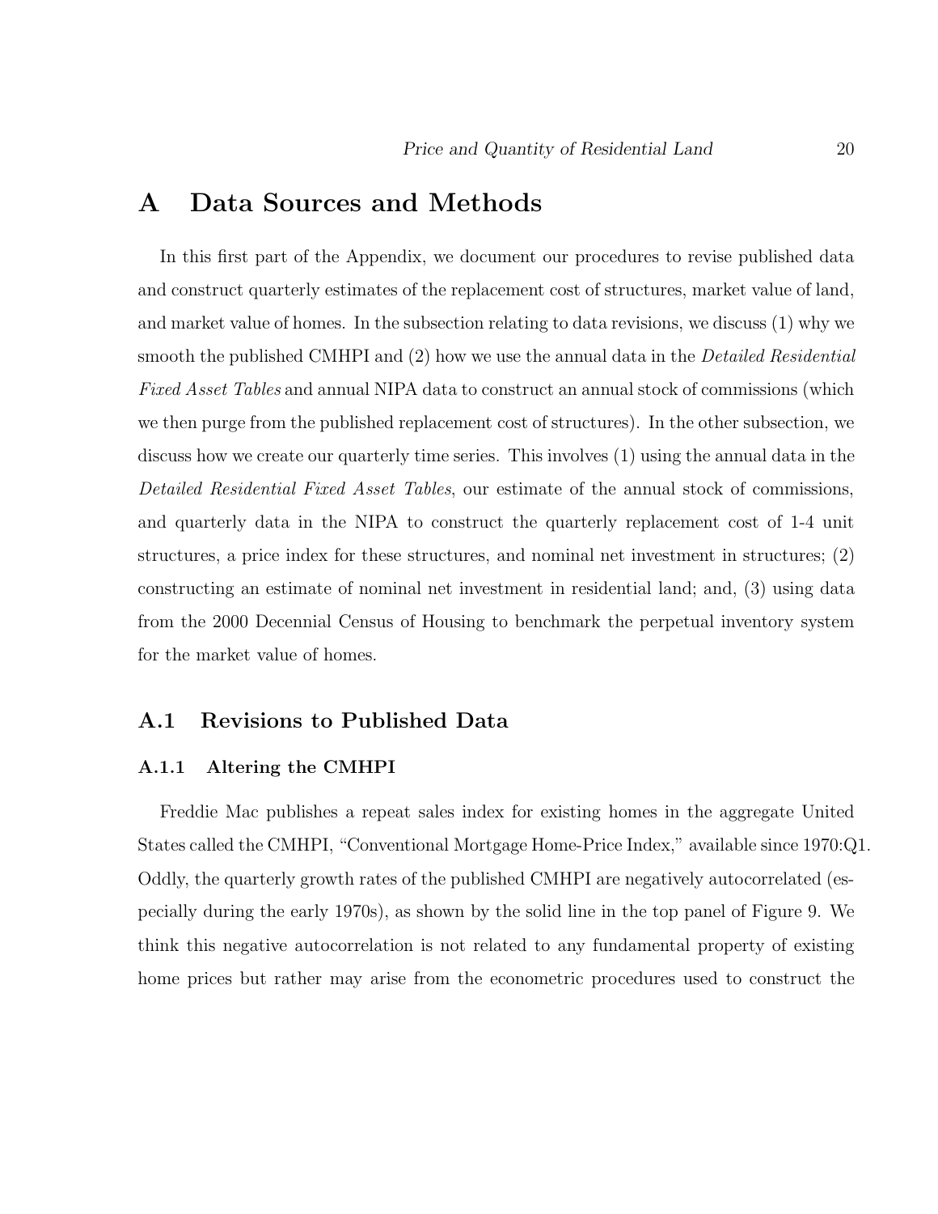# A Data Sources and Methods

In this first part of the Appendix, we document our procedures to revise published data and construct quarterly estimates of the replacement cost of structures, market value of land, and market value of homes. In the subsection relating to data revisions, we discuss (1) why we smooth the published CMHPI and (2) how we use the annual data in the *Detailed Residential Fixed Asset Tables* and annual NIPA data to construct an annual stock of commissions (which we then purge from the published replacement cost of structures). In the other subsection, we discuss how we create our quarterly time series. This involves (1) using the annual data in the *Detailed Residential Fixed Asset Tables*, our estimate of the annual stock of commissions, and quarterly data in the NIPA to construct the quarterly replacement cost of 1-4 unit structures, a price index for these structures, and nominal net investment in structures; (2) constructing an estimate of nominal net investment in residential land; and, (3) using data from the 2000 Decennial Census of Housing to benchmark the perpetual inventory system for the market value of homes.

## A.1 Revisions to Published Data

### A.1.1 Altering the CMHPI

Freddie Mac publishes a repeat sales index for existing homes in the aggregate United States called the CMHPI, "Conventional Mortgage Home-Price Index," available since 1970:Q1. Oddly, the quarterly growth rates of the published CMHPI are negatively autocorrelated (especially during the early 1970s), as shown by the solid line in the top panel of Figure 9. We think this negative autocorrelation is not related to any fundamental property of existing home prices but rather may arise from the econometric procedures used to construct the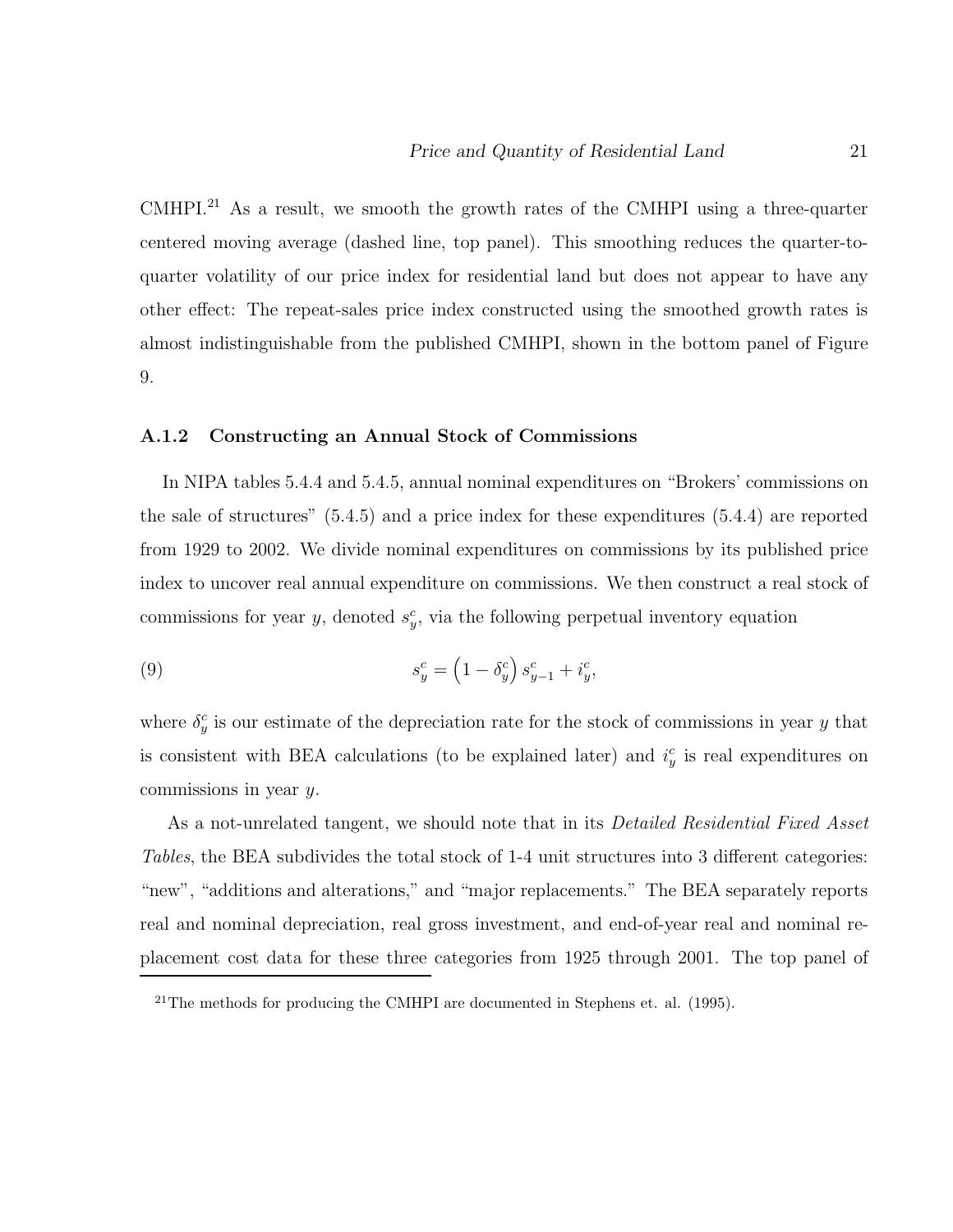CMHPI.[21] As a result, we smooth the growth rates of the CMHPI using a three-quarter centered moving average (dashed line, top panel). This smoothing reduces the quarter-to-quarter volatility of our price index for residential land but does not appear to have any other effect: The repeat-sales price index constructed using the smoothed growth rates is almost indistinguishable from the published CMHPI, shown in the bottom panel of Figure 9.

### A.1.2 Constructing an Annual Stock of Commissions

In NIPA tables 5.4.4 and 5.4.5, annual nominal expenditures on "Brokers' commissions on the sale of structures" (5.4.5) and a price index for these expenditures (5.4.4) are reported from 1929 to 2002. We divide nominal expenditures on commissions by its published price index to uncover real annual expenditure on commissions. We then construct a real stock of commissions for year $y$, denoted $s_y^c$, via the following perpetual inventory equation

$$s_y^c = \left(1 - \delta_y^c\right) s_{y-1}^c + i_y^c, \tag{9}$$

where $\delta_y^c$ is our estimate of the depreciation rate for the stock of commissions in year $y$ that is consistent with BEA calculations (to be explained later) and $i_y^c$ is real expenditures on commissions in year $y$.

As a not-unrelated tangent, we should note that in its *Detailed Residential Fixed Asset Tables*, the BEA subdivides the total stock of 1-4 unit structures into 3 different categories: "new", "additions and alterations," and "major replacements." The BEA separately reports real and nominal depreciation, real gross investment, and end-of-year real and nominal replacement cost data for these three categories from 1925 through 2001. The top panel of

[21] The methods for producing the CMHPI are documented in Stephens et. al. (1995).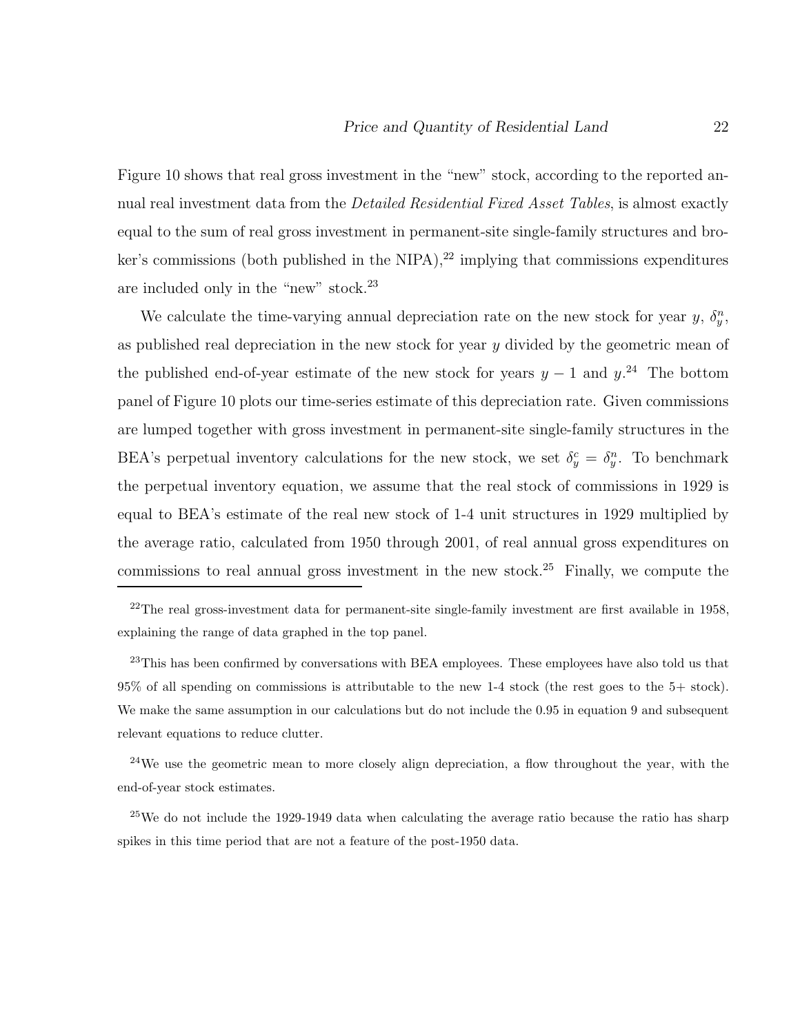Figure 10 shows that real gross investment in the "new" stock, according to the reported annual real investment data from the *Detailed Residential Fixed Asset Tables*, is almost exactly equal to the sum of real gross investment in permanent-site single-family structures and broker's commissions (both published in the NIPA),[22] implying that commissions expenditures are included only in the "new" stock.[23]

We calculate the time-varying annual depreciation rate on the new stock for year $y$, $\delta_y^n$, as published real depreciation in the new stock for year $y$ divided by the geometric mean of the published end-of-year estimate of the new stock for years $y-1$ and $y$.[24] The bottom panel of Figure 10 plots our time-series estimate of this depreciation rate. Given commissions are lumped together with gross investment in permanent-site single-family structures in the BEA's perpetual inventory calculations for the new stock, we set $\delta_y^c = \delta_y^n$. To benchmark the perpetual inventory equation, we assume that the real stock of commissions in 1929 is equal to BEA's estimate of the real new stock of 1-4 unit structures in 1929 multiplied by the average ratio, calculated from 1950 through 2001, of real annual gross expenditures on commissions to real annual gross investment in the new stock.[25] Finally, we compute the

[22] The real gross-investment data for permanent-site single-family investment are first available in 1958, explaining the range of data graphed in the top panel.

[23] This has been confirmed by conversations with BEA employees. These employees have also told us that 95% of all spending on commissions is attributable to the new 1-4 stock (the rest goes to the 5+ stock). We make the same assumption in our calculations but do not include the 0.95 in equation 9 and subsequent relevant equations to reduce clutter.

[24] We use the geometric mean to more closely align depreciation, a flow throughout the year, with the end-of-year stock estimates.

[25] We do not include the 1929-1949 data when calculating the average ratio because the ratio has sharp spikes in this time period that are not a feature of the post-1950 data.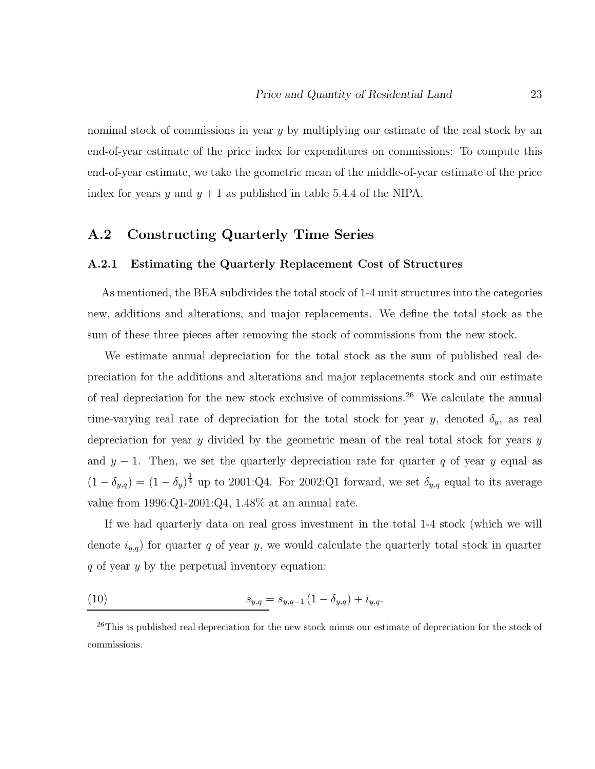nominal stock of commissions in year $y$ by multiplying our estimate of the real stock by an end-of-year estimate of the price index for expenditures on commissions: To compute this end-of-year estimate, we take the geometric mean of the middle-of-year estimate of the price index for years $y$ and $y+1$ as published in table 5.4.4 of the NIPA.

## A.2 Constructing Quarterly Time Series

### A.2.1 Estimating the Quarterly Replacement Cost of Structures

As mentioned, the BEA subdivides the total stock of 1-4 unit structures into the categories new, additions and alterations, and major replacements. We define the total stock as the sum of these three pieces after removing the stock of commissions from the new stock.

We estimate annual depreciation for the total stock as the sum of published real depreciation for the additions and alterations and major replacements stock and our estimate of real depreciation for the new stock exclusive of commissions.[26] We calculate the annual time-varying real rate of depreciation for the total stock for year $y$, denoted $\delta_y$, as real depreciation for year $y$ divided by the geometric mean of the real total stock for years $y$ and $y-1$. Then, we set the quarterly depreciation rate for quarter $q$ of year $y$ equal as $(1-\delta_{y,q}) = (1-\delta_y)^{\frac{1}{4}}$ up to 2001:Q4. For 2002:Q1 forward, we set $\delta_{y,q}$ equal to its average value from 1996:Q1-2001:Q4, 1.48% at an annual rate.

If we had quarterly data on real gross investment in the total 1-4 stock (which we will denote $i_{y,q}$) for quarter $q$ of year $y$, we would calculate the quarterly total stock in quarter $q$ of year $y$ by the perpetual inventory equation:

$$s_{y,q} = s_{y,q-1}\,(1-\delta_{y,q}) + i_{y,q}. \tag{10}$$

[26] This is published real depreciation for the new stock minus our estimate of depreciation for the stock of commissions.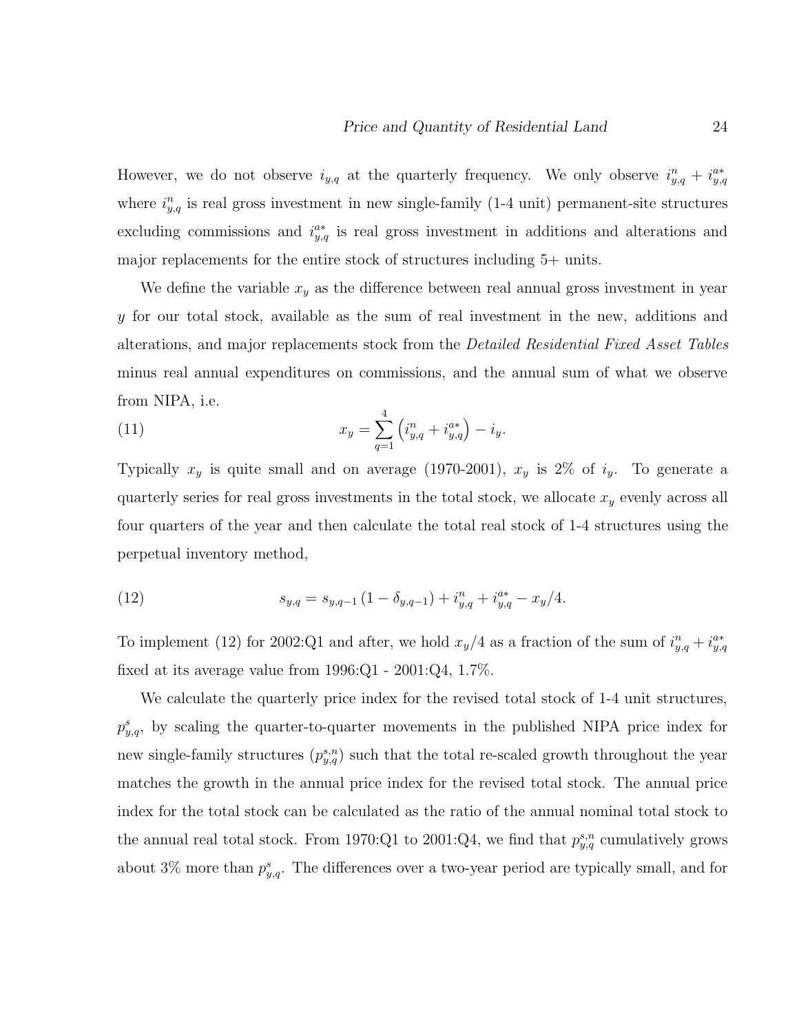However, we do not observe $i_{y,q}$ at the quarterly frequency. We only observe $i^n_{y,q} + i^{a*}_{y,q}$ where $i^n_{y,q}$ is real gross investment in new single-family (1-4 unit) permanent-site structures excluding commissions and $i^{a*}_{y,q}$ is real gross investment in additions and alterations and major replacements for the entire stock of structures including 5+ units.

We define the variable $x_y$ as the difference between real annual gross investment in year $y$ for our total stock, available as the sum of real investment in the new, additions and alterations, and major replacements stock from the *Detailed Residential Fixed Asset Tables* minus real annual expenditures on commissions, and the annual sum of what we observe from NIPA, i.e.

$$x_y = \sum_{q=1}^{4} \left( i^n_{y,q} + i^{a*}_{y,q} \right) - i_y. \tag{11}$$

Typically $x_y$ is quite small and on average (1970-2001), $x_y$ is 2% of $i_y$. To generate a quarterly series for real gross investments in the total stock, we allocate $x_y$ evenly across all four quarters of the year and then calculate the total real stock of 1-4 structures using the perpetual inventory method,

$$s_{y,q} = s_{y,q-1} \left(1 - \delta_{y,q-1}\right) + i^n_{y,q} + i^{a*}_{y,q} - x_y/4. \tag{12}$$

To implement (12) for 2002:Q1 and after, we hold $x_y/4$ as a fraction of the sum of $i^n_{y,q} + i^{a*}_{y,q}$ fixed at its average value from 1996:Q1 - 2001:Q4, 1.7%.

We calculate the quarterly price index for the revised total stock of 1-4 unit structures, $p^s_{y,q}$, by scaling the quarter-to-quarter movements in the published NIPA price index for new single-family structures ($p^{s,n}_{y,q}$) such that the total re-scaled growth throughout the year matches the growth in the annual price index for the revised total stock. The annual price index for the total stock can be calculated as the ratio of the annual nominal total stock to the annual real total stock. From 1970:Q1 to 2001:Q4, we find that $p^{s,n}_{y,q}$ cumulatively grows about 3% more than $p^s_{y,q}$. The differences over a two-year period are typically small, and for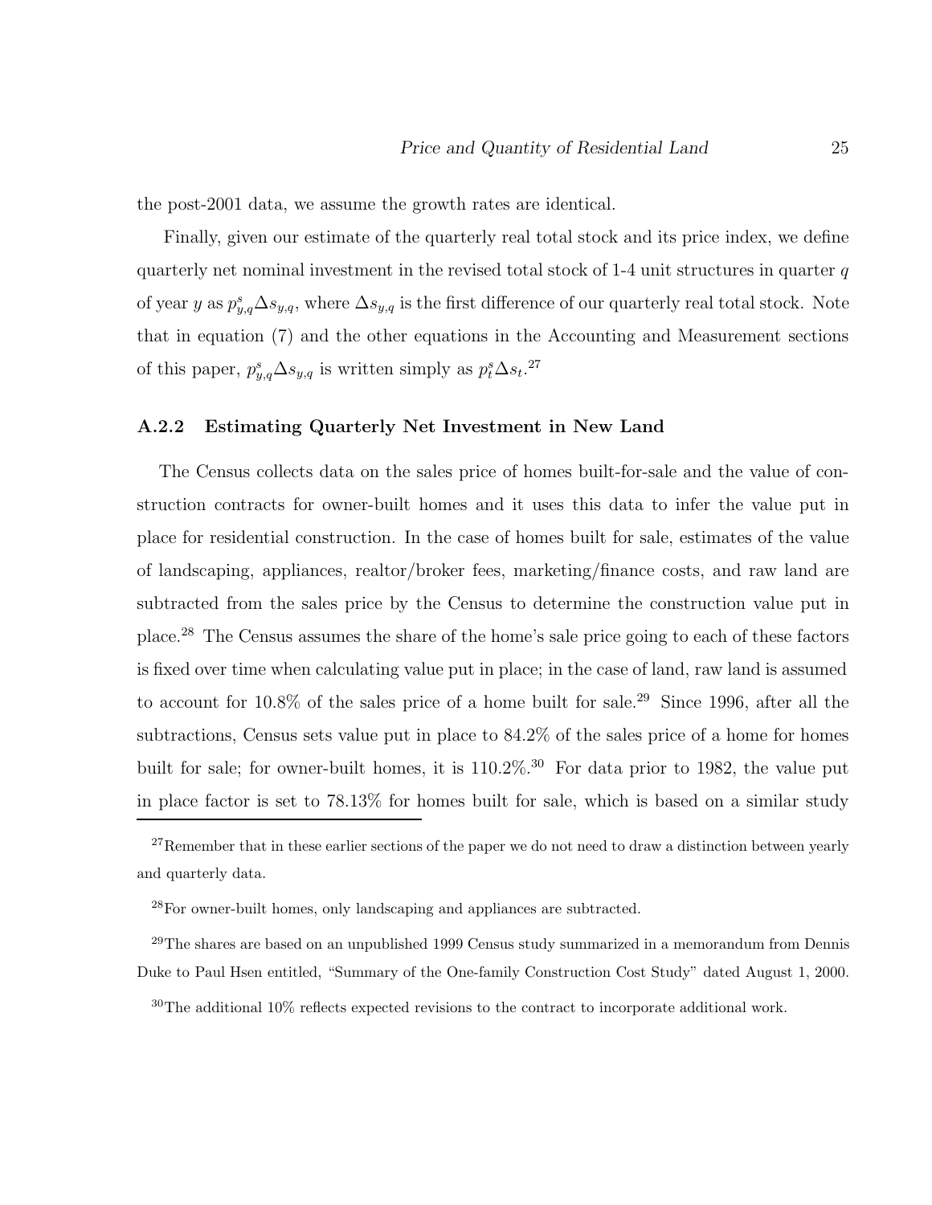the post-2001 data, we assume the growth rates are identical.

Finally, given our estimate of the quarterly real total stock and its price index, we define quarterly net nominal investment in the revised total stock of 1-4 unit structures in quarter $q$ of year $y$ as $p^s_{y,q}\Delta s_{y,q}$, where $\Delta s_{y,q}$ is the first difference of our quarterly real total stock. Note that in equation (7) and the other equations in the Accounting and Measurement sections of this paper, $p^s_{y,q}\Delta s_{y,q}$ is written simply as $p^s_t\Delta s_t$.[27]

### A.2.2 Estimating Quarterly Net Investment in New Land

The Census collects data on the sales price of homes built-for-sale and the value of construction contracts for owner-built homes and it uses this data to infer the value put in place for residential construction. In the case of homes built for sale, estimates of the value of landscaping, appliances, realtor/broker fees, marketing/finance costs, and raw land are subtracted from the sales price by the Census to determine the construction value put in place.[28] The Census assumes the share of the home's sale price going to each of these factors is fixed over time when calculating value put in place; in the case of land, raw land is assumed to account for 10.8% of the sales price of a home built for sale.[29] Since 1996, after all the subtractions, Census sets value put in place to 84.2% of the sales price of a home for homes built for sale; for owner-built homes, it is 110.2%.[30] For data prior to 1982, the value put in place factor is set to 78.13% for homes built for sale, which is based on a similar study

[27] Remember that in these earlier sections of the paper we do not need to draw a distinction between yearly and quarterly data.

[28] For owner-built homes, only landscaping and appliances are subtracted.

[29] The shares are based on an unpublished 1999 Census study summarized in a memorandum from Dennis Duke to Paul Hsen entitled, "Summary of the One-family Construction Cost Study" dated August 1, 2000.

[30] The additional 10% reflects expected revisions to the contract to incorporate additional work.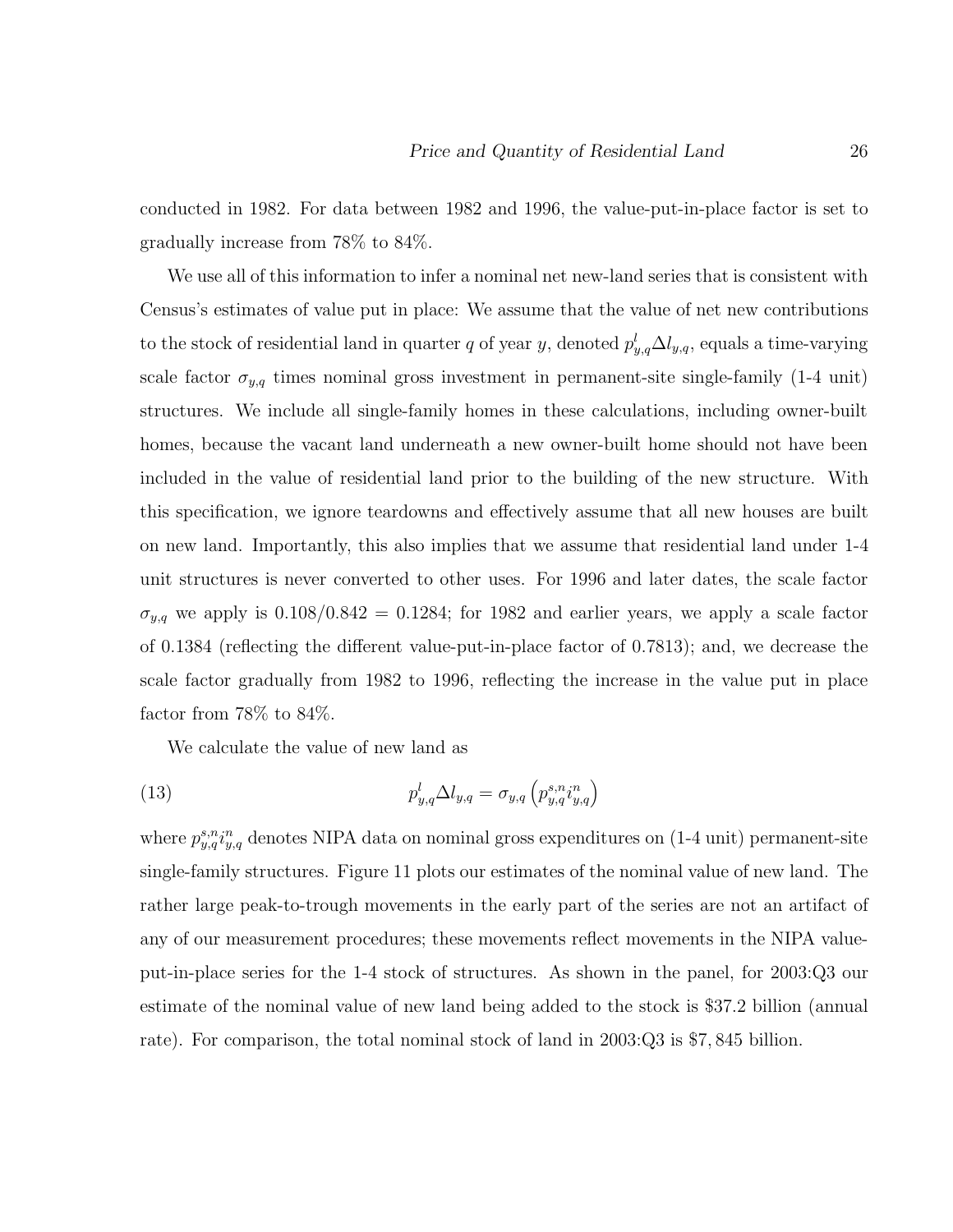conducted in 1982. For data between 1982 and 1996, the value-put-in-place factor is set to gradually increase from 78% to 84%.

We use all of this information to infer a nominal net new-land series that is consistent with Census's estimates of value put in place: We assume that the value of net new contributions to the stock of residential land in quarter $q$ of year $y$, denoted $p^l_{y,q}\Delta l_{y,q}$, equals a time-varying scale factor $\sigma_{y,q}$ times nominal gross investment in permanent-site single-family (1-4 unit) structures. We include all single-family homes in these calculations, including owner-built homes, because the vacant land underneath a new owner-built home should not have been included in the value of residential land prior to the building of the new structure. With this specification, we ignore teardowns and effectively assume that all new houses are built on new land. Importantly, this also implies that we assume that residential land under 1-4 unit structures is never converted to other uses. For 1996 and later dates, the scale factor $\sigma_{y,q}$ we apply is $0.108/0.842 = 0.1284$; for 1982 and earlier years, we apply a scale factor of 0.1384 (reflecting the different value-put-in-place factor of 0.7813); and, we decrease the scale factor gradually from 1982 to 1996, reflecting the increase in the value put in place factor from 78% to 84%.

We calculate the value of new land as

$$p^l_{y,q}\Delta l_{y,q} = \sigma_{y,q}\left(p^{s,n}_{y,q} i^n_{y,q}\right) \tag{13}$$

where $p^{s,n}_{y,q} i^n_{y,q}$ denotes NIPA data on nominal gross expenditures on (1-4 unit) permanent-site single-family structures. Figure 11 plots our estimates of the nominal value of new land. The rather large peak-to-trough movements in the early part of the series are not an artifact of any of our measurement procedures; these movements reflect movements in the NIPA value-put-in-place series for the 1-4 stock of structures. As shown in the panel, for 2003:Q3 our estimate of the nominal value of new land being added to the stock is \$37.2 billion (annual rate). For comparison, the total nominal stock of land in 2003:Q3 is \$7,845 billion.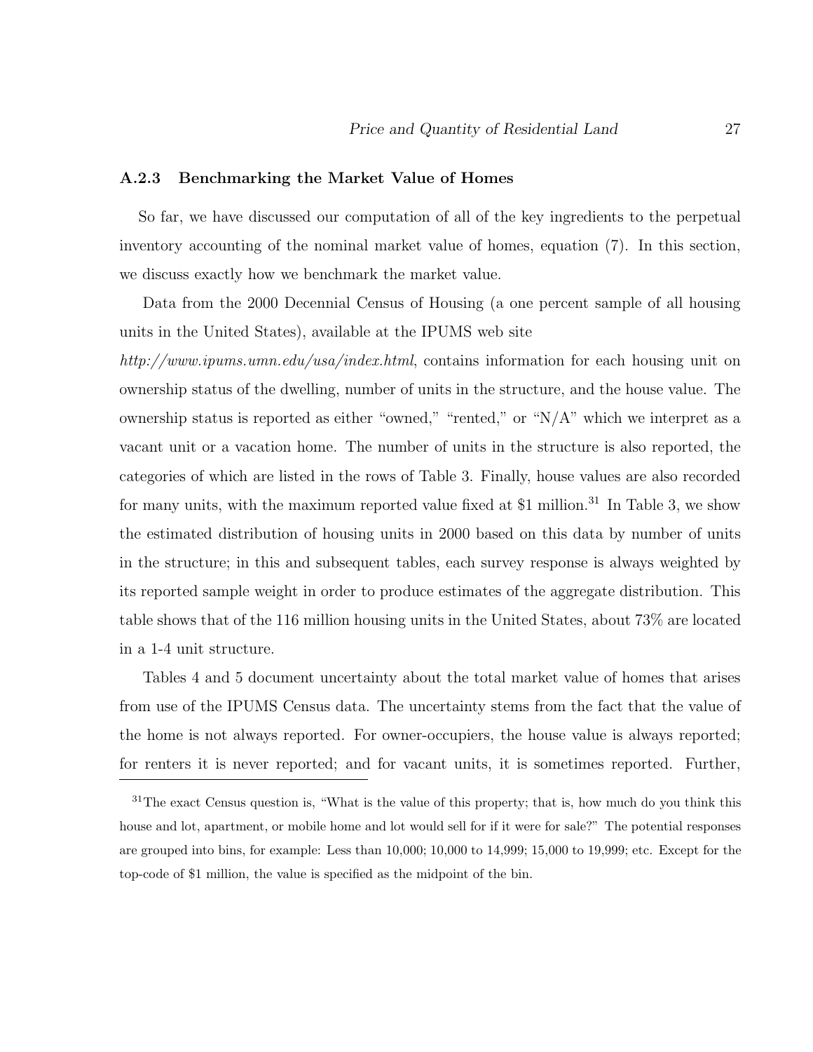### A.2.3 Benchmarking the Market Value of Homes

So far, we have discussed our computation of all of the key ingredients to the perpetual inventory accounting of the nominal market value of homes, equation (7). In this section, we discuss exactly how we benchmark the market value.

Data from the 2000 Decennial Census of Housing (a one percent sample of all housing units in the United States), available at the IPUMS web site *http://www.ipums.umn.edu/usa/index.html*, contains information for each housing unit on ownership status of the dwelling, number of units in the structure, and the house value. The ownership status is reported as either "owned," "rented," or "N/A" which we interpret as a vacant unit or a vacation home. The number of units in the structure is also reported, the categories of which are listed in the rows of Table 3. Finally, house values are also recorded for many units, with the maximum reported value fixed at $1 million.[31] In Table 3, we show the estimated distribution of housing units in 2000 based on this data by number of units in the structure; in this and subsequent tables, each survey response is always weighted by its reported sample weight in order to produce estimates of the aggregate distribution. This table shows that of the 116 million housing units in the United States, about 73% are located in a 1-4 unit structure.

Tables 4 and 5 document uncertainty about the total market value of homes that arises from use of the IPUMS Census data. The uncertainty stems from the fact that the value of the home is not always reported. For owner-occupiers, the house value is always reported; for renters it is never reported; and for vacant units, it is sometimes reported. Further,

[31] The exact Census question is, "What is the value of this property; that is, how much do you think this house and lot, apartment, or mobile home and lot would sell for if it were for sale?" The potential responses are grouped into bins, for example: Less than 10,000; 10,000 to 14,999; 15,000 to 19,999; etc. Except for the top-code of $1 million, the value is specified as the midpoint of the bin.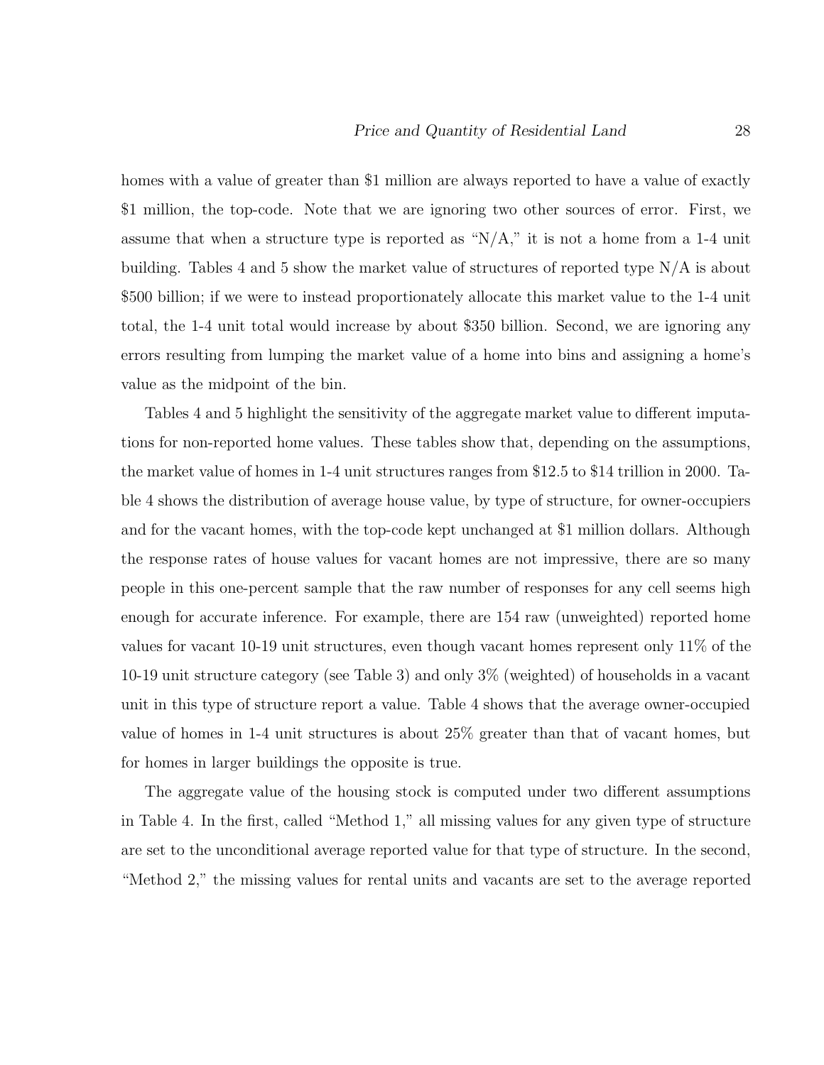homes with a value of greater than $1 million are always reported to have a value of exactly $1 million, the top-code. Note that we are ignoring two other sources of error. First, we assume that when a structure type is reported as "N/A," it is not a home from a 1-4 unit building. Tables 4 and 5 show the market value of structures of reported type N/A is about $500 billion; if we were to instead proportionately allocate this market value to the 1-4 unit total, the 1-4 unit total would increase by about $350 billion. Second, we are ignoring any errors resulting from lumping the market value of a home into bins and assigning a home's value as the midpoint of the bin.

Tables 4 and 5 highlight the sensitivity of the aggregate market value to different imputations for non-reported home values. These tables show that, depending on the assumptions, the market value of homes in 1-4 unit structures ranges from $12.5 to $14 trillion in 2000. Table 4 shows the distribution of average house value, by type of structure, for owner-occupiers and for the vacant homes, with the top-code kept unchanged at $1 million dollars. Although the response rates of house values for vacant homes are not impressive, there are so many people in this one-percent sample that the raw number of responses for any cell seems high enough for accurate inference. For example, there are 154 raw (unweighted) reported home values for vacant 10-19 unit structures, even though vacant homes represent only 11% of the 10-19 unit structure category (see Table 3) and only 3% (weighted) of households in a vacant unit in this type of structure report a value. Table 4 shows that the average owner-occupied value of homes in 1-4 unit structures is about 25% greater than that of vacant homes, but for homes in larger buildings the opposite is true.

The aggregate value of the housing stock is computed under two different assumptions in Table 4. In the first, called "Method 1," all missing values for any given type of structure are set to the unconditional average reported value for that type of structure. In the second, "Method 2," the missing values for rental units and vacants are set to the average reported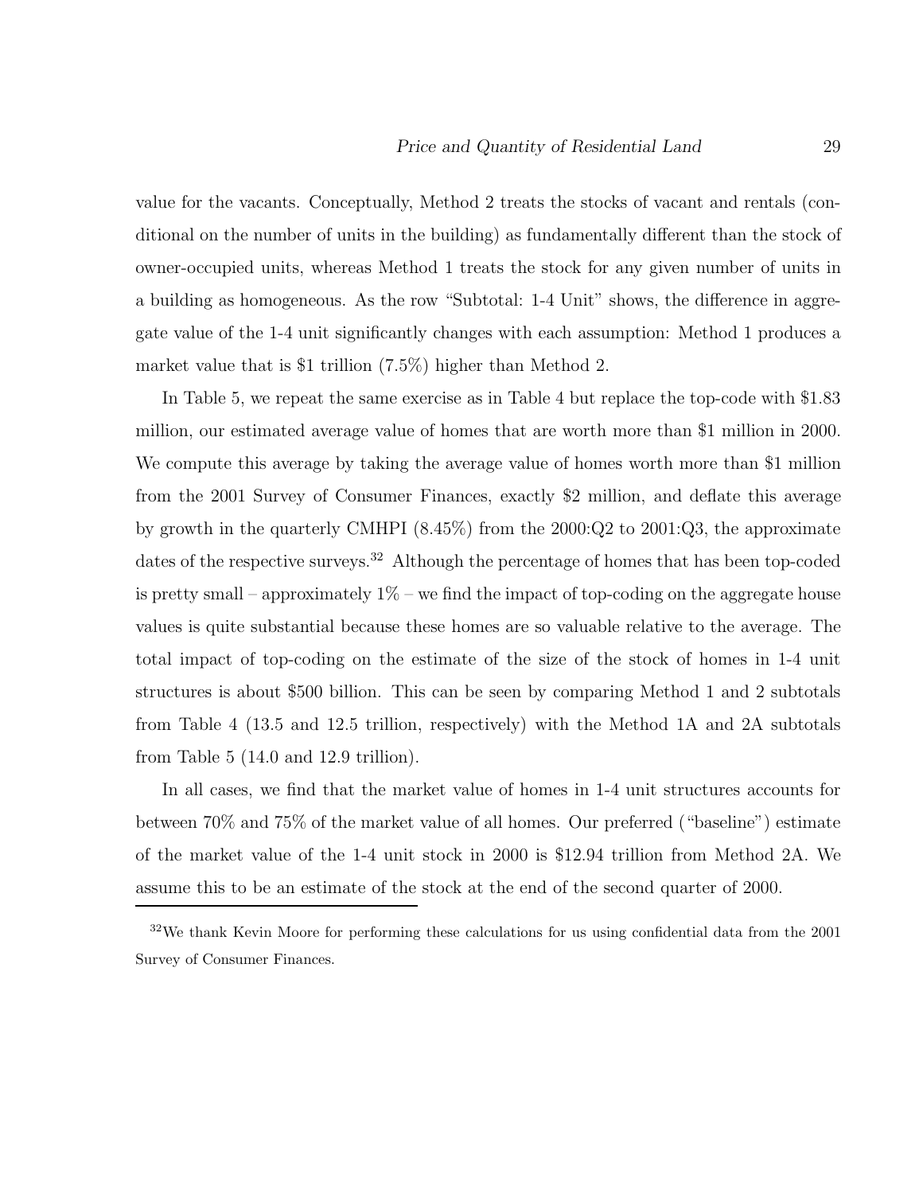value for the vacants. Conceptually, Method 2 treats the stocks of vacant and rentals (conditional on the number of units in the building) as fundamentally different than the stock of owner-occupied units, whereas Method 1 treats the stock for any given number of units in a building as homogeneous. As the row "Subtotal: 1-4 Unit" shows, the difference in aggregate value of the 1-4 unit significantly changes with each assumption: Method 1 produces a market value that is \$1 trillion (7.5%) higher than Method 2.

In Table 5, we repeat the same exercise as in Table 4 but replace the top-code with \$1.83 million, our estimated average value of homes that are worth more than \$1 million in 2000. We compute this average by taking the average value of homes worth more than \$1 million from the 2001 Survey of Consumer Finances, exactly \$2 million, and deflate this average by growth in the quarterly CMHPI (8.45%) from the 2000:Q2 to 2001:Q3, the approximate dates of the respective surveys.[32] Although the percentage of homes that has been top-coded is pretty small – approximately 1% – we find the impact of top-coding on the aggregate house values is quite substantial because these homes are so valuable relative to the average. The total impact of top-coding on the estimate of the size of the stock of homes in 1-4 unit structures is about \$500 billion. This can be seen by comparing Method 1 and 2 subtotals from Table 4 (13.5 and 12.5 trillion, respectively) with the Method 1A and 2A subtotals from Table 5 (14.0 and 12.9 trillion).

In all cases, we find that the market value of homes in 1-4 unit structures accounts for between 70% and 75% of the market value of all homes. Our preferred ("baseline") estimate of the market value of the 1-4 unit stock in 2000 is \$12.94 trillion from Method 2A. We assume this to be an estimate of the stock at the end of the second quarter of 2000.

---

[32] We thank Kevin Moore for performing these calculations for us using confidential data from the 2001 Survey of Consumer Finances.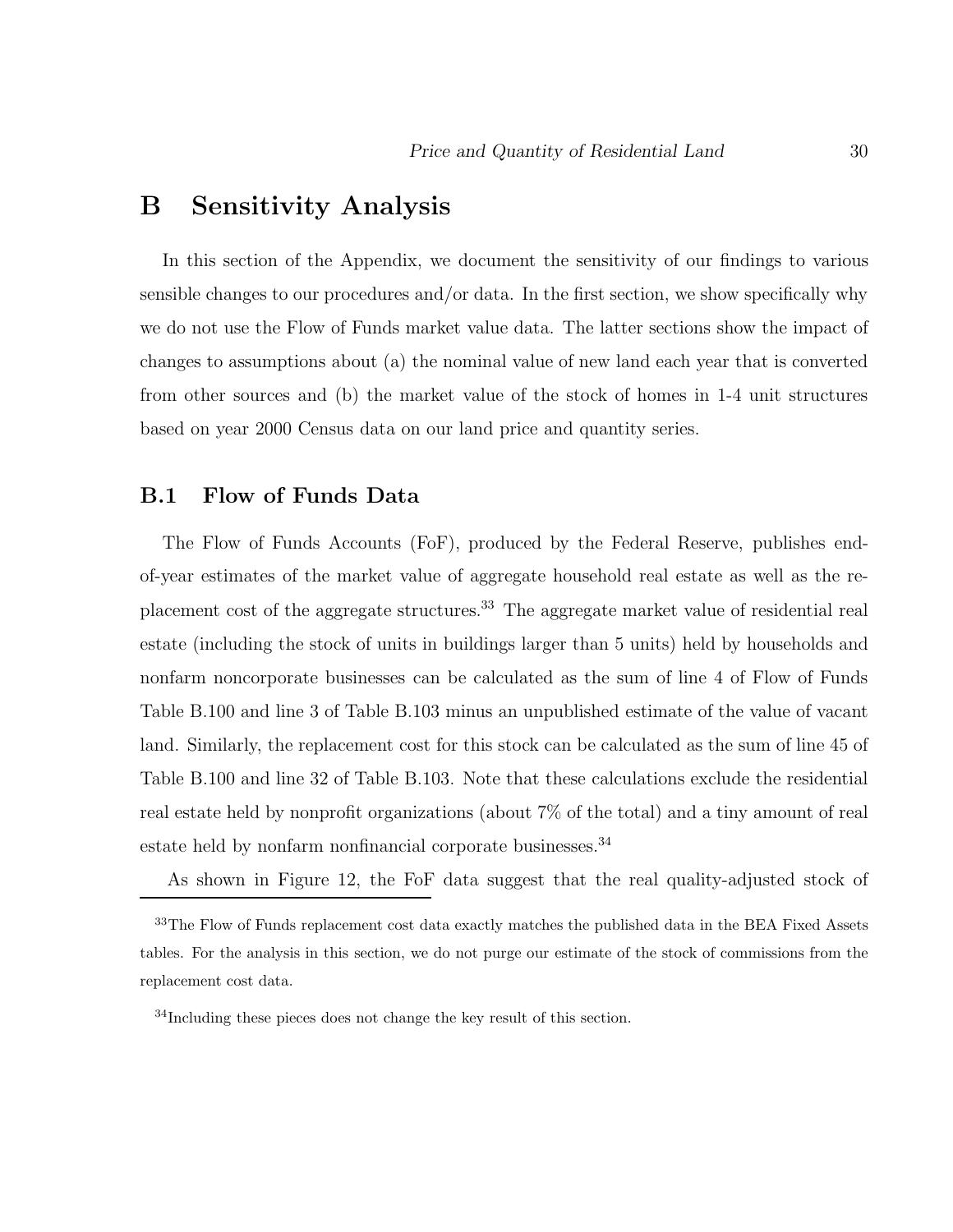# B Sensitivity Analysis

In this section of the Appendix, we document the sensitivity of our findings to various sensible changes to our procedures and/or data. In the first section, we show specifically why we do not use the Flow of Funds market value data. The latter sections show the impact of changes to assumptions about (a) the nominal value of new land each year that is converted from other sources and (b) the market value of the stock of homes in 1-4 unit structures based on year 2000 Census data on our land price and quantity series.

## B.1 Flow of Funds Data

The Flow of Funds Accounts (FoF), produced by the Federal Reserve, publishes end-of-year estimates of the market value of aggregate household real estate as well as the replacement cost of the aggregate structures.[33] The aggregate market value of residential real estate (including the stock of units in buildings larger than 5 units) held by households and nonfarm noncorporate businesses can be calculated as the sum of line 4 of Flow of Funds Table B.100 and line 3 of Table B.103 minus an unpublished estimate of the value of vacant land. Similarly, the replacement cost for this stock can be calculated as the sum of line 45 of Table B.100 and line 32 of Table B.103. Note that these calculations exclude the residential real estate held by nonprofit organizations (about 7% of the total) and a tiny amount of real estate held by nonfarm nonfinancial corporate businesses.[34]

As shown in Figure 12, the FoF data suggest that the real quality-adjusted stock of

---

[33] The Flow of Funds replacement cost data exactly matches the published data in the BEA Fixed Assets tables. For the analysis in this section, we do not purge our estimate of the stock of commissions from the replacement cost data.

[34] Including these pieces does not change the key result of this section.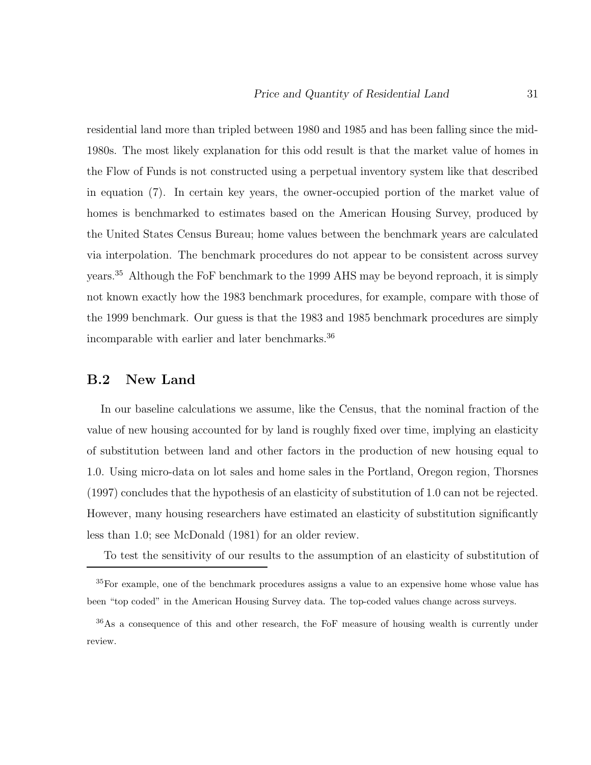residential land more than tripled between 1980 and 1985 and has been falling since the mid-1980s. The most likely explanation for this odd result is that the market value of homes in the Flow of Funds is not constructed using a perpetual inventory system like that described in equation (7). In certain key years, the owner-occupied portion of the market value of homes is benchmarked to estimates based on the American Housing Survey, produced by the United States Census Bureau; home values between the benchmark years are calculated via interpolation. The benchmark procedures do not appear to be consistent across survey years.[35] Although the FoF benchmark to the 1999 AHS may be beyond reproach, it is simply not known exactly how the 1983 benchmark procedures, for example, compare with those of the 1999 benchmark. Our guess is that the 1983 and 1985 benchmark procedures are simply incomparable with earlier and later benchmarks.[36]

## B.2 New Land

In our baseline calculations we assume, like the Census, that the nominal fraction of the value of new housing accounted for by land is roughly fixed over time, implying an elasticity of substitution between land and other factors in the production of new housing equal to 1.0. Using micro-data on lot sales and home sales in the Portland, Oregon region, Thorsnes (1997) concludes that the hypothesis of an elasticity of substitution of 1.0 can not be rejected. However, many housing researchers have estimated an elasticity of substitution significantly less than 1.0; see McDonald (1981) for an older review.

To test the sensitivity of our results to the assumption of an elasticity of substitution of

[35] For example, one of the benchmark procedures assigns a value to an expensive home whose value has been "top coded" in the American Housing Survey data. The top-coded values change across surveys.

[36] As a consequence of this and other research, the FoF measure of housing wealth is currently under review.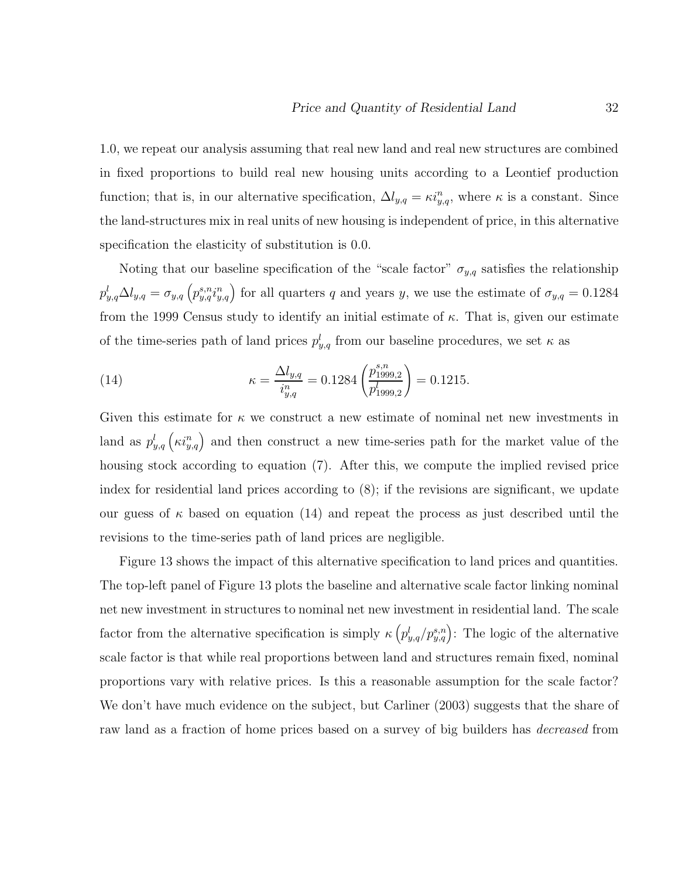1.0, we repeat our analysis assuming that real new land and real new structures are combined in fixed proportions to build real new housing units according to a Leontief production function; that is, in our alternative specification, $\Delta l_{y,q} = \kappa i^n_{y,q}$, where $\kappa$ is a constant. Since the land-structures mix in real units of new housing is independent of price, in this alternative specification the elasticity of substitution is 0.0.

Noting that our baseline specification of the "scale factor" $\sigma_{y,q}$ satisfies the relationship $p^l_{y,q}\Delta l_{y,q} = \sigma_{y,q}\left(p^{s,n}_{y,q} i^n_{y,q}\right)$ for all quarters $q$ and years $y$, we use the estimate of $\sigma_{y,q} = 0.1284$ from the 1999 Census study to identify an initial estimate of $\kappa$. That is, given our estimate of the time-series path of land prices $p^l_{y,q}$ from our baseline procedures, we set $\kappa$ as

$$\kappa = \frac{\Delta l_{y,q}}{i^n_{y,q}} = 0.1284\left(\frac{p^{s,n}_{1999,2}}{p^l_{1999,2}}\right) = 0.1215. \tag{14}$$

Given this estimate for $\kappa$ we construct a new estimate of nominal net new investments in land as $p^l_{y,q}\left(\kappa i^n_{y,q}\right)$ and then construct a new time-series path for the market value of the housing stock according to equation (7). After this, we compute the implied revised price index for residential land prices according to (8); if the revisions are significant, we update our guess of $\kappa$ based on equation (14) and repeat the process as just described until the revisions to the time-series path of land prices are negligible.

Figure 13 shows the impact of this alternative specification to land prices and quantities. The top-left panel of Figure 13 plots the baseline and alternative scale factor linking nominal net new investment in structures to nominal net new investment in residential land. The scale factor from the alternative specification is simply $\kappa\left(p^l_{y,q}/p^{s,n}_{y,q}\right)$: The logic of the alternative scale factor is that while real proportions between land and structures remain fixed, nominal proportions vary with relative prices. Is this a reasonable assumption for the scale factor? We don't have much evidence on the subject, but Carliner (2003) suggests that the share of raw land as a fraction of home prices based on a survey of big builders has *decreased* from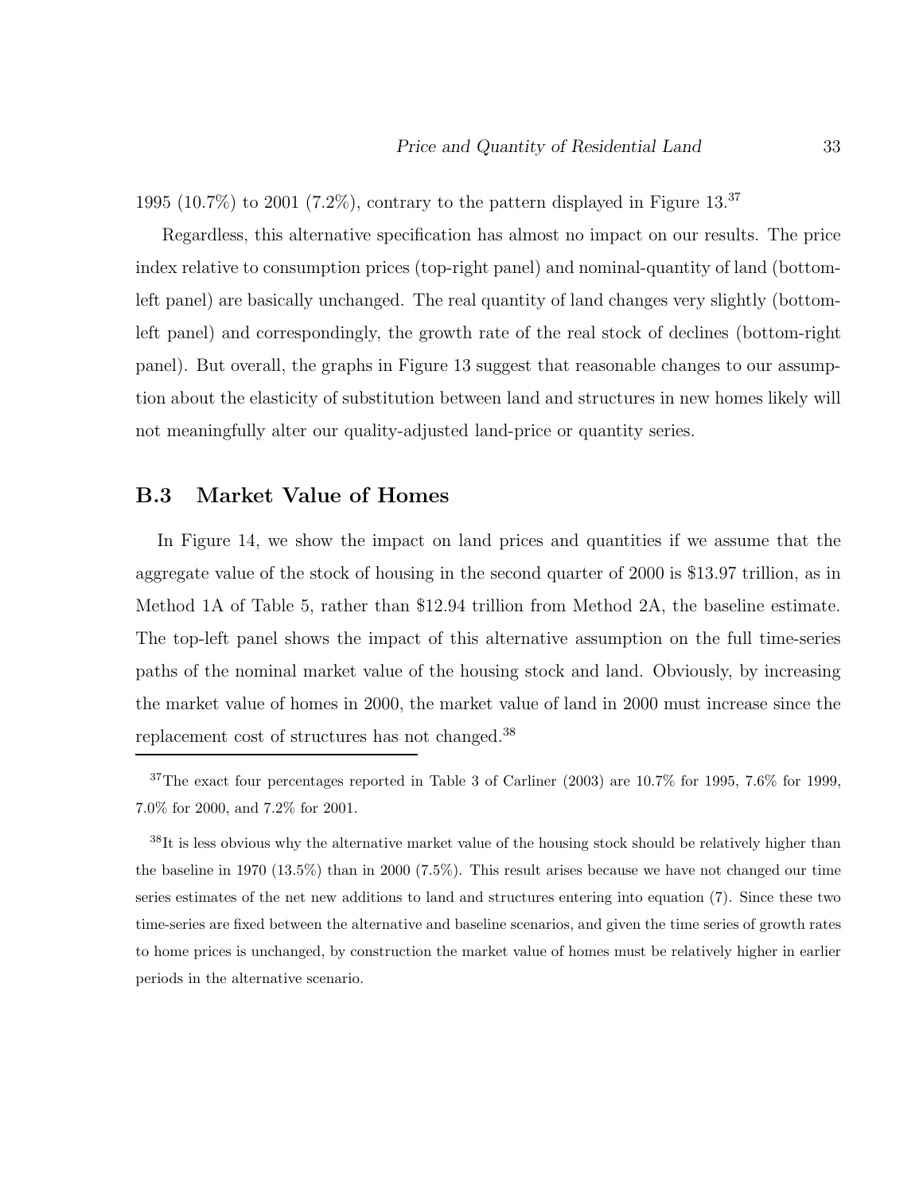1995 (10.7%) to 2001 (7.2%), contrary to the pattern displayed in Figure 13.[37]

Regardless, this alternative specification has almost no impact on our results. The price index relative to consumption prices (top-right panel) and nominal-quantity of land (bottom-left panel) are basically unchanged. The real quantity of land changes very slightly (bottom-left panel) and correspondingly, the growth rate of the real stock of declines (bottom-right panel). But overall, the graphs in Figure 13 suggest that reasonable changes to our assumption about the elasticity of substitution between land and structures in new homes likely will not meaningfully alter our quality-adjusted land-price or quantity series.

## B.3 Market Value of Homes

In Figure 14, we show the impact on land prices and quantities if we assume that the aggregate value of the stock of housing in the second quarter of 2000 is \$13.97 trillion, as in Method 1A of Table 5, rather than \$12.94 trillion from Method 2A, the baseline estimate. The top-left panel shows the impact of this alternative assumption on the full time-series paths of the nominal market value of the housing stock and land. Obviously, by increasing the market value of homes in 2000, the market value of land in 2000 must increase since the replacement cost of structures has not changed.[38]

[37] The exact four percentages reported in Table 3 of Carliner (2003) are 10.7% for 1995, 7.6% for 1999, 7.0% for 2000, and 7.2% for 2001.

[38] It is less obvious why the alternative market value of the housing stock should be relatively higher than the baseline in 1970 (13.5%) than in 2000 (7.5%). This result arises because we have not changed our time series estimates of the net new additions to land and structures entering into equation (7). Since these two time-series are fixed between the alternative and baseline scenarios, and given the time series of growth rates to home prices is unchanged, by construction the market value of homes must be relatively higher in earlier periods in the alternative scenario.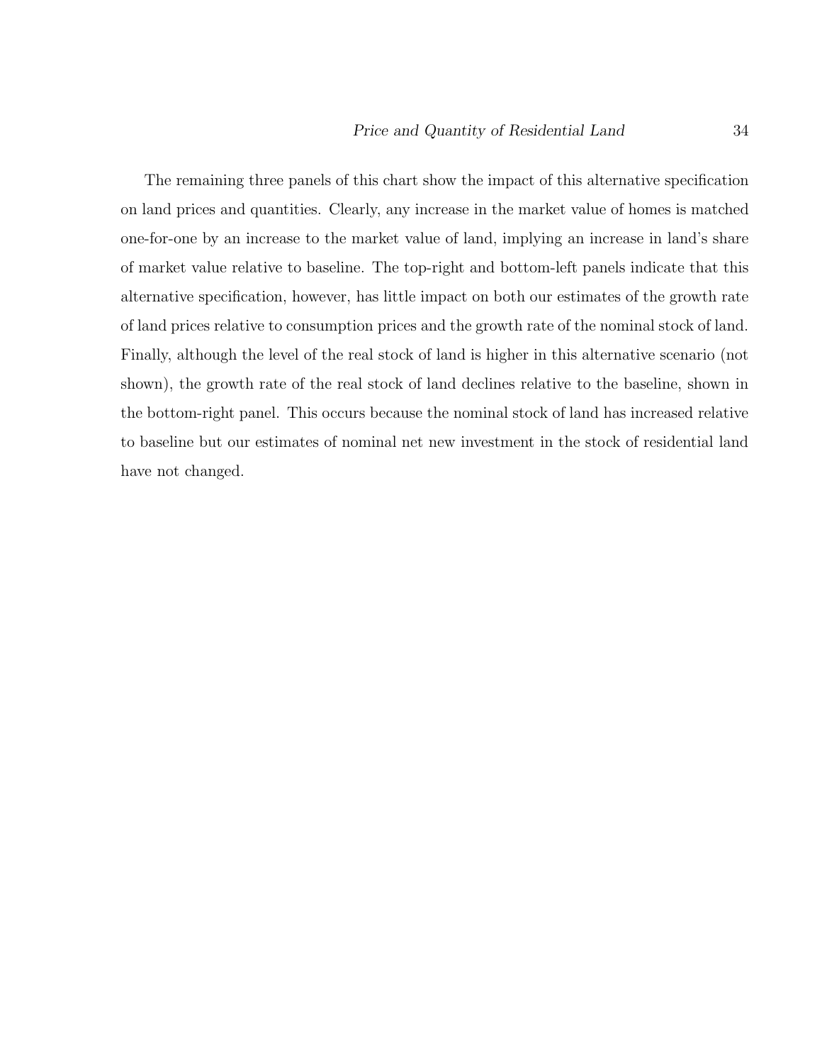The remaining three panels of this chart show the impact of this alternative specification on land prices and quantities. Clearly, any increase in the market value of homes is matched one-for-one by an increase to the market value of land, implying an increase in land's share of market value relative to baseline. The top-right and bottom-left panels indicate that this alternative specification, however, has little impact on both our estimates of the growth rate of land prices relative to consumption prices and the growth rate of the nominal stock of land. Finally, although the level of the real stock of land is higher in this alternative scenario (not shown), the growth rate of the real stock of land declines relative to the baseline, shown in the bottom-right panel. This occurs because the nominal stock of land has increased relative to baseline but our estimates of nominal net new investment in the stock of residential land have not changed.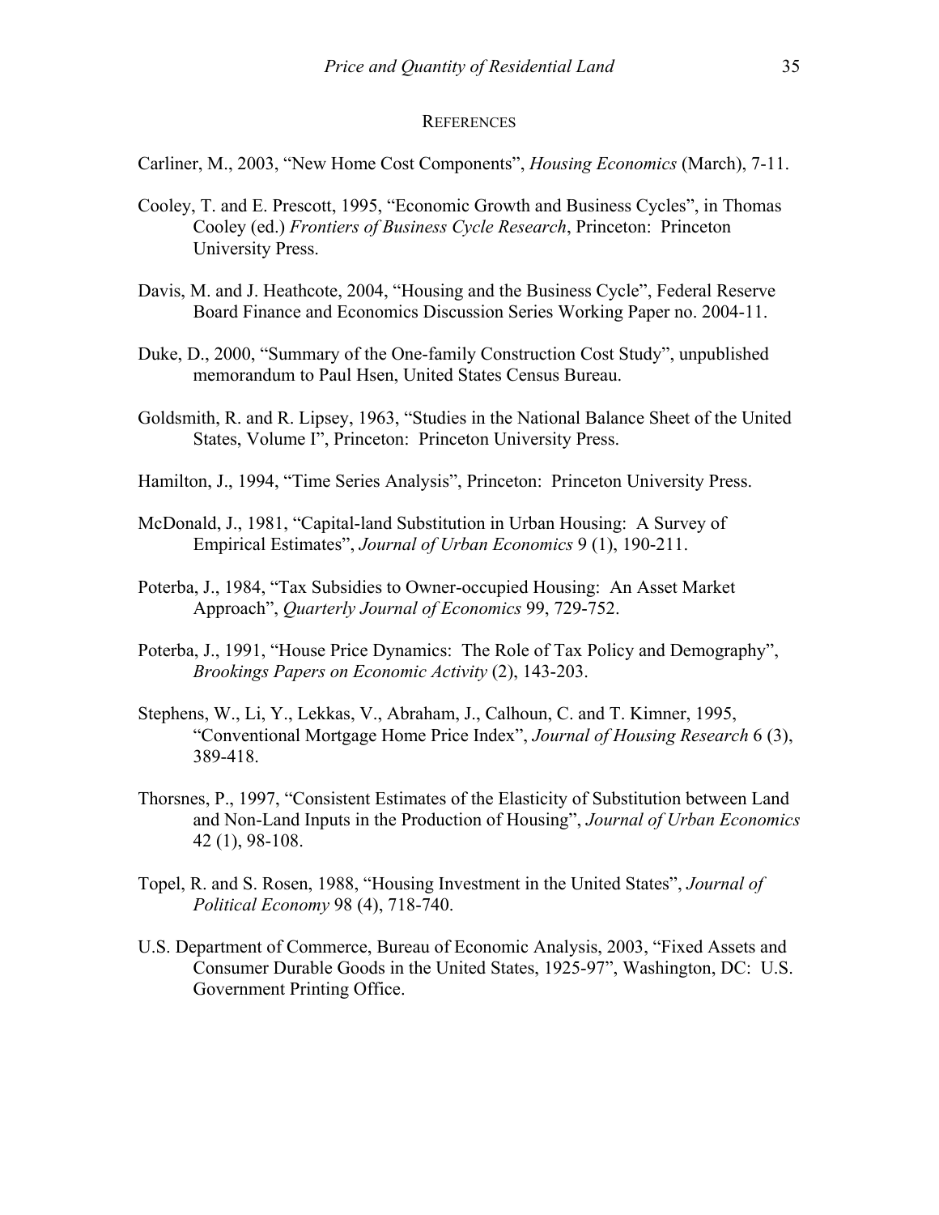## REFERENCES

Carliner, M., 2003, "New Home Cost Components", *Housing Economics* (March), 7-11.

Cooley, T. and E. Prescott, 1995, "Economic Growth and Business Cycles", in Thomas Cooley (ed.) *Frontiers of Business Cycle Research*, Princeton: Princeton University Press.

Davis, M. and J. Heathcote, 2004, "Housing and the Business Cycle", Federal Reserve Board Finance and Economics Discussion Series Working Paper no. 2004-11.

Duke, D., 2000, "Summary of the One-family Construction Cost Study", unpublished memorandum to Paul Hsen, United States Census Bureau.

Goldsmith, R. and R. Lipsey, 1963, "Studies in the National Balance Sheet of the United States, Volume I", Princeton: Princeton University Press.

Hamilton, J., 1994, "Time Series Analysis", Princeton: Princeton University Press.

McDonald, J., 1981, "Capital-land Substitution in Urban Housing: A Survey of Empirical Estimates", *Journal of Urban Economics* 9 (1), 190-211.

Poterba, J., 1984, "Tax Subsidies to Owner-occupied Housing: An Asset Market Approach", *Quarterly Journal of Economics* 99, 729-752.

Poterba, J., 1991, "House Price Dynamics: The Role of Tax Policy and Demography", *Brookings Papers on Economic Activity* (2), 143-203.

Stephens, W., Li, Y., Lekkas, V., Abraham, J., Calhoun, C. and T. Kimner, 1995, "Conventional Mortgage Home Price Index", *Journal of Housing Research* 6 (3), 389-418.

Thorsnes, P., 1997, "Consistent Estimates of the Elasticity of Substitution between Land and Non-Land Inputs in the Production of Housing", *Journal of Urban Economics* 42 (1), 98-108.

Topel, R. and S. Rosen, 1988, "Housing Investment in the United States", *Journal of Political Economy* 98 (4), 718-740.

U.S. Department of Commerce, Bureau of Economic Analysis, 2003, "Fixed Assets and Consumer Durable Goods in the United States, 1925-97", Washington, DC: U.S. Government Printing Office.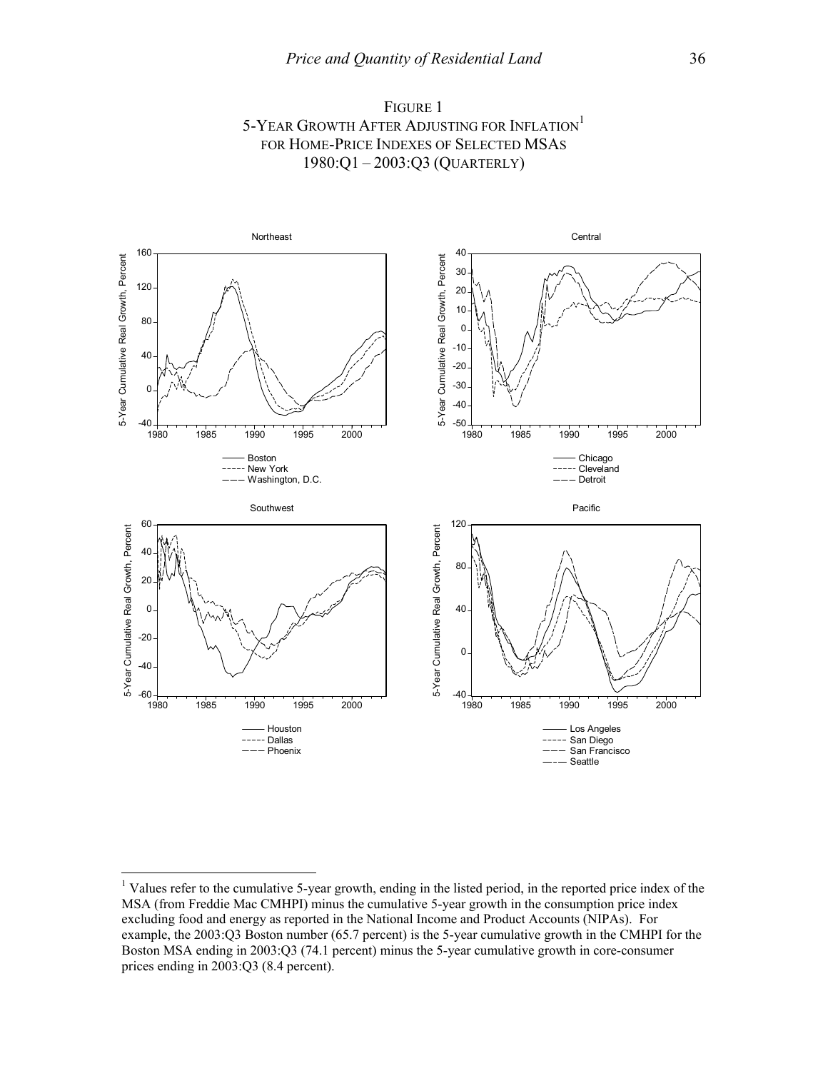FIGURE 1
5-YEAR GROWTH AFTER ADJUSTING FOR INFLATION[1]
FOR HOME-PRICE INDEXES OF SELECTED MSAS
1980:Q1 – 2003:Q3 (QUARTERLY)

[1] Values refer to the cumulative 5-year growth, ending in the listed period, in the reported price index of the MSA (from Freddie Mac CMHPI) minus the cumulative 5-year growth in the consumption price index excluding food and energy as reported in the National Income and Product Accounts (NIPAs). For example, the 2003:Q3 Boston number (65.7 percent) is the 5-year cumulative growth in the CMHPI for the Boston MSA ending in 2003:Q3 (74.1 percent) minus the 5-year cumulative growth in core-consumer prices ending in 2003:Q3 (8.4 percent).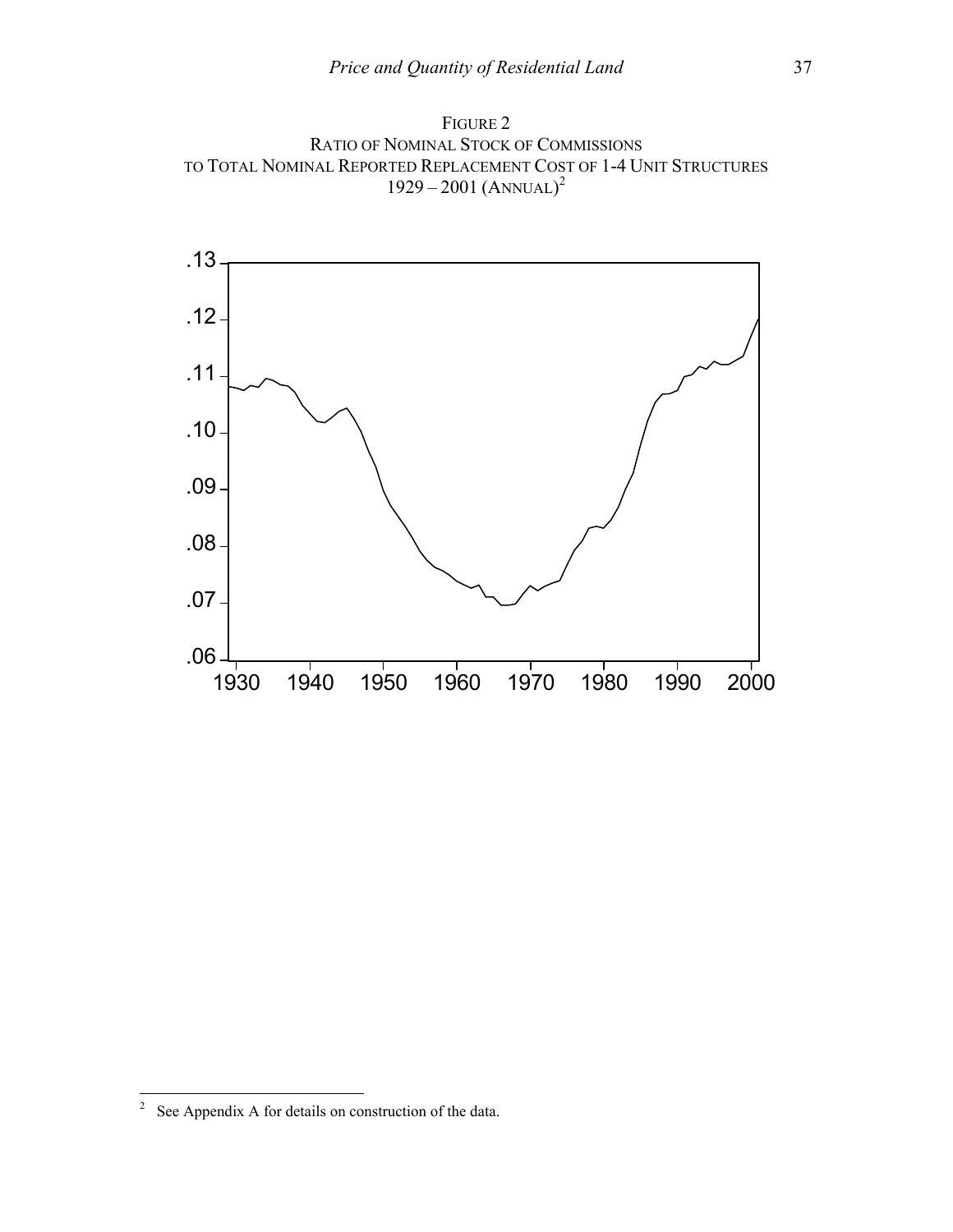FIGURE 2
RATIO OF NOMINAL STOCK OF COMMISSIONS
TO TOTAL NOMINAL REPORTED REPLACEMENT COST OF 1-4 UNIT STRUCTURES
1929 – 2001 (ANNUAL)[2]

---

[2] See Appendix A for details on construction of the data.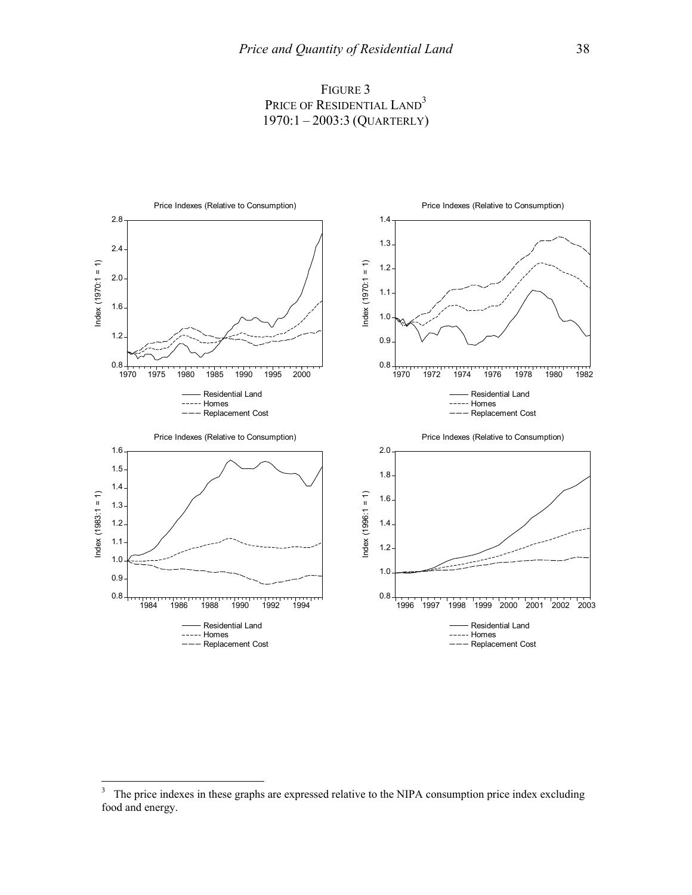FIGURE 3
PRICE OF RESIDENTIAL LAND[3]
1970:1 – 2003:3 (QUARTERLY)

Price Indexes (Relative to Consumption)

Index (1970:1 = 1)

— Residential Land
----- Homes
— — Replacement Cost

Price Indexes (Relative to Consumption)

Index (1970:1 = 1)

— Residential Land
----- Homes
— — Replacement Cost

Price Indexes (Relative to Consumption)

Index (1983:1 = 1)

— Residential Land
----- Homes
— — Replacement Cost

Price Indexes (Relative to Consumption)

Index (1996:1 = 1)

— Residential Land
----- Homes
— — Replacement Cost

[3] The price indexes in these graphs are expressed relative to the NIPA consumption price index excluding food and energy.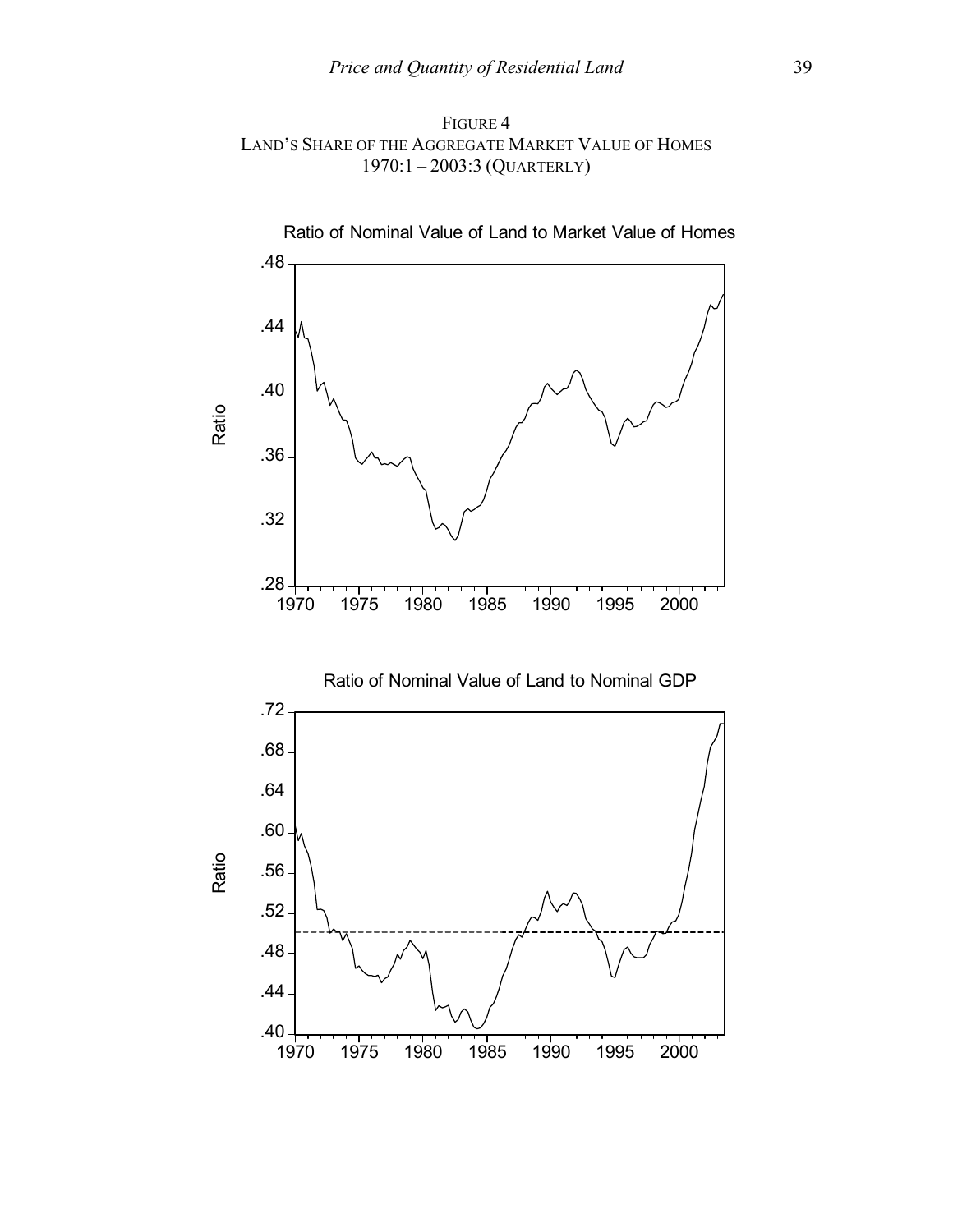FIGURE 4
LAND'S SHARE OF THE AGGREGATE MARKET VALUE OF HOMES
1970:1 – 2003:3 (QUARTERLY)

Ratio of Nominal Value of Land to Market Value of Homes

Ratio of Nominal Value of Land to Nominal GDP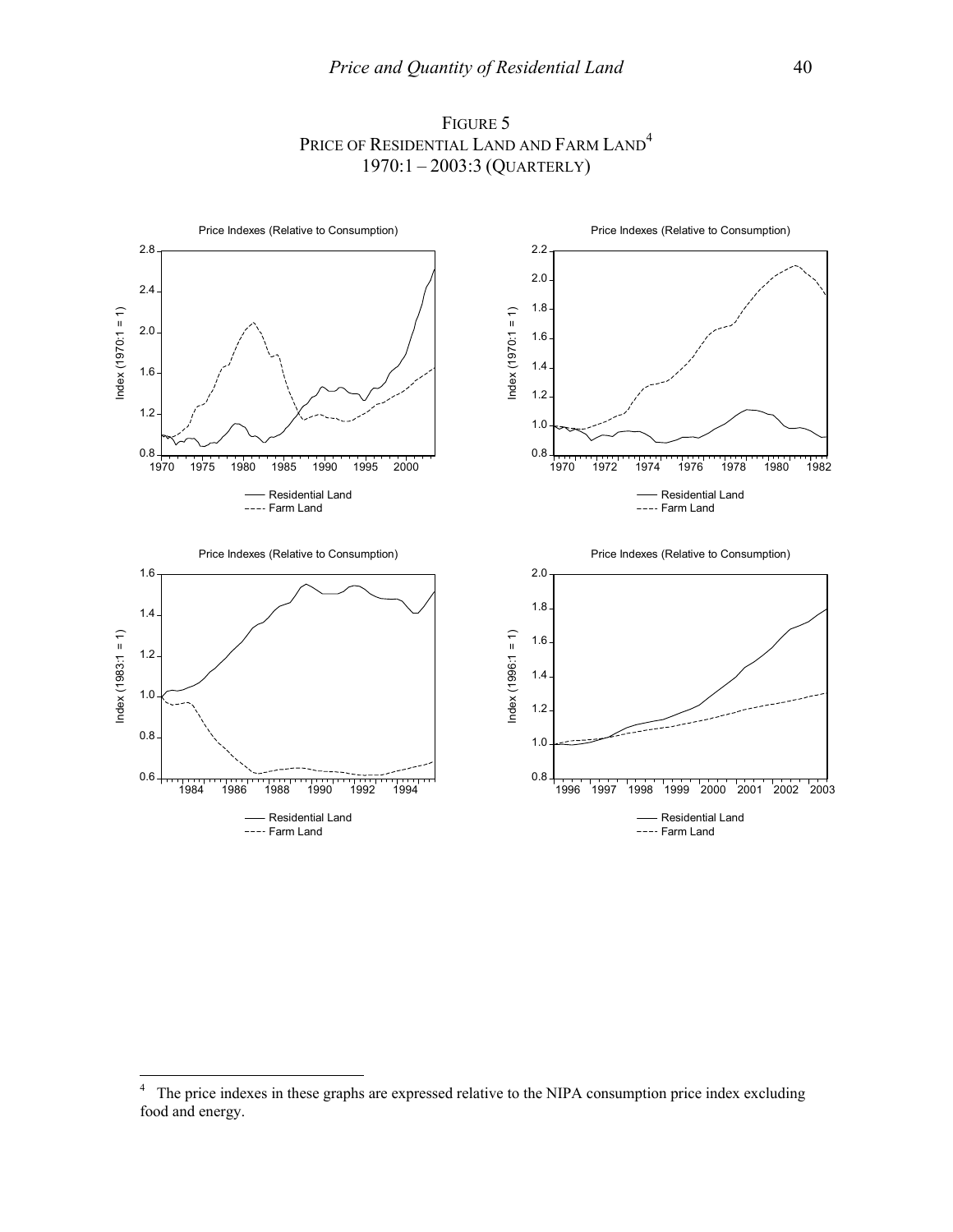FIGURE 5
PRICE OF RESIDENTIAL LAND AND FARM LAND[4]
1970:1 – 2003:3 (QUARTERLY)

[4] The price indexes in these graphs are expressed relative to the NIPA consumption price index excluding food and energy.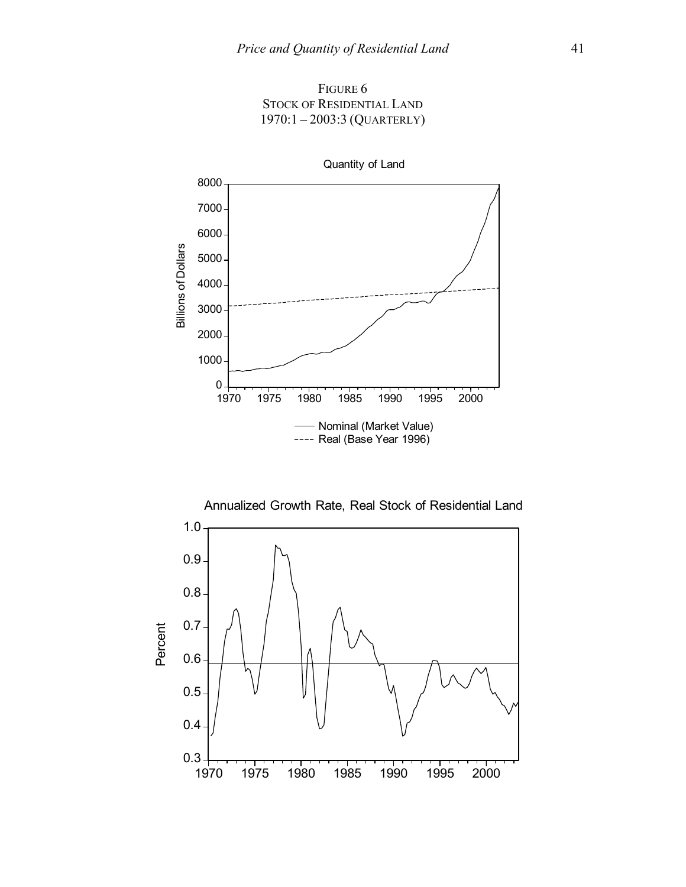FIGURE 6
STOCK OF RESIDENTIAL LAND
1970:1 – 2003:3 (QUARTERLY)

Quantity of Land

Billions of Dollars

—— Nominal (Market Value)
---- Real (Base Year 1996)

Annualized Growth Rate, Real Stock of Residential Land

Percent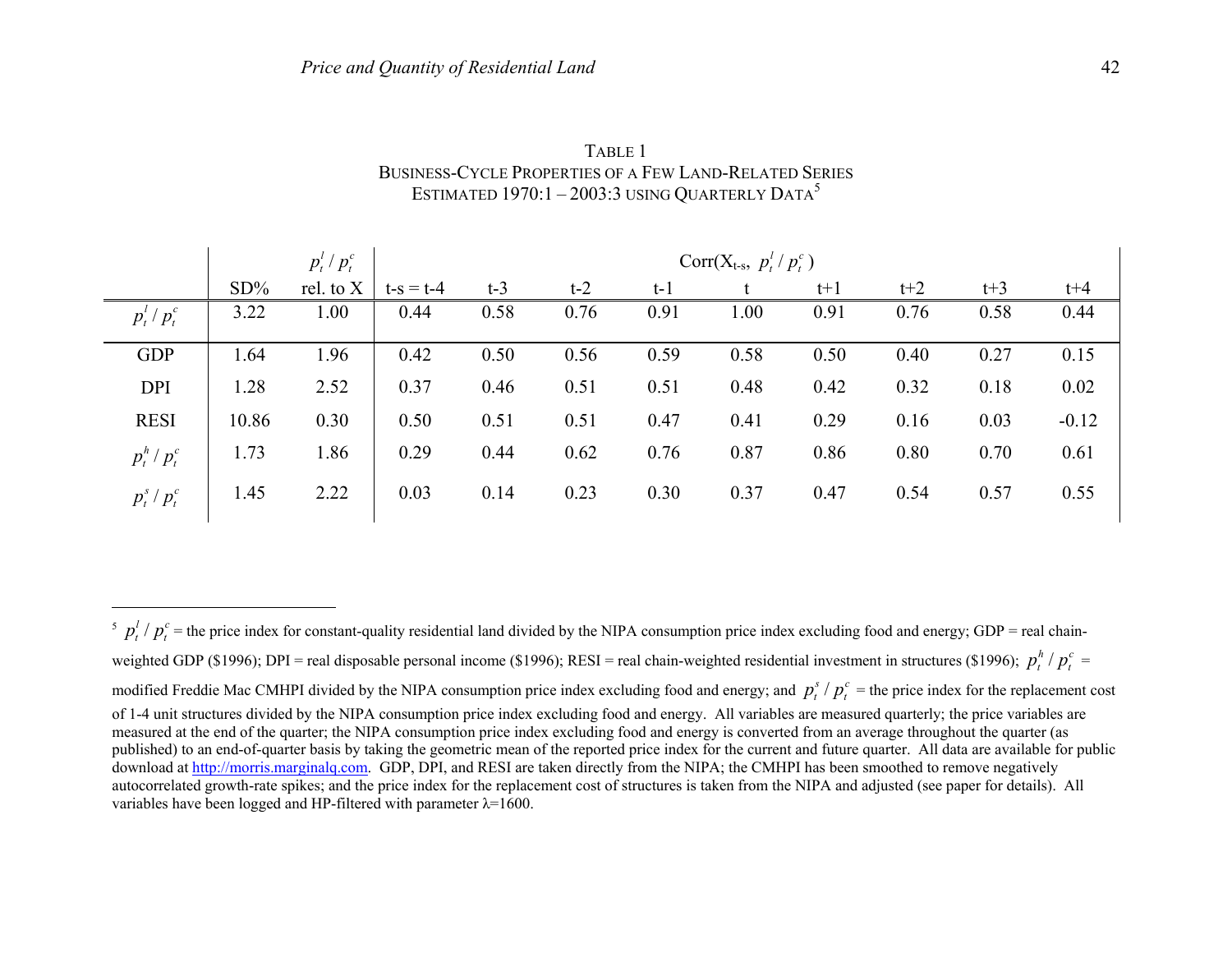TABLE 1
BUSINESS-CYCLE PROPERTIES OF A FEW LAND-RELATED SERIES
ESTIMATED 1970:1 – 2003:3 USING QUARTERLY DATA[5]

| | | $p_t^l / p_t^c$ | Corr($X_{t-s}$, $p_t^l / p_t^c$) | | | | | | | | |
|---|---|---|---|---|---|---|---|---|---|---|---|
| | SD% | rel. to X | t-s = t-4 | t-3 | t-2 | t-1 | t | t+1 | t+2 | t+3 | t+4 |
| $p_t^l / p_t^c$ | 3.22 | 1.00 | 0.44 | 0.58 | 0.76 | 0.91 | 1.00 | 0.91 | 0.76 | 0.58 | 0.44 |
| GDP | 1.64 | 1.96 | 0.42 | 0.50 | 0.56 | 0.59 | 0.58 | 0.50 | 0.40 | 0.27 | 0.15 |
| DPI | 1.28 | 2.52 | 0.37 | 0.46 | 0.51 | 0.51 | 0.48 | 0.42 | 0.32 | 0.18 | 0.02 |
| RESI | 10.86 | 0.30 | 0.50 | 0.51 | 0.51 | 0.47 | 0.41 | 0.29 | 0.16 | 0.03 | -0.12 |
| $p_t^h / p_t^c$ | 1.73 | 1.86 | 0.29 | 0.44 | 0.62 | 0.76 | 0.87 | 0.86 | 0.80 | 0.70 | 0.61 |
| $p_t^s / p_t^c$ | 1.45 | 2.22 | 0.03 | 0.14 | 0.23 | 0.30 | 0.37 | 0.47 | 0.54 | 0.57 | 0.55 |

---

[5] $p_t^l / p_t^c$ = the price index for constant-quality residential land divided by the NIPA consumption price index excluding food and energy; GDP = real chain-weighted GDP ($1996); DPI = real disposable personal income ($1996); RESI = real chain-weighted residential investment in structures ($1996); $p_t^h / p_t^c$ = modified Freddie Mac CMHPI divided by the NIPA consumption price index excluding food and energy; and $p_t^s / p_t^c$ = the price index for the replacement cost of 1-4 unit structures divided by the NIPA consumption price index excluding food and energy. All variables are measured quarterly; the price variables are measured at the end of the quarter; the NIPA consumption price index excluding food and energy is converted from an average throughout the quarter (as published) to an end-of-quarter basis by taking the geometric mean of the reported price index for the current and future quarter. All data are available for public download at http://morris.marginalq.com. GDP, DPI, and RESI are taken directly from the NIPA; the CMHPI has been smoothed to remove negatively autocorrelated growth-rate spikes; and the price index for the replacement cost of structures is taken from the NIPA and adjusted (see paper for details). All variables have been logged and HP-filtered with parameter $\lambda$=1600.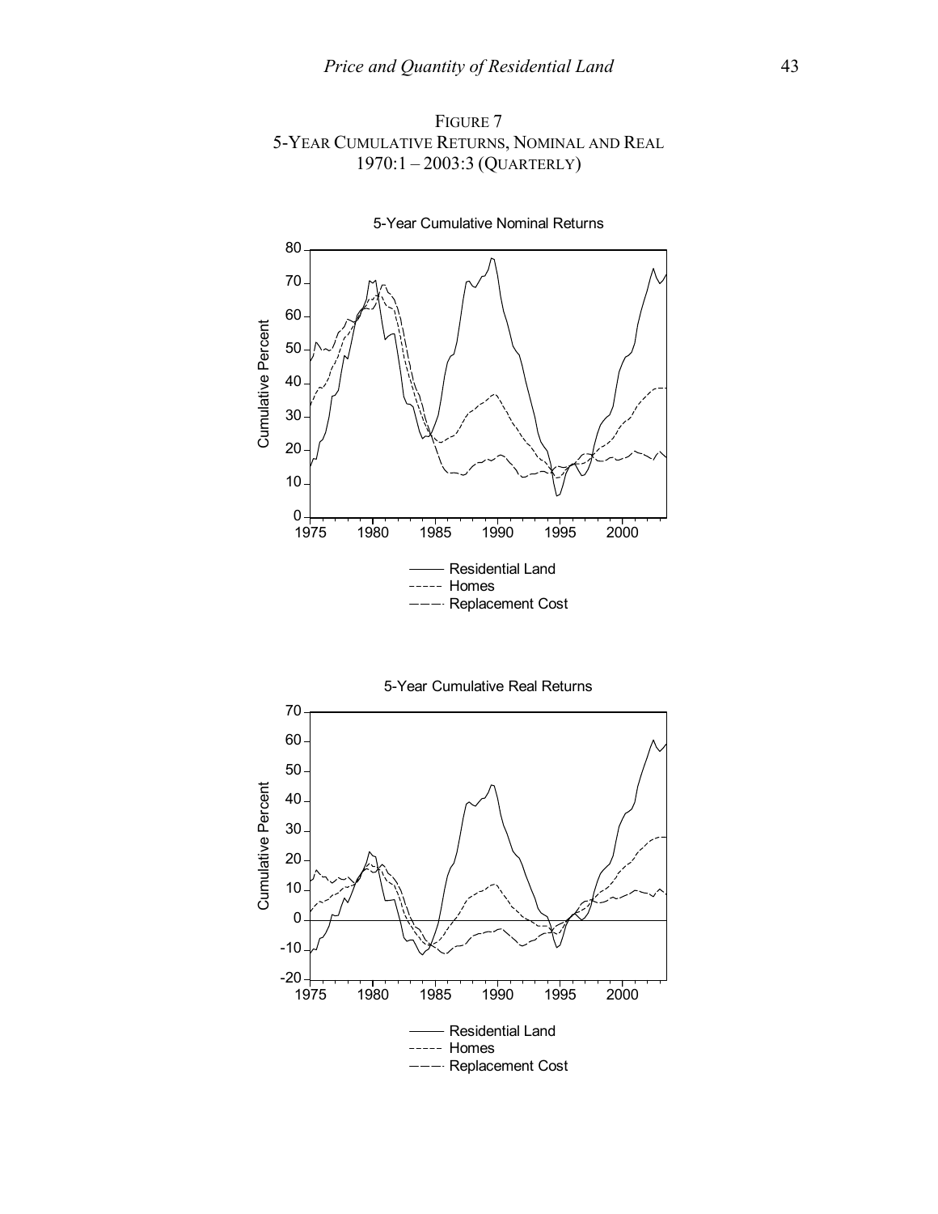FIGURE 7
5-YEAR CUMULATIVE RETURNS, NOMINAL AND REAL
1970:1 – 2003:3 (QUARTERLY)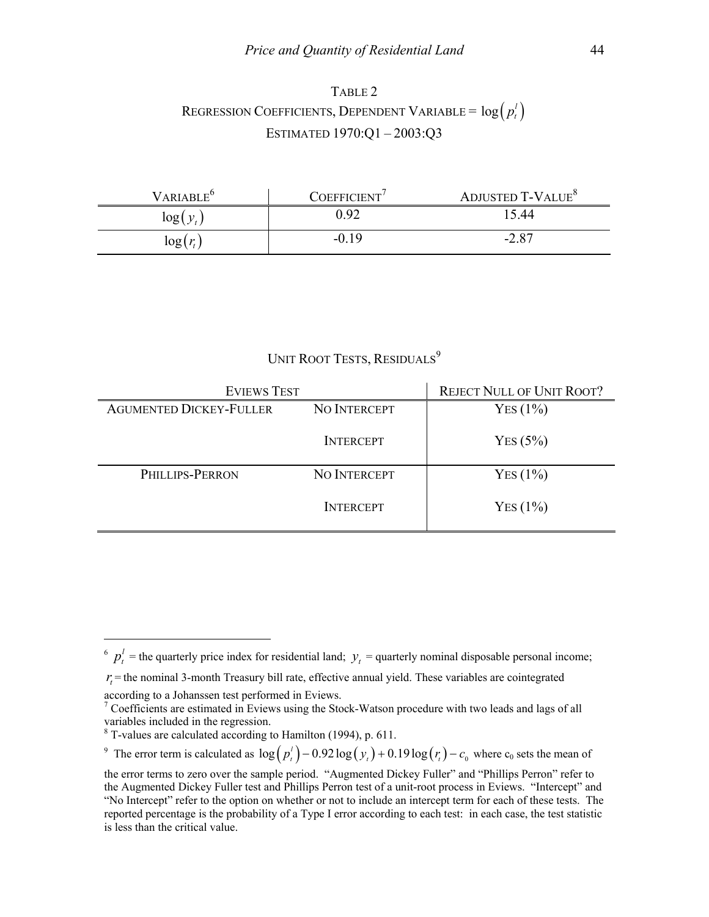## TABLE 2

## REGRESSION COEFFICIENTS, DEPENDENT VARIABLE = $\log\left(p_t^l\right)$

## ESTIMATED 1970:Q1 – 2003:Q3

| VARIABLE[6] | COEFFICIENT[7] | ADJUSTED T-VALUE[8] |
|---|---|---|
| $\log\left(y_t\right)$ | 0.92 | 15.44 |
| $\log\left(r_t\right)$ | -0.19 | -2.87 |

## UNIT ROOT TESTS, RESIDUALS[9]

| EVIEWS TEST | | REJECT NULL OF UNIT ROOT? |
|---|---|---|
| AUGMENTED DICKEY-FULLER | NO INTERCEPT | YES (1%) |
| | INTERCEPT | YES (5%) |
| PHILLIPS-PERRON | NO INTERCEPT | YES (1%) |
| | INTERCEPT | YES (1%) |

---

[6] $p_t^l$ = the quarterly price index for residential land; $y_t$ = quarterly nominal disposable personal income; $r_t$ = the nominal 3-month Treasury bill rate, effective annual yield. These variables are cointegrated according to a Johanssen test performed in Eviews.

[7] Coefficients are estimated in Eviews using the Stock-Watson procedure with two leads and lags of all variables included in the regression.

[8] T-values are calculated according to Hamilton (1994), p. 611.

[9] The error term is calculated as $\log\left(p_t^l\right) - 0.92\log\left(y_t\right) + 0.19\log\left(r_t\right) - c_0$ where $c_0$ sets the mean of the error terms to zero over the sample period. "Augmented Dickey Fuller" and "Phillips Perron" refer to the Augmented Dickey Fuller test and Phillips Perron test of a unit-root process in Eviews. "Intercept" and "No Intercept" refer to the option on whether or not to include an intercept term for each of these tests. The reported percentage is the probability of a Type I error according to each test: in each case, the test statistic is less than the critical value.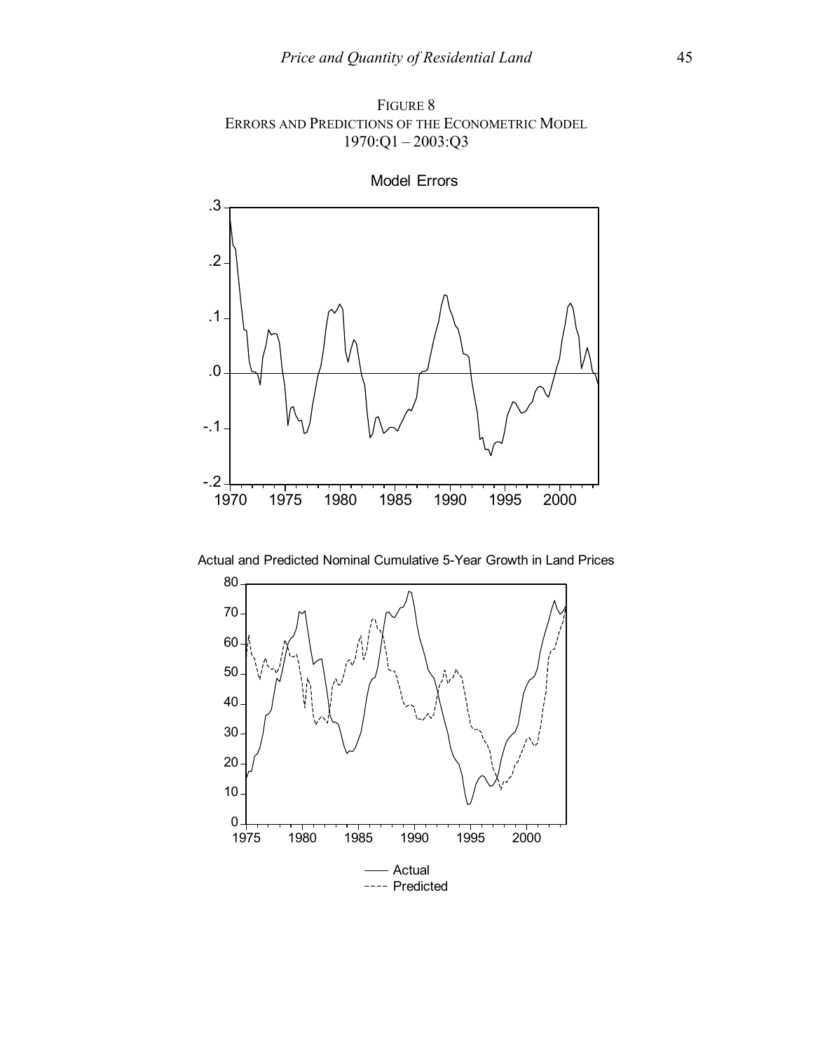FIGURE 8
ERRORS AND PREDICTIONS OF THE ECONOMETRIC MODEL
1970:Q1 – 2003:Q3

Model Errors

Actual and Predicted Nominal Cumulative 5-Year Growth in Land Prices

—— Actual
---- Predicted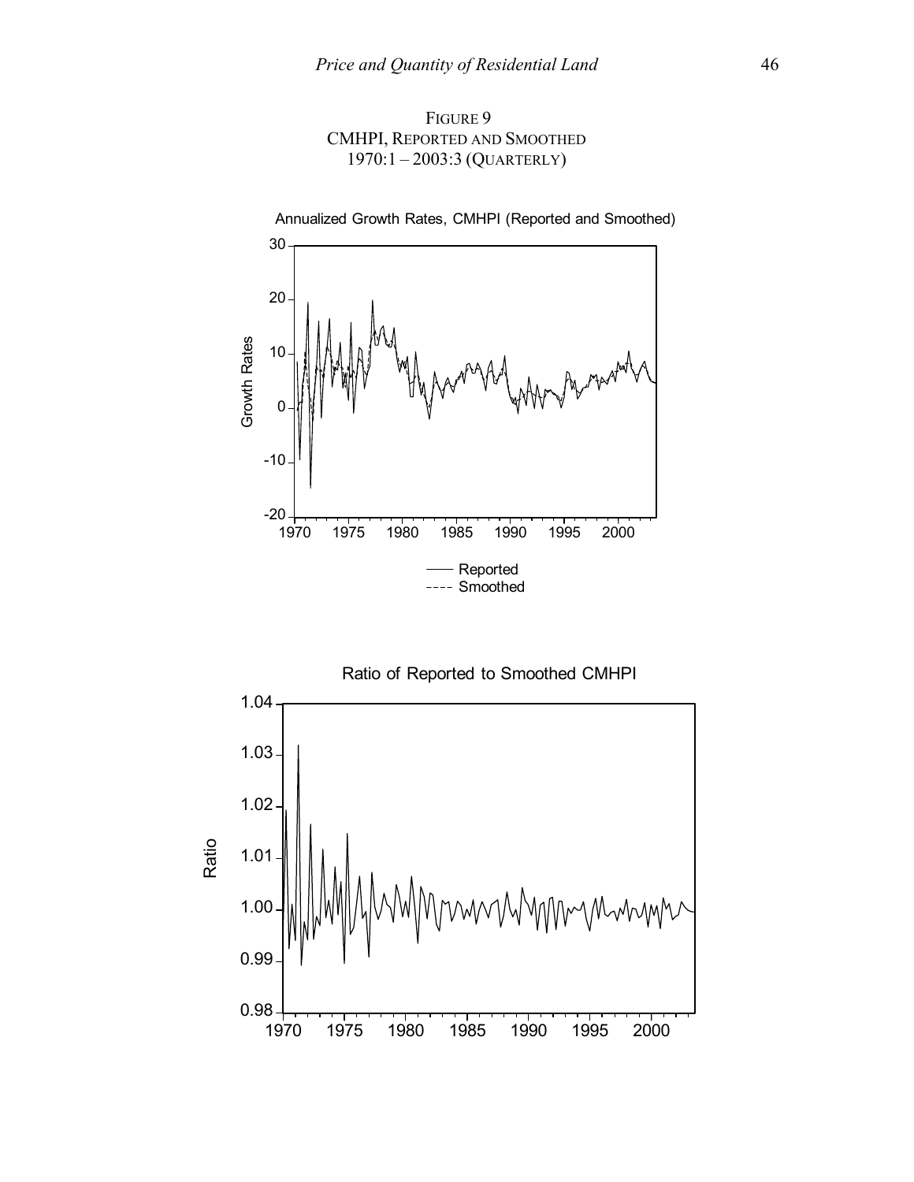FIGURE 9
CMHPI, REPORTED AND SMOOTHED
1970:1 – 2003:3 (QUARTERLY)

Annualized Growth Rates, CMHPI (Reported and Smoothed)

Ratio of Reported to Smoothed CMHPI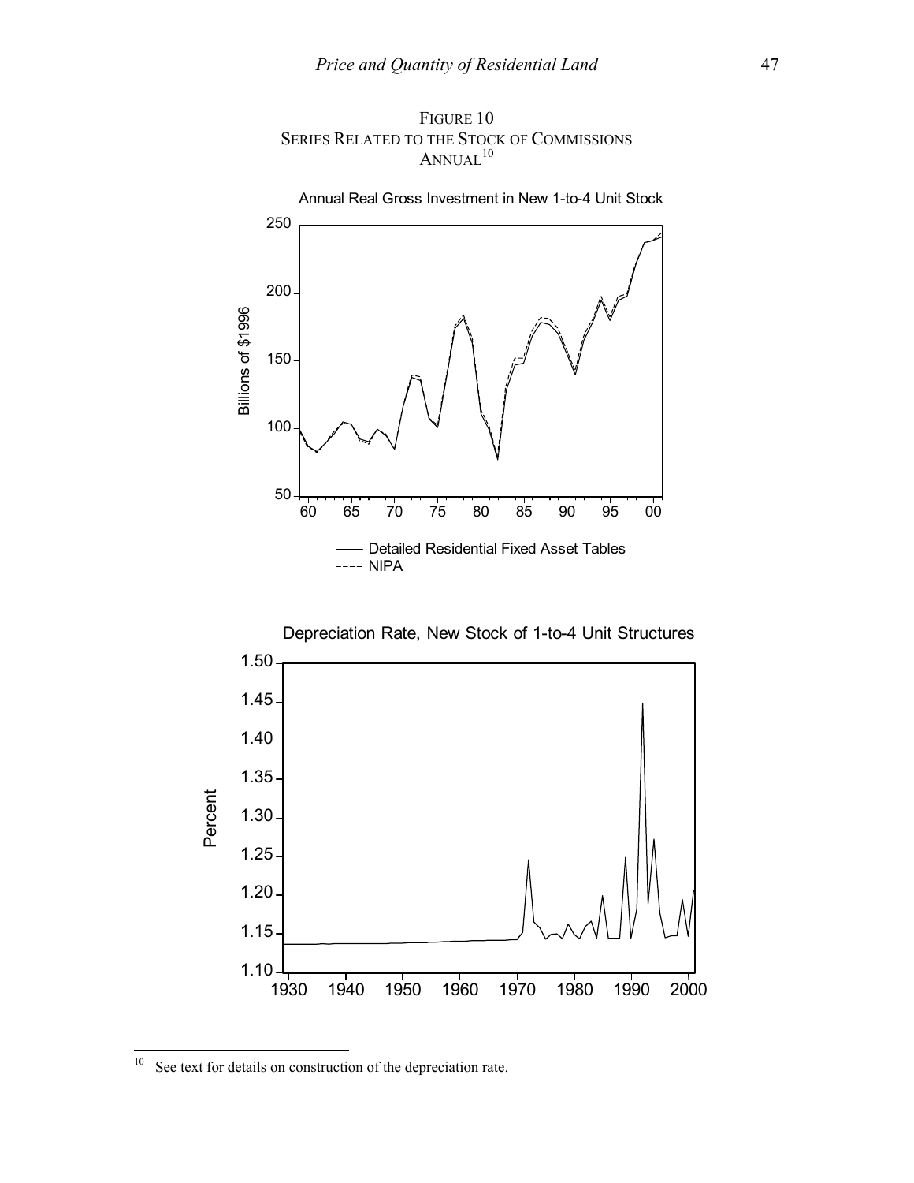FIGURE 10
SERIES RELATED TO THE STOCK OF COMMISSIONS
ANNUAL[10]

Annual Real Gross Investment in New 1-to-4 Unit Stock

Billions of $1996

—— Detailed Residential Fixed Asset Tables
---- NIPA

Depreciation Rate, New Stock of 1-to-4 Unit Structures

Percent

[10] See text for details on construction of the depreciation rate.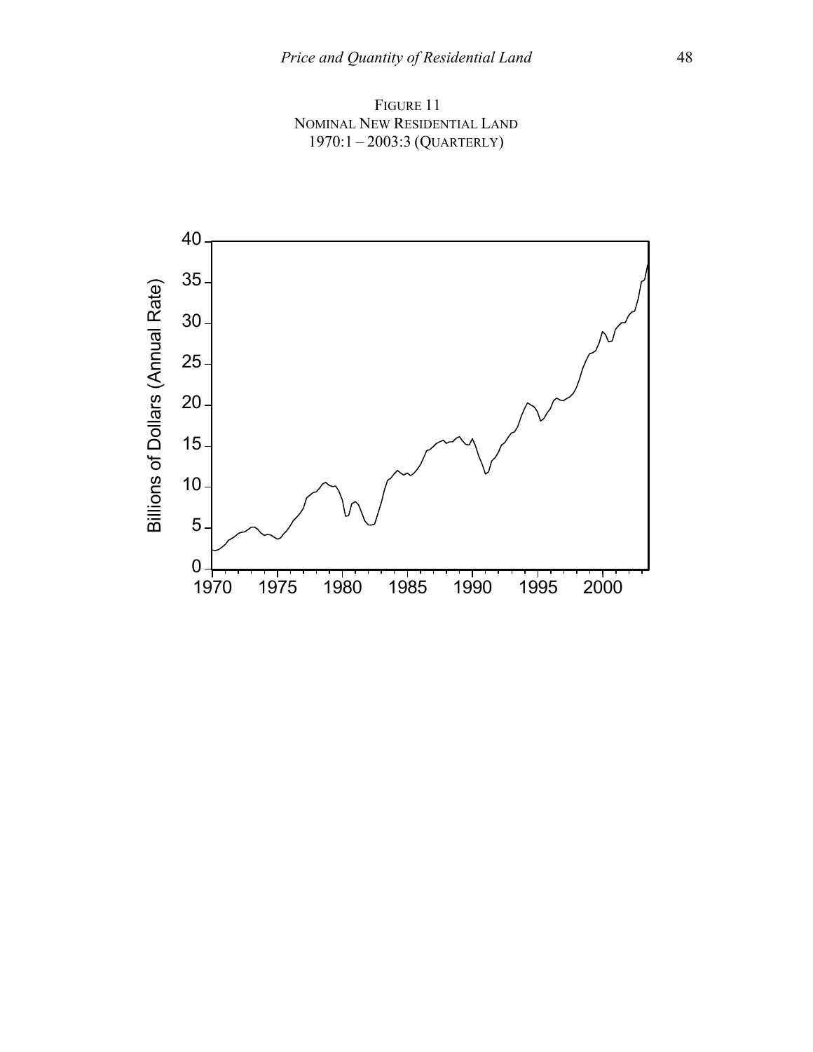FIGURE 11
NOMINAL NEW RESIDENTIAL LAND
1970:1 – 2003:3 (QUARTERLY)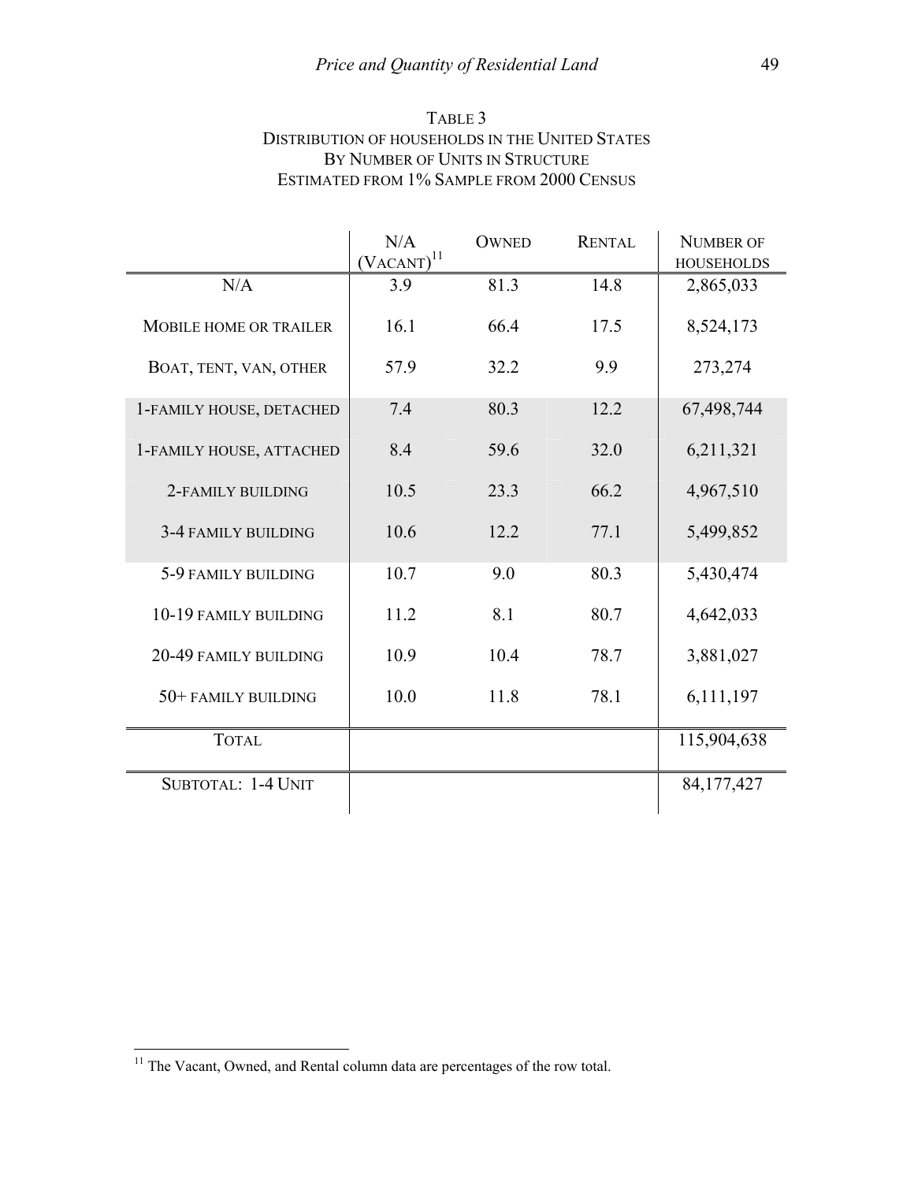TABLE 3
DISTRIBUTION OF HOUSEHOLDS IN THE UNITED STATES
BY NUMBER OF UNITS IN STRUCTURE
ESTIMATED FROM 1% SAMPLE FROM 2000 CENSUS

| | N/A (VACANT)[11] | OWNED | RENTAL | NUMBER OF HOUSEHOLDS |
|---|---|---|---|---|
| N/A | 3.9 | 81.3 | 14.8 | 2,865,033 |
| MOBILE HOME OR TRAILER | 16.1 | 66.4 | 17.5 | 8,524,173 |
| BOAT, TENT, VAN, OTHER | 57.9 | 32.2 | 9.9 | 273,274 |
| 1-FAMILY HOUSE, DETACHED | 7.4 | 80.3 | 12.2 | 67,498,744 |
| 1-FAMILY HOUSE, ATTACHED | 8.4 | 59.6 | 32.0 | 6,211,321 |
| 2-FAMILY BUILDING | 10.5 | 23.3 | 66.2 | 4,967,510 |
| 3-4 FAMILY BUILDING | 10.6 | 12.2 | 77.1 | 5,499,852 |
| 5-9 FAMILY BUILDING | 10.7 | 9.0 | 80.3 | 5,430,474 |
| 10-19 FAMILY BUILDING | 11.2 | 8.1 | 80.7 | 4,642,033 |
| 20-49 FAMILY BUILDING | 10.9 | 10.4 | 78.7 | 3,881,027 |
| 50+ FAMILY BUILDING | 10.0 | 11.8 | 78.1 | 6,111,197 |
| TOTAL | | | | 115,904,638 |
| SUBTOTAL: 1-4 UNIT | | | | 84,177,427 |

[11] The Vacant, Owned, and Rental column data are percentages of the row total.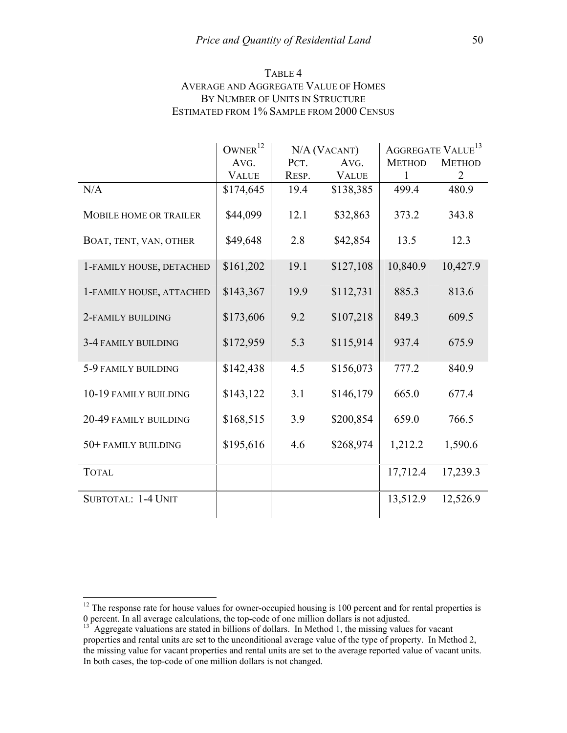# Table 4
## Average and Aggregate Value of Homes
## By Number of Units in Structure
## Estimated from 1% Sample from 2000 Census

| | Owner[12] | N/A (Vacant) | | Aggregate Value[13] | |
|---|---|---|---|---|---|
| | Avg. Value | Pct. Resp. | Avg. Value | Method 1 | Method 2 |
| N/A | $174,645 | 19.4 | $138,385 | 499.4 | 480.9 |
| Mobile home or trailer | $44,099 | 12.1 | $32,863 | 373.2 | 343.8 |
| Boat, tent, van, other | $49,648 | 2.8 | $42,854 | 13.5 | 12.3 |
| 1-family house, detached | $161,202 | 19.1 | $127,108 | 10,840.9 | 10,427.9 |
| 1-family house, attached | $143,367 | 19.9 | $112,731 | 885.3 | 813.6 |
| 2-family building | $173,606 | 9.2 | $107,218 | 849.3 | 609.5 |
| 3-4 family building | $172,959 | 5.3 | $115,914 | 937.4 | 675.9 |
| 5-9 family building | $142,438 | 4.5 | $156,073 | 777.2 | 840.9 |
| 10-19 family building | $143,122 | 3.1 | $146,179 | 665.0 | 677.4 |
| 20-49 family building | $168,515 | 3.9 | $200,854 | 659.0 | 766.5 |
| 50+ family building | $195,616 | 4.6 | $268,974 | 1,212.2 | 1,590.6 |
| Total | | | | 17,712.4 | 17,239.3 |
| Subtotal: 1-4 Unit | | | | 13,512.9 | 12,526.9 |

[12] The response rate for house values for owner-occupied housing is 100 percent and for rental properties is 0 percent. In all average calculations, the top-code of one million dollars is not adjusted.

[13] Aggregate valuations are stated in billions of dollars. In Method 1, the missing values for vacant properties and rental units are set to the unconditional average value of the type of property. In Method 2, the missing value for vacant properties and rental units are set to the average reported value of vacant units. In both cases, the top-code of one million dollars is not changed.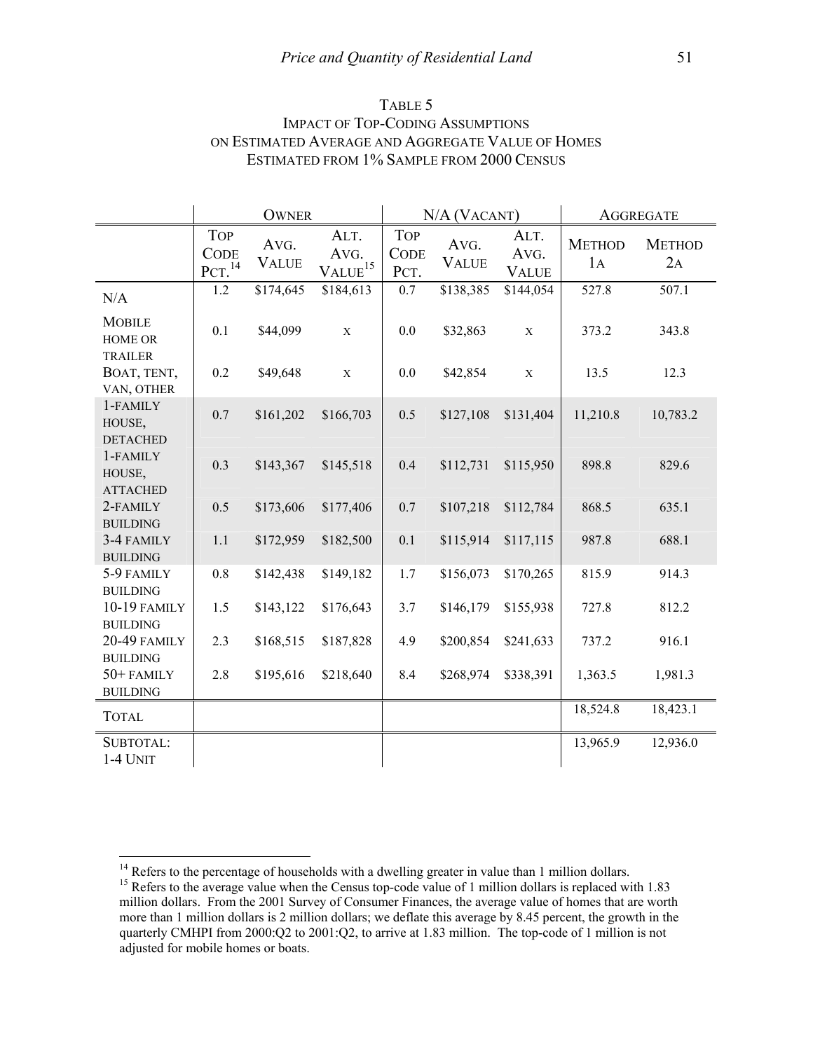# Table 5
## Impact of Top-Coding Assumptions on Estimated Average and Aggregate Value of Homes Estimated from 1% Sample from 2000 Census

| | Owner | | | N/A (Vacant) | | | Aggregate | |
|---|---|---|---|---|---|---|---|---|
| | Top Code Pct.[14] | Avg. Value | Alt. Avg. Value[15] | Top Code Pct. | Avg. Value | Alt. Avg. Value | Method 1a | Method 2a |
| N/A | 1.2 | $174,645 | $184,613 | 0.7 | $138,385 | $144,054 | 527.8 | 507.1 |
| Mobile home or trailer | 0.1 | $44,099 | x | 0.0 | $32,863 | x | 373.2 | 343.8 |
| Boat, tent, van, other | 0.2 | $49,648 | x | 0.0 | $42,854 | x | 13.5 | 12.3 |
| 1-family house, detached | 0.7 | $161,202 | $166,703 | 0.5 | $127,108 | $131,404 | 11,210.8 | 10,783.2 |
| 1-family house, attached | 0.3 | $143,367 | $145,518 | 0.4 | $112,731 | $115,950 | 898.8 | 829.6 |
| 2-family building | 0.5 | $173,606 | $177,406 | 0.7 | $107,218 | $112,784 | 868.5 | 635.1 |
| 3-4 family building | 1.1 | $172,959 | $182,500 | 0.1 | $115,914 | $117,115 | 987.8 | 688.1 |
| 5-9 family building | 0.8 | $142,438 | $149,182 | 1.7 | $156,073 | $170,265 | 815.9 | 914.3 |
| 10-19 family building | 1.5 | $143,122 | $176,643 | 3.7 | $146,179 | $155,938 | 727.8 | 812.2 |
| 20-49 family building | 2.3 | $168,515 | $187,828 | 4.9 | $200,854 | $241,633 | 737.2 | 916.1 |
| 50+ family building | 2.8 | $195,616 | $218,640 | 8.4 | $268,974 | $338,391 | 1,363.5 | 1,981.3 |
| Total | | | | | | | 18,524.8 | 18,423.1 |
| Subtotal: 1-4 Unit | | | | | | | 13,965.9 | 12,936.0 |

[14] Refers to the percentage of households with a dwelling greater in value than 1 million dollars.

[15] Refers to the average value when the Census top-code value of 1 million dollars is replaced with 1.83 million dollars. From the 2001 Survey of Consumer Finances, the average value of homes that are worth more than 1 million dollars is 2 million dollars; we deflate this average by 8.45 percent, the growth in the quarterly CMHPI from 2000:Q2 to 2001:Q2, to arrive at 1.83 million. The top-code of 1 million is not adjusted for mobile homes or boats.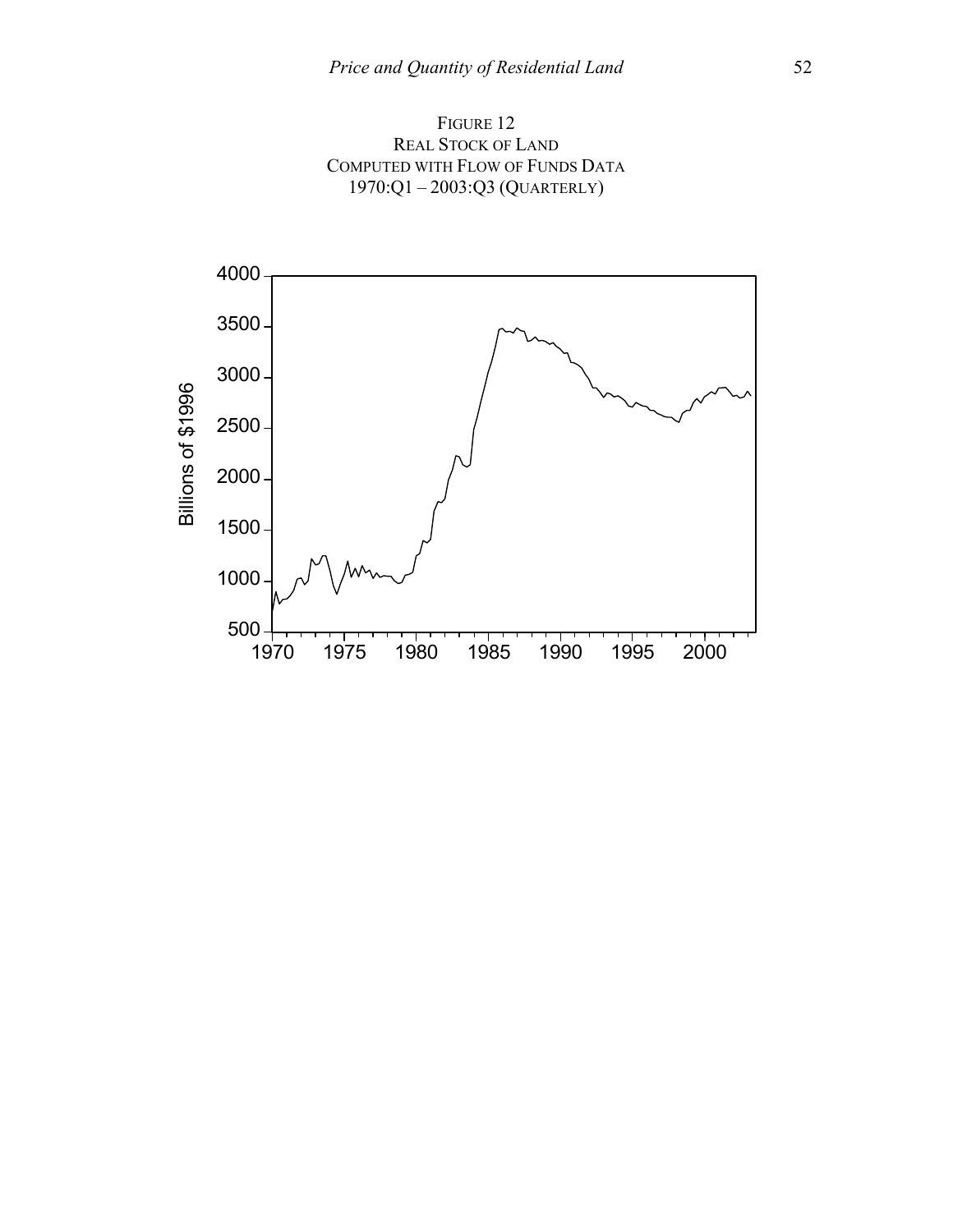FIGURE 12
REAL STOCK OF LAND
COMPUTED WITH FLOW OF FUNDS DATA
1970:Q1 – 2003:Q3 (QUARTERLY)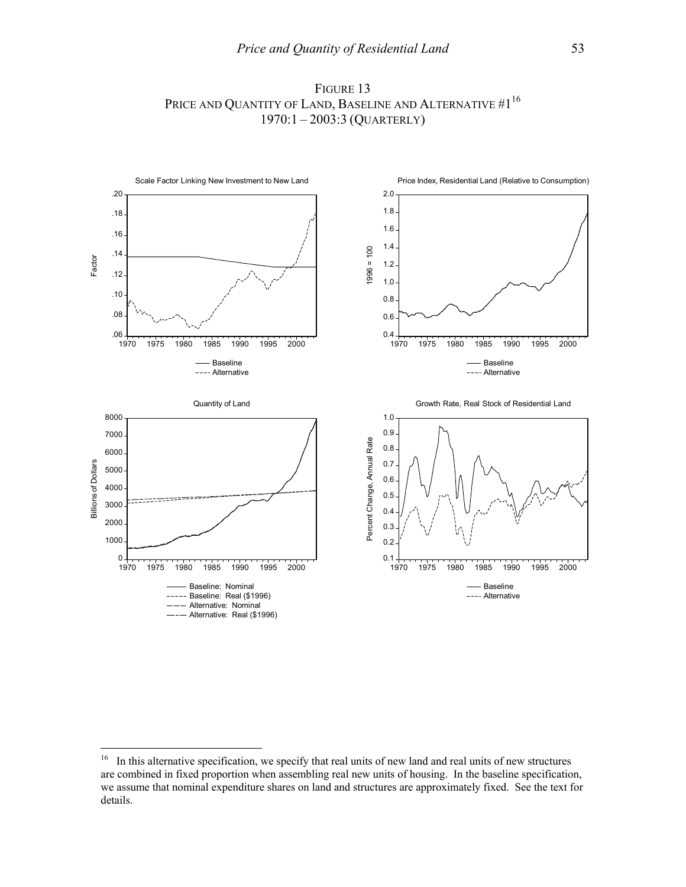FIGURE 13
PRICE AND QUANTITY OF LAND, BASELINE AND ALTERNATIVE #1[16]
1970:1 – 2003:3 (QUARTERLY)

[16] In this alternative specification, we specify that real units of new land and real units of new structures are combined in fixed proportion when assembling real new units of housing. In the baseline specification, we assume that nominal expenditure shares on land and structures are approximately fixed. See the text for details.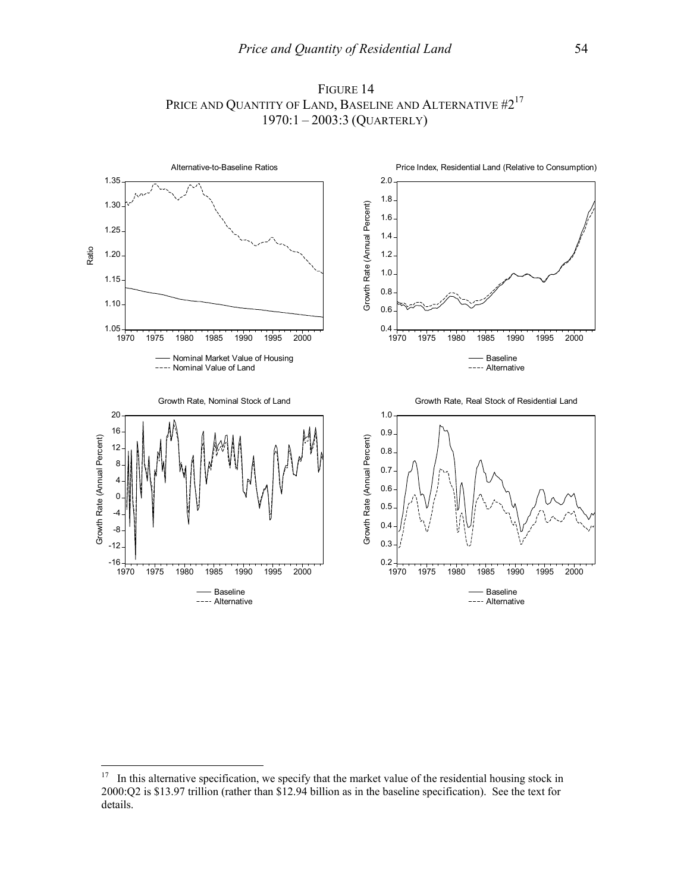FIGURE 14
PRICE AND QUANTITY OF LAND, BASELINE AND ALTERNATIVE #2[17]
1970:1 – 2003:3 (QUARTERLY)

Alternative-to-Baseline Ratios

Ratio

1.35
1.30
1.25
1.20
1.15
1.10
1.05

1970 1975 1980 1985 1990 1995 2000

—— Nominal Market Value of Housing
---- Nominal Value of Land

Price Index, Residential Land (Relative to Consumption)

Growth Rate (Annual Percent)

2.0
1.8
1.6
1.4
1.2
1.0
0.8
0.6
0.4

1970 1975 1980 1985 1990 1995 2000

—— Baseline
---- Alternative

Growth Rate, Nominal Stock of Land

Growth Rate (Annual Percent)

20
16
12
8
4
0
-4
-8
-12
-16

1970 1975 1980 1985 1990 1995 2000

—— Baseline
---- Alternative

Growth Rate, Real Stock of Residential Land

Growth Rate (Annual Percent)

1.0
0.9
0.8
0.7
0.6
0.5
0.4
0.3
0.2

1970 1975 1980 1985 1990 1995 2000

—— Baseline
---- Alternative

[17] In this alternative specification, we specify that the market value of the residential housing stock in 2000:Q2 is \$13.97 trillion (rather than \$12.94 billion as in the baseline specification). See the text for details.